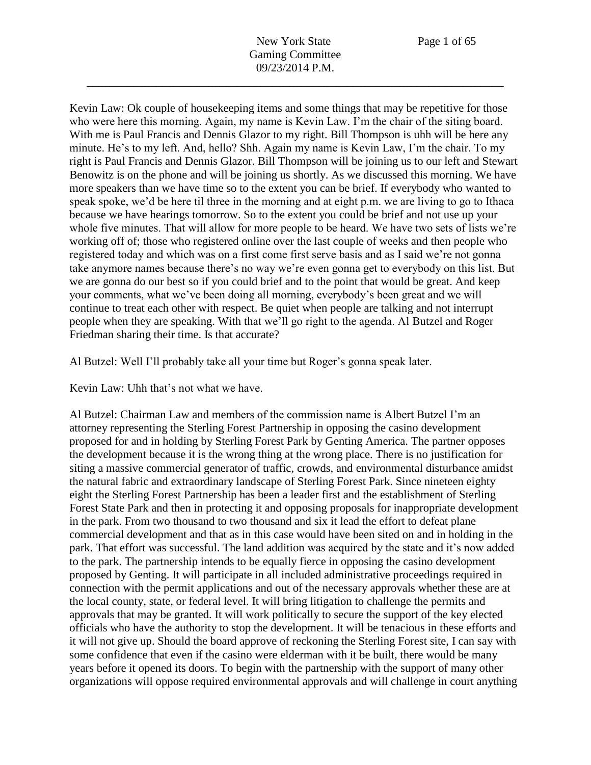Kevin Law: Ok couple of housekeeping items and some things that may be repetitive for those who were here this morning. Again, my name is Kevin Law. I'm the chair of the siting board. With me is Paul Francis and Dennis Glazor to my right. Bill Thompson is uhh will be here any minute. He's to my left. And, hello? Shh. Again my name is Kevin Law, I'm the chair. To my right is Paul Francis and Dennis Glazor. Bill Thompson will be joining us to our left and Stewart Benowitz is on the phone and will be joining us shortly. As we discussed this morning. We have more speakers than we have time so to the extent you can be brief. If everybody who wanted to speak spoke, we'd be here til three in the morning and at eight p.m. we are living to go to Ithaca because we have hearings tomorrow. So to the extent you could be brief and not use up your whole five minutes. That will allow for more people to be heard. We have two sets of lists we're working off of; those who registered online over the last couple of weeks and then people who registered today and which was on a first come first serve basis and as I said we're not gonna take anymore names because there's no way we're even gonna get to everybody on this list. But we are gonna do our best so if you could brief and to the point that would be great. And keep your comments, what we've been doing all morning, everybody's been great and we will continue to treat each other with respect. Be quiet when people are talking and not interrupt people when they are speaking. With that we'll go right to the agenda. Al Butzel and Roger Friedman sharing their time. Is that accurate?

Al Butzel: Well I'll probably take all your time but Roger's gonna speak later.

Kevin Law: Uhh that's not what we have.

Al Butzel: Chairman Law and members of the commission name is Albert Butzel I'm an attorney representing the Sterling Forest Partnership in opposing the casino development proposed for and in holding by Sterling Forest Park by Genting America. The partner opposes the development because it is the wrong thing at the wrong place. There is no justification for siting a massive commercial generator of traffic, crowds, and environmental disturbance amidst the natural fabric and extraordinary landscape of Sterling Forest Park. Since nineteen eighty eight the Sterling Forest Partnership has been a leader first and the establishment of Sterling Forest State Park and then in protecting it and opposing proposals for inappropriate development in the park. From two thousand to two thousand and six it lead the effort to defeat plane commercial development and that as in this case would have been sited on and in holding in the park. That effort was successful. The land addition was acquired by the state and it's now added to the park. The partnership intends to be equally fierce in opposing the casino development proposed by Genting. It will participate in all included administrative proceedings required in connection with the permit applications and out of the necessary approvals whether these are at the local county, state, or federal level. It will bring litigation to challenge the permits and approvals that may be granted. It will work politically to secure the support of the key elected officials who have the authority to stop the development. It will be tenacious in these efforts and it will not give up. Should the board approve of reckoning the Sterling Forest site, I can say with some confidence that even if the casino were elderman with it be built, there would be many years before it opened its doors. To begin with the partnership with the support of many other organizations will oppose required environmental approvals and will challenge in court anything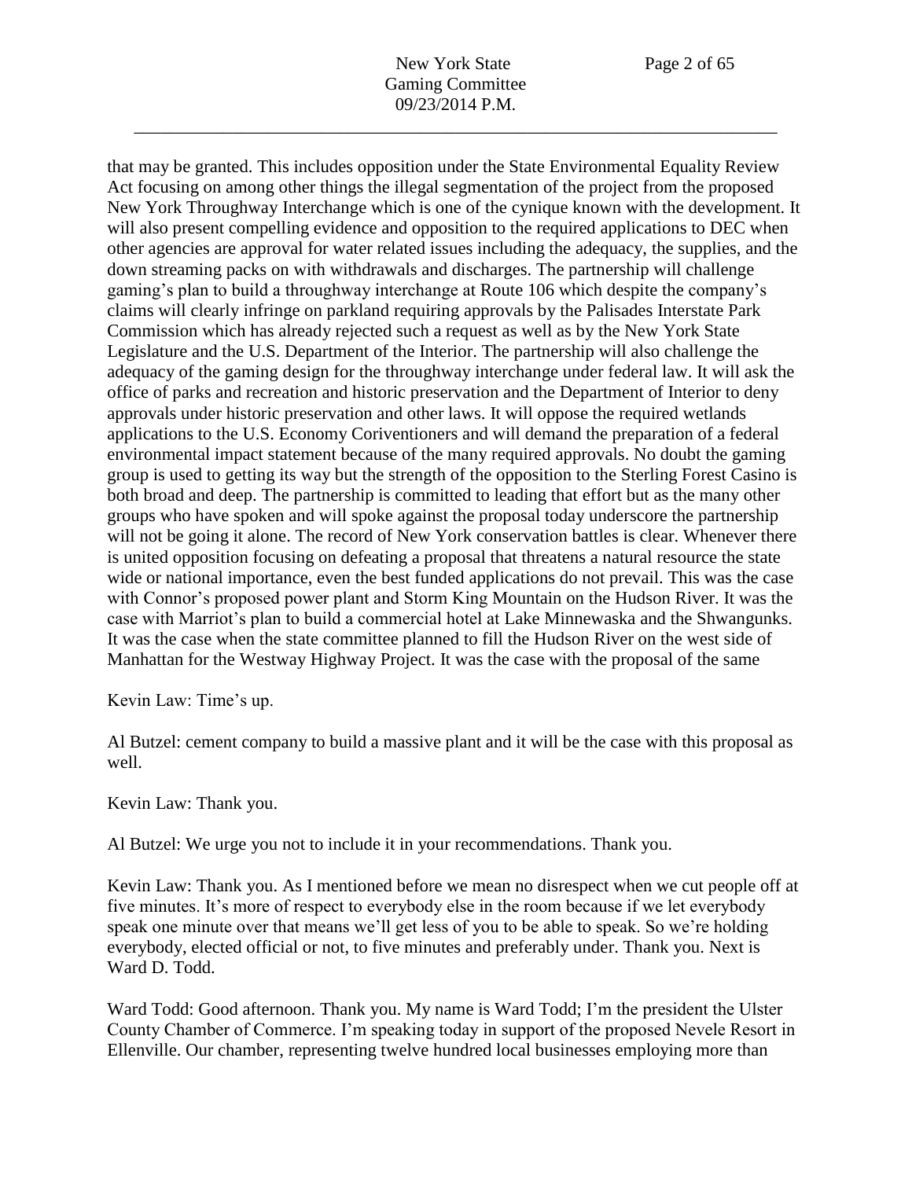that may be granted. This includes opposition under the State Environmental Equality Review Act focusing on among other things the illegal segmentation of the project from the proposed New York Throughway Interchange which is one of the cynique known with the development. It will also present compelling evidence and opposition to the required applications to DEC when other agencies are approval for water related issues including the adequacy, the supplies, and the down streaming packs on with withdrawals and discharges. The partnership will challenge gaming's plan to build a throughway interchange at Route 106 which despite the company's claims will clearly infringe on parkland requiring approvals by the Palisades Interstate Park Commission which has already rejected such a request as well as by the New York State Legislature and the U.S. Department of the Interior. The partnership will also challenge the adequacy of the gaming design for the throughway interchange under federal law. It will ask the office of parks and recreation and historic preservation and the Department of Interior to deny approvals under historic preservation and other laws. It will oppose the required wetlands applications to the U.S. Economy Coriventioners and will demand the preparation of a federal environmental impact statement because of the many required approvals. No doubt the gaming group is used to getting its way but the strength of the opposition to the Sterling Forest Casino is both broad and deep. The partnership is committed to leading that effort but as the many other groups who have spoken and will spoke against the proposal today underscore the partnership will not be going it alone. The record of New York conservation battles is clear. Whenever there is united opposition focusing on defeating a proposal that threatens a natural resource the state wide or national importance, even the best funded applications do not prevail. This was the case with Connor's proposed power plant and Storm King Mountain on the Hudson River. It was the case with Marriot's plan to build a commercial hotel at Lake Minnewaska and the Shwangunks. It was the case when the state committee planned to fill the Hudson River on the west side of Manhattan for the Westway Highway Project. It was the case with the proposal of the same

Kevin Law: Time's up.

Al Butzel: cement company to build a massive plant and it will be the case with this proposal as well.

Kevin Law: Thank you.

Al Butzel: We urge you not to include it in your recommendations. Thank you.

Kevin Law: Thank you. As I mentioned before we mean no disrespect when we cut people off at five minutes. It's more of respect to everybody else in the room because if we let everybody speak one minute over that means we'll get less of you to be able to speak. So we're holding everybody, elected official or not, to five minutes and preferably under. Thank you. Next is Ward D. Todd.

Ward Todd: Good afternoon. Thank you. My name is Ward Todd; I'm the president the Ulster County Chamber of Commerce. I'm speaking today in support of the proposed Nevele Resort in Ellenville. Our chamber, representing twelve hundred local businesses employing more than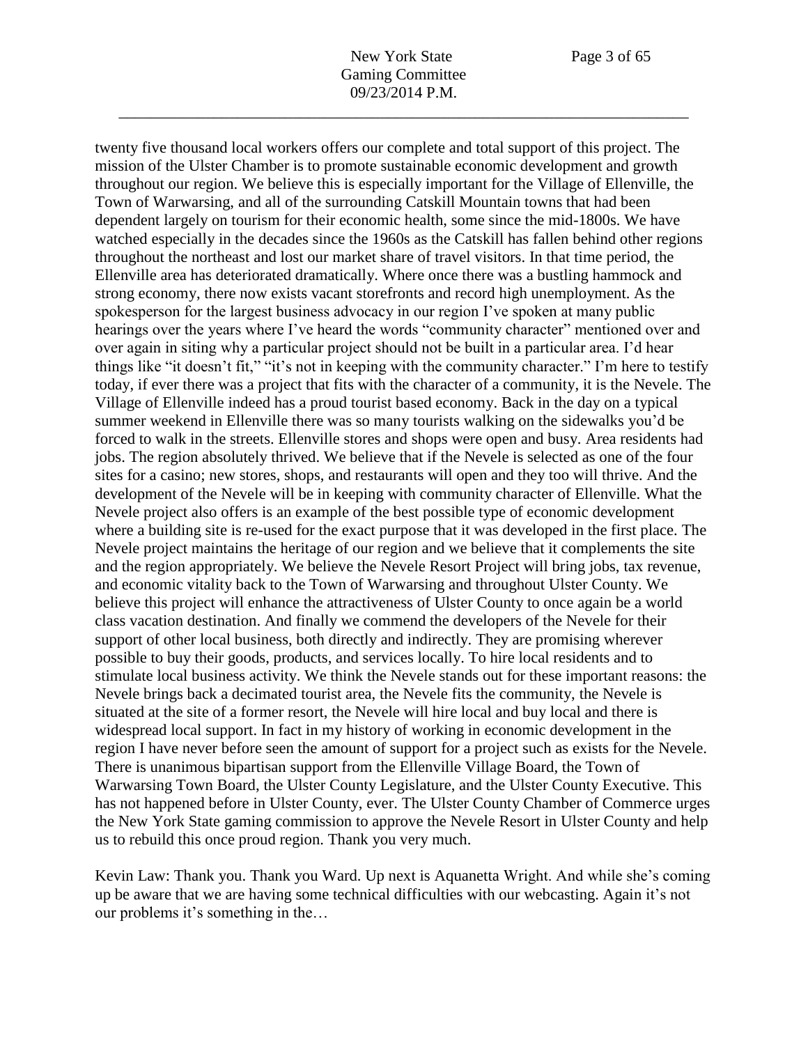twenty five thousand local workers offers our complete and total support of this project. The mission of the Ulster Chamber is to promote sustainable economic development and growth throughout our region. We believe this is especially important for the Village of Ellenville, the Town of Warwarsing, and all of the surrounding Catskill Mountain towns that had been dependent largely on tourism for their economic health, some since the mid-1800s. We have watched especially in the decades since the 1960s as the Catskill has fallen behind other regions throughout the northeast and lost our market share of travel visitors. In that time period, the Ellenville area has deteriorated dramatically. Where once there was a bustling hammock and strong economy, there now exists vacant storefronts and record high unemployment. As the spokesperson for the largest business advocacy in our region I've spoken at many public hearings over the years where I've heard the words "community character" mentioned over and over again in siting why a particular project should not be built in a particular area. I'd hear things like "it doesn't fit," "it's not in keeping with the community character." I'm here to testify today, if ever there was a project that fits with the character of a community, it is the Nevele. The Village of Ellenville indeed has a proud tourist based economy. Back in the day on a typical summer weekend in Ellenville there was so many tourists walking on the sidewalks you'd be forced to walk in the streets. Ellenville stores and shops were open and busy. Area residents had jobs. The region absolutely thrived. We believe that if the Nevele is selected as one of the four sites for a casino; new stores, shops, and restaurants will open and they too will thrive. And the development of the Nevele will be in keeping with community character of Ellenville. What the Nevele project also offers is an example of the best possible type of economic development where a building site is re-used for the exact purpose that it was developed in the first place. The Nevele project maintains the heritage of our region and we believe that it complements the site and the region appropriately. We believe the Nevele Resort Project will bring jobs, tax revenue, and economic vitality back to the Town of Warwarsing and throughout Ulster County. We believe this project will enhance the attractiveness of Ulster County to once again be a world class vacation destination. And finally we commend the developers of the Nevele for their support of other local business, both directly and indirectly. They are promising wherever possible to buy their goods, products, and services locally. To hire local residents and to stimulate local business activity. We think the Nevele stands out for these important reasons: the Nevele brings back a decimated tourist area, the Nevele fits the community, the Nevele is situated at the site of a former resort, the Nevele will hire local and buy local and there is widespread local support. In fact in my history of working in economic development in the region I have never before seen the amount of support for a project such as exists for the Nevele. There is unanimous bipartisan support from the Ellenville Village Board, the Town of Warwarsing Town Board, the Ulster County Legislature, and the Ulster County Executive. This has not happened before in Ulster County, ever. The Ulster County Chamber of Commerce urges the New York State gaming commission to approve the Nevele Resort in Ulster County and help us to rebuild this once proud region. Thank you very much.

Kevin Law: Thank you. Thank you Ward. Up next is Aquanetta Wright. And while she's coming up be aware that we are having some technical difficulties with our webcasting. Again it's not our problems it's something in the…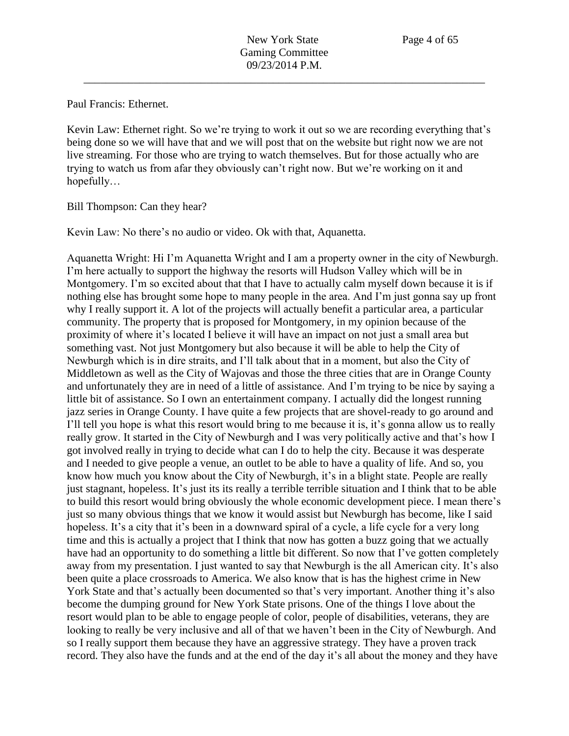Paul Francis: Ethernet.

Kevin Law: Ethernet right. So we're trying to work it out so we are recording everything that's being done so we will have that and we will post that on the website but right now we are not live streaming. For those who are trying to watch themselves. But for those actually who are trying to watch us from afar they obviously can't right now. But we're working on it and hopefully…

Bill Thompson: Can they hear?

Kevin Law: No there's no audio or video. Ok with that, Aquanetta.

Aquanetta Wright: Hi I'm Aquanetta Wright and I am a property owner in the city of Newburgh. I'm here actually to support the highway the resorts will Hudson Valley which will be in Montgomery. I'm so excited about that that I have to actually calm myself down because it is if nothing else has brought some hope to many people in the area. And I'm just gonna say up front why I really support it. A lot of the projects will actually benefit a particular area, a particular community. The property that is proposed for Montgomery, in my opinion because of the proximity of where it's located I believe it will have an impact on not just a small area but something vast. Not just Montgomery but also because it will be able to help the City of Newburgh which is in dire straits, and I'll talk about that in a moment, but also the City of Middletown as well as the City of Wajovas and those the three cities that are in Orange County and unfortunately they are in need of a little of assistance. And I'm trying to be nice by saying a little bit of assistance. So I own an entertainment company. I actually did the longest running jazz series in Orange County. I have quite a few projects that are shovel-ready to go around and I'll tell you hope is what this resort would bring to me because it is, it's gonna allow us to really really grow. It started in the City of Newburgh and I was very politically active and that's how I got involved really in trying to decide what can I do to help the city. Because it was desperate and I needed to give people a venue, an outlet to be able to have a quality of life. And so, you know how much you know about the City of Newburgh, it's in a blight state. People are really just stagnant, hopeless. It's just its its really a terrible terrible situation and I think that to be able to build this resort would bring obviously the whole economic development piece. I mean there's just so many obvious things that we know it would assist but Newburgh has become, like I said hopeless. It's a city that it's been in a downward spiral of a cycle, a life cycle for a very long time and this is actually a project that I think that now has gotten a buzz going that we actually have had an opportunity to do something a little bit different. So now that I've gotten completely away from my presentation. I just wanted to say that Newburgh is the all American city. It's also been quite a place crossroads to America. We also know that is has the highest crime in New York State and that's actually been documented so that's very important. Another thing it's also become the dumping ground for New York State prisons. One of the things I love about the resort would plan to be able to engage people of color, people of disabilities, veterans, they are looking to really be very inclusive and all of that we haven't been in the City of Newburgh. And so I really support them because they have an aggressive strategy. They have a proven track record. They also have the funds and at the end of the day it's all about the money and they have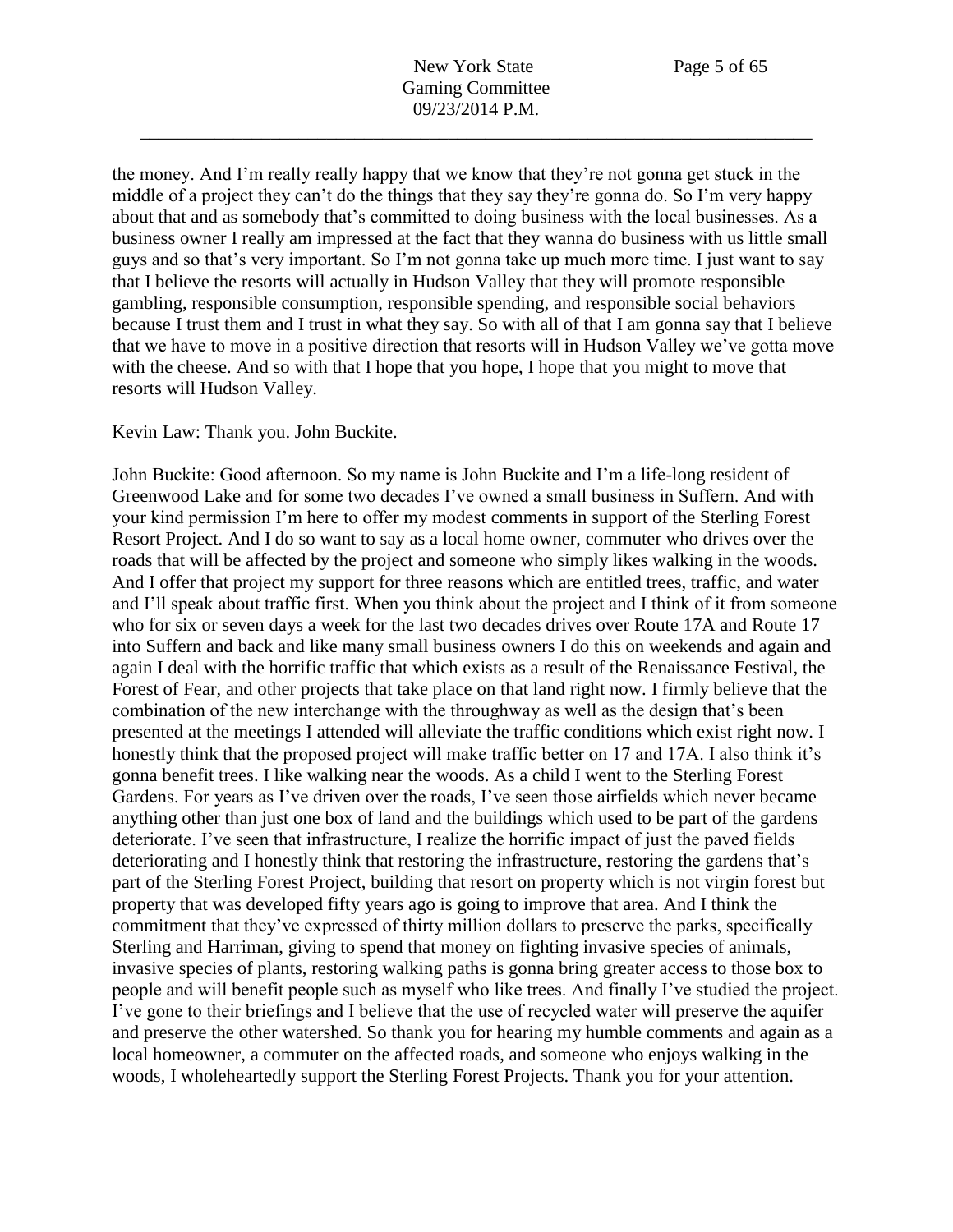the money. And I'm really really happy that we know that they're not gonna get stuck in the middle of a project they can't do the things that they say they're gonna do. So I'm very happy about that and as somebody that's committed to doing business with the local businesses. As a business owner I really am impressed at the fact that they wanna do business with us little small guys and so that's very important. So I'm not gonna take up much more time. I just want to say that I believe the resorts will actually in Hudson Valley that they will promote responsible gambling, responsible consumption, responsible spending, and responsible social behaviors because I trust them and I trust in what they say. So with all of that I am gonna say that I believe that we have to move in a positive direction that resorts will in Hudson Valley we've gotta move with the cheese. And so with that I hope that you hope, I hope that you might to move that resorts will Hudson Valley.

Kevin Law: Thank you. John Buckite.

John Buckite: Good afternoon. So my name is John Buckite and I'm a life-long resident of Greenwood Lake and for some two decades I've owned a small business in Suffern. And with your kind permission I'm here to offer my modest comments in support of the Sterling Forest Resort Project. And I do so want to say as a local home owner, commuter who drives over the roads that will be affected by the project and someone who simply likes walking in the woods. And I offer that project my support for three reasons which are entitled trees, traffic, and water and I'll speak about traffic first. When you think about the project and I think of it from someone who for six or seven days a week for the last two decades drives over Route 17A and Route 17 into Suffern and back and like many small business owners I do this on weekends and again and again I deal with the horrific traffic that which exists as a result of the Renaissance Festival, the Forest of Fear, and other projects that take place on that land right now. I firmly believe that the combination of the new interchange with the throughway as well as the design that's been presented at the meetings I attended will alleviate the traffic conditions which exist right now. I honestly think that the proposed project will make traffic better on 17 and 17A. I also think it's gonna benefit trees. I like walking near the woods. As a child I went to the Sterling Forest Gardens. For years as I've driven over the roads, I've seen those airfields which never became anything other than just one box of land and the buildings which used to be part of the gardens deteriorate. I've seen that infrastructure, I realize the horrific impact of just the paved fields deteriorating and I honestly think that restoring the infrastructure, restoring the gardens that's part of the Sterling Forest Project, building that resort on property which is not virgin forest but property that was developed fifty years ago is going to improve that area. And I think the commitment that they've expressed of thirty million dollars to preserve the parks, specifically Sterling and Harriman, giving to spend that money on fighting invasive species of animals, invasive species of plants, restoring walking paths is gonna bring greater access to those box to people and will benefit people such as myself who like trees. And finally I've studied the project. I've gone to their briefings and I believe that the use of recycled water will preserve the aquifer and preserve the other watershed. So thank you for hearing my humble comments and again as a local homeowner, a commuter on the affected roads, and someone who enjoys walking in the woods, I wholeheartedly support the Sterling Forest Projects. Thank you for your attention.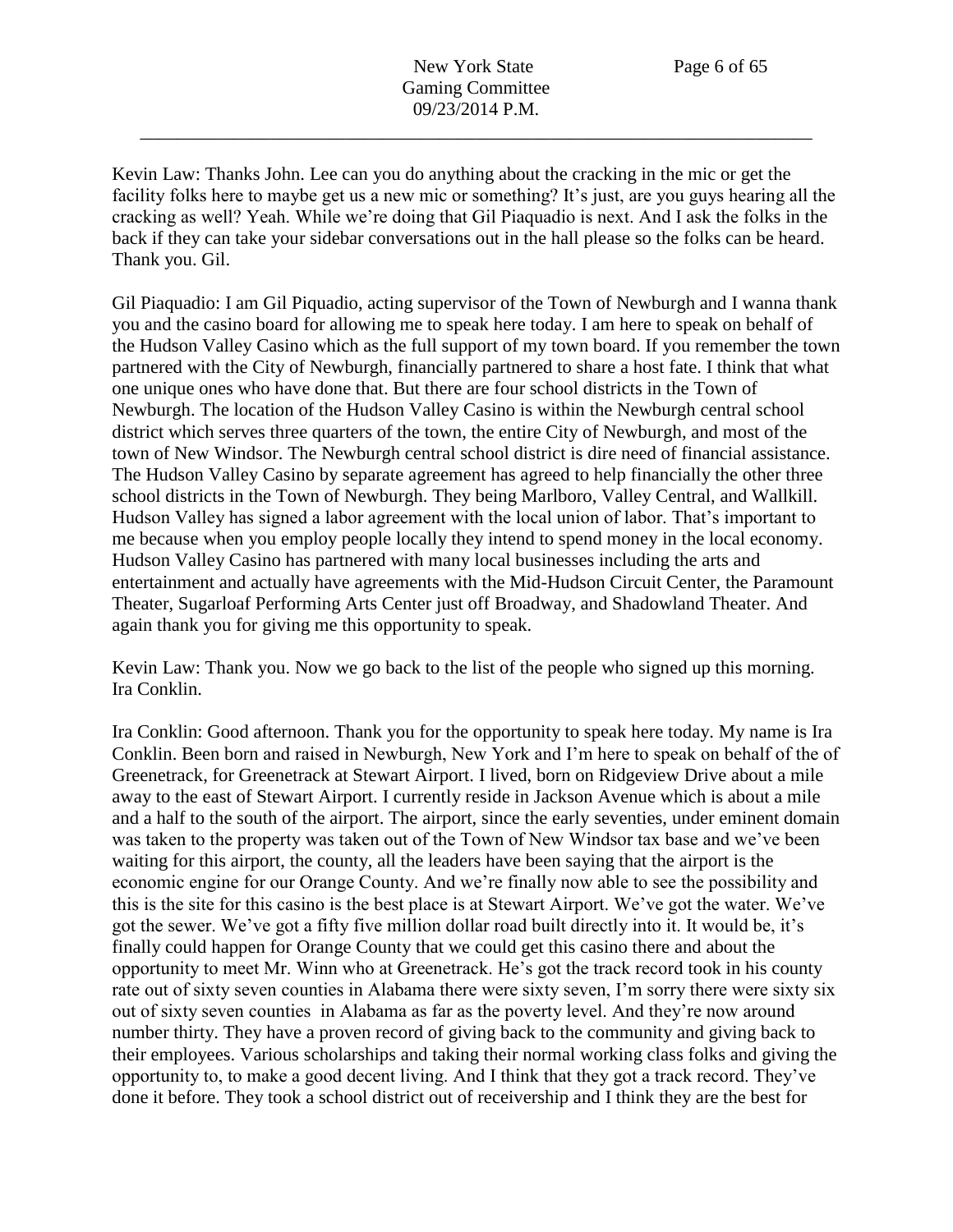Kevin Law: Thanks John. Lee can you do anything about the cracking in the mic or get the facility folks here to maybe get us a new mic or something? It's just, are you guys hearing all the cracking as well? Yeah. While we're doing that Gil Piaquadio is next. And I ask the folks in the back if they can take your sidebar conversations out in the hall please so the folks can be heard. Thank you. Gil.

Gil Piaquadio: I am Gil Piquadio, acting supervisor of the Town of Newburgh and I wanna thank you and the casino board for allowing me to speak here today. I am here to speak on behalf of the Hudson Valley Casino which as the full support of my town board. If you remember the town partnered with the City of Newburgh, financially partnered to share a host fate. I think that what one unique ones who have done that. But there are four school districts in the Town of Newburgh. The location of the Hudson Valley Casino is within the Newburgh central school district which serves three quarters of the town, the entire City of Newburgh, and most of the town of New Windsor. The Newburgh central school district is dire need of financial assistance. The Hudson Valley Casino by separate agreement has agreed to help financially the other three school districts in the Town of Newburgh. They being Marlboro, Valley Central, and Wallkill. Hudson Valley has signed a labor agreement with the local union of labor. That's important to me because when you employ people locally they intend to spend money in the local economy. Hudson Valley Casino has partnered with many local businesses including the arts and entertainment and actually have agreements with the Mid-Hudson Circuit Center, the Paramount Theater, Sugarloaf Performing Arts Center just off Broadway, and Shadowland Theater. And again thank you for giving me this opportunity to speak.

Kevin Law: Thank you. Now we go back to the list of the people who signed up this morning. Ira Conklin.

Ira Conklin: Good afternoon. Thank you for the opportunity to speak here today. My name is Ira Conklin. Been born and raised in Newburgh, New York and I'm here to speak on behalf of the of Greenetrack, for Greenetrack at Stewart Airport. I lived, born on Ridgeview Drive about a mile away to the east of Stewart Airport. I currently reside in Jackson Avenue which is about a mile and a half to the south of the airport. The airport, since the early seventies, under eminent domain was taken to the property was taken out of the Town of New Windsor tax base and we've been waiting for this airport, the county, all the leaders have been saying that the airport is the economic engine for our Orange County. And we're finally now able to see the possibility and this is the site for this casino is the best place is at Stewart Airport. We've got the water. We've got the sewer. We've got a fifty five million dollar road built directly into it. It would be, it's finally could happen for Orange County that we could get this casino there and about the opportunity to meet Mr. Winn who at Greenetrack. He's got the track record took in his county rate out of sixty seven counties in Alabama there were sixty seven, I'm sorry there were sixty six out of sixty seven counties in Alabama as far as the poverty level. And they're now around number thirty. They have a proven record of giving back to the community and giving back to their employees. Various scholarships and taking their normal working class folks and giving the opportunity to, to make a good decent living. And I think that they got a track record. They've done it before. They took a school district out of receivership and I think they are the best for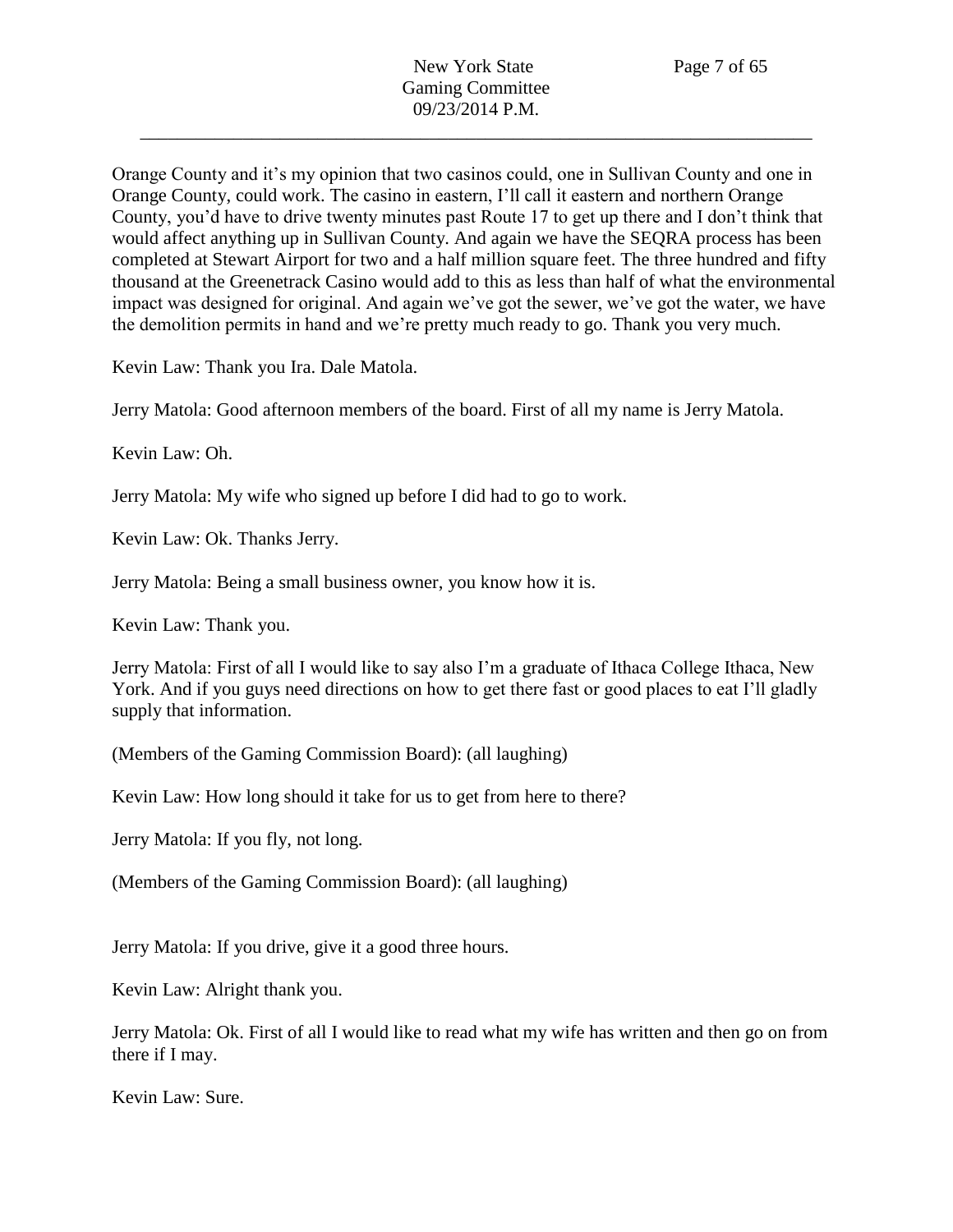Orange County and it's my opinion that two casinos could, one in Sullivan County and one in Orange County, could work. The casino in eastern, I'll call it eastern and northern Orange County, you'd have to drive twenty minutes past Route 17 to get up there and I don't think that would affect anything up in Sullivan County. And again we have the SEQRA process has been completed at Stewart Airport for two and a half million square feet. The three hundred and fifty thousand at the Greenetrack Casino would add to this as less than half of what the environmental impact was designed for original. And again we've got the sewer, we've got the water, we have the demolition permits in hand and we're pretty much ready to go. Thank you very much.

Kevin Law: Thank you Ira. Dale Matola.

Jerry Matola: Good afternoon members of the board. First of all my name is Jerry Matola.

Kevin Law: Oh.

Jerry Matola: My wife who signed up before I did had to go to work.

Kevin Law: Ok. Thanks Jerry.

Jerry Matola: Being a small business owner, you know how it is.

Kevin Law: Thank you.

Jerry Matola: First of all I would like to say also I'm a graduate of Ithaca College Ithaca, New York. And if you guys need directions on how to get there fast or good places to eat I'll gladly supply that information.

(Members of the Gaming Commission Board): (all laughing)

Kevin Law: How long should it take for us to get from here to there?

Jerry Matola: If you fly, not long.

(Members of the Gaming Commission Board): (all laughing)

Jerry Matola: If you drive, give it a good three hours.

Kevin Law: Alright thank you.

Jerry Matola: Ok. First of all I would like to read what my wife has written and then go on from there if I may.

Kevin Law: Sure.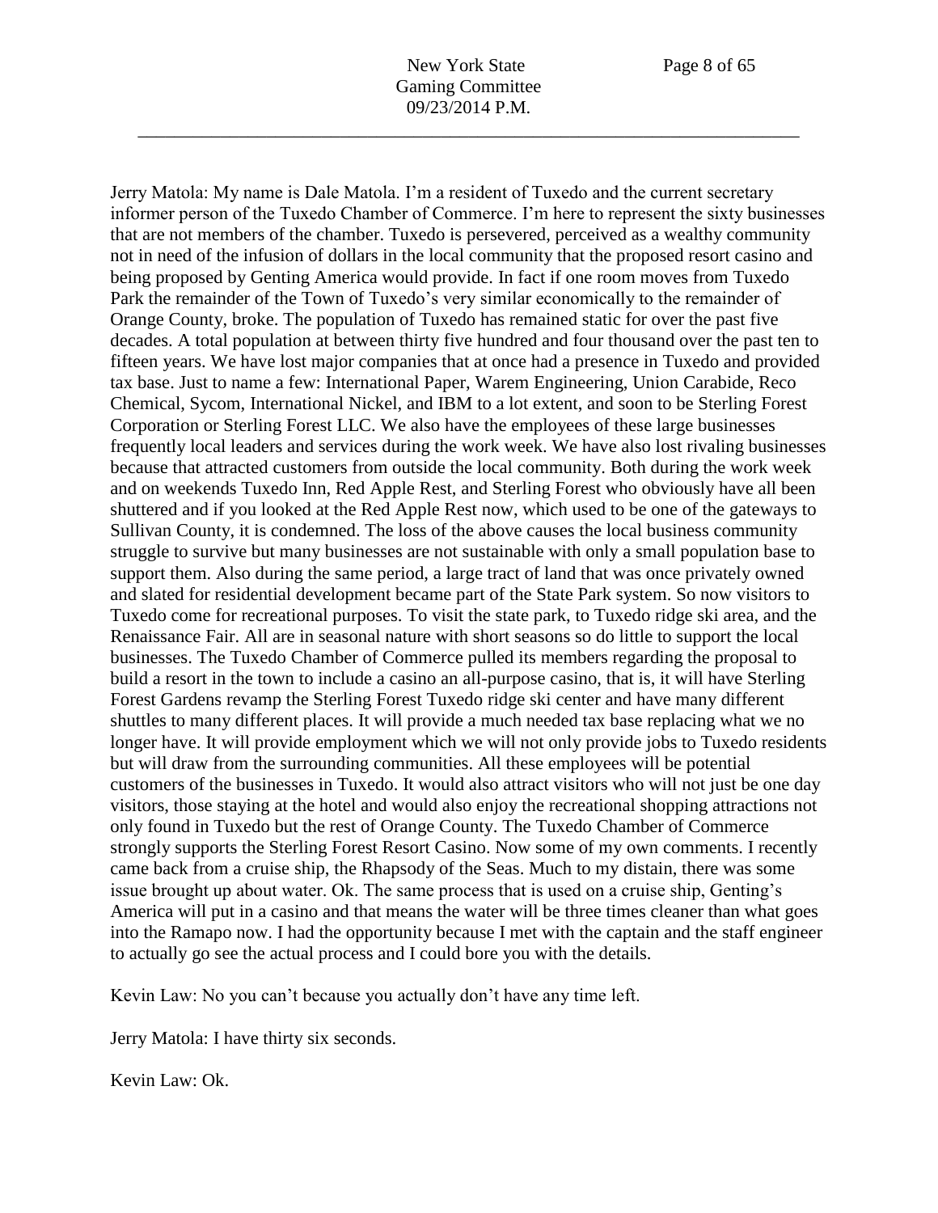Jerry Matola: My name is Dale Matola. I'm a resident of Tuxedo and the current secretary informer person of the Tuxedo Chamber of Commerce. I'm here to represent the sixty businesses that are not members of the chamber. Tuxedo is persevered, perceived as a wealthy community not in need of the infusion of dollars in the local community that the proposed resort casino and being proposed by Genting America would provide. In fact if one room moves from Tuxedo Park the remainder of the Town of Tuxedo's very similar economically to the remainder of Orange County, broke. The population of Tuxedo has remained static for over the past five decades. A total population at between thirty five hundred and four thousand over the past ten to fifteen years. We have lost major companies that at once had a presence in Tuxedo and provided tax base. Just to name a few: International Paper, Warem Engineering, Union Carabide, Reco Chemical, Sycom, International Nickel, and IBM to a lot extent, and soon to be Sterling Forest Corporation or Sterling Forest LLC. We also have the employees of these large businesses frequently local leaders and services during the work week. We have also lost rivaling businesses because that attracted customers from outside the local community. Both during the work week and on weekends Tuxedo Inn, Red Apple Rest, and Sterling Forest who obviously have all been shuttered and if you looked at the Red Apple Rest now, which used to be one of the gateways to Sullivan County, it is condemned. The loss of the above causes the local business community struggle to survive but many businesses are not sustainable with only a small population base to support them. Also during the same period, a large tract of land that was once privately owned and slated for residential development became part of the State Park system. So now visitors to Tuxedo come for recreational purposes. To visit the state park, to Tuxedo ridge ski area, and the Renaissance Fair. All are in seasonal nature with short seasons so do little to support the local businesses. The Tuxedo Chamber of Commerce pulled its members regarding the proposal to build a resort in the town to include a casino an all-purpose casino, that is, it will have Sterling Forest Gardens revamp the Sterling Forest Tuxedo ridge ski center and have many different shuttles to many different places. It will provide a much needed tax base replacing what we no longer have. It will provide employment which we will not only provide jobs to Tuxedo residents but will draw from the surrounding communities. All these employees will be potential customers of the businesses in Tuxedo. It would also attract visitors who will not just be one day visitors, those staying at the hotel and would also enjoy the recreational shopping attractions not only found in Tuxedo but the rest of Orange County. The Tuxedo Chamber of Commerce strongly supports the Sterling Forest Resort Casino. Now some of my own comments. I recently came back from a cruise ship, the Rhapsody of the Seas. Much to my distain, there was some issue brought up about water. Ok. The same process that is used on a cruise ship, Genting's America will put in a casino and that means the water will be three times cleaner than what goes into the Ramapo now. I had the opportunity because I met with the captain and the staff engineer to actually go see the actual process and I could bore you with the details.

Kevin Law: No you can't because you actually don't have any time left.

Jerry Matola: I have thirty six seconds.

Kevin Law: Ok.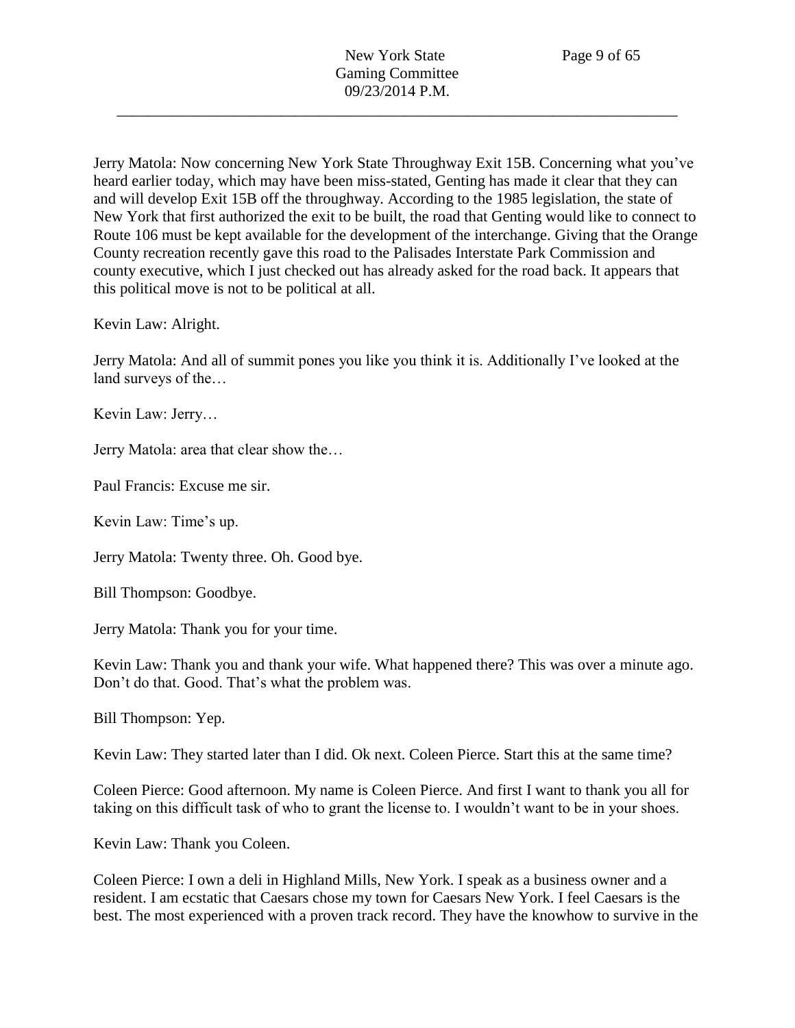Jerry Matola: Now concerning New York State Throughway Exit 15B. Concerning what you've heard earlier today, which may have been miss-stated, Genting has made it clear that they can and will develop Exit 15B off the throughway. According to the 1985 legislation, the state of New York that first authorized the exit to be built, the road that Genting would like to connect to Route 106 must be kept available for the development of the interchange. Giving that the Orange County recreation recently gave this road to the Palisades Interstate Park Commission and county executive, which I just checked out has already asked for the road back. It appears that this political move is not to be political at all.

Kevin Law: Alright.

Jerry Matola: And all of summit pones you like you think it is. Additionally I've looked at the land surveys of the…

Kevin Law: Jerry…

Jerry Matola: area that clear show the…

Paul Francis: Excuse me sir.

Kevin Law: Time's up.

Jerry Matola: Twenty three. Oh. Good bye.

Bill Thompson: Goodbye.

Jerry Matola: Thank you for your time.

Kevin Law: Thank you and thank your wife. What happened there? This was over a minute ago. Don't do that. Good. That's what the problem was.

Bill Thompson: Yep.

Kevin Law: They started later than I did. Ok next. Coleen Pierce. Start this at the same time?

Coleen Pierce: Good afternoon. My name is Coleen Pierce. And first I want to thank you all for taking on this difficult task of who to grant the license to. I wouldn't want to be in your shoes.

Kevin Law: Thank you Coleen.

Coleen Pierce: I own a deli in Highland Mills, New York. I speak as a business owner and a resident. I am ecstatic that Caesars chose my town for Caesars New York. I feel Caesars is the best. The most experienced with a proven track record. They have the knowhow to survive in the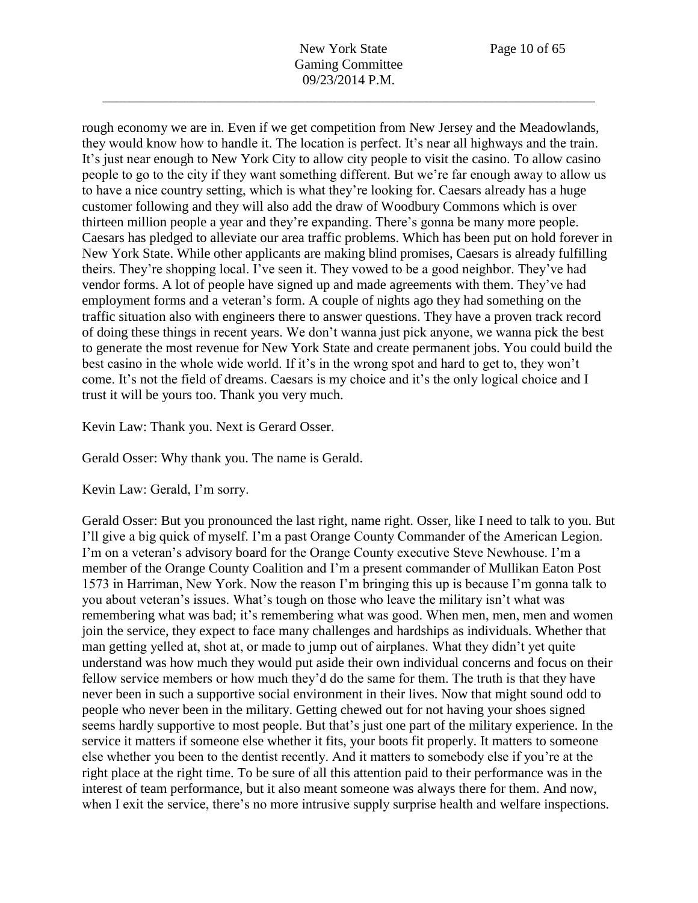rough economy we are in. Even if we get competition from New Jersey and the Meadowlands, they would know how to handle it. The location is perfect. It's near all highways and the train. It's just near enough to New York City to allow city people to visit the casino. To allow casino people to go to the city if they want something different. But we're far enough away to allow us to have a nice country setting, which is what they're looking for. Caesars already has a huge customer following and they will also add the draw of Woodbury Commons which is over thirteen million people a year and they're expanding. There's gonna be many more people. Caesars has pledged to alleviate our area traffic problems. Which has been put on hold forever in New York State. While other applicants are making blind promises, Caesars is already fulfilling theirs. They're shopping local. I've seen it. They vowed to be a good neighbor. They've had vendor forms. A lot of people have signed up and made agreements with them. They've had employment forms and a veteran's form. A couple of nights ago they had something on the traffic situation also with engineers there to answer questions. They have a proven track record of doing these things in recent years. We don't wanna just pick anyone, we wanna pick the best to generate the most revenue for New York State and create permanent jobs. You could build the best casino in the whole wide world. If it's in the wrong spot and hard to get to, they won't come. It's not the field of dreams. Caesars is my choice and it's the only logical choice and I trust it will be yours too. Thank you very much.

Kevin Law: Thank you. Next is Gerard Osser.

Gerald Osser: Why thank you. The name is Gerald.

Kevin Law: Gerald, I'm sorry.

Gerald Osser: But you pronounced the last right, name right. Osser, like I need to talk to you. But I'll give a big quick of myself. I'm a past Orange County Commander of the American Legion. I'm on a veteran's advisory board for the Orange County executive Steve Newhouse. I'm a member of the Orange County Coalition and I'm a present commander of Mullikan Eaton Post 1573 in Harriman, New York. Now the reason I'm bringing this up is because I'm gonna talk to you about veteran's issues. What's tough on those who leave the military isn't what was remembering what was bad; it's remembering what was good. When men, men, men and women join the service, they expect to face many challenges and hardships as individuals. Whether that man getting yelled at, shot at, or made to jump out of airplanes. What they didn't yet quite understand was how much they would put aside their own individual concerns and focus on their fellow service members or how much they'd do the same for them. The truth is that they have never been in such a supportive social environment in their lives. Now that might sound odd to people who never been in the military. Getting chewed out for not having your shoes signed seems hardly supportive to most people. But that's just one part of the military experience. In the service it matters if someone else whether it fits, your boots fit properly. It matters to someone else whether you been to the dentist recently. And it matters to somebody else if you're at the right place at the right time. To be sure of all this attention paid to their performance was in the interest of team performance, but it also meant someone was always there for them. And now, when I exit the service, there's no more intrusive supply surprise health and welfare inspections.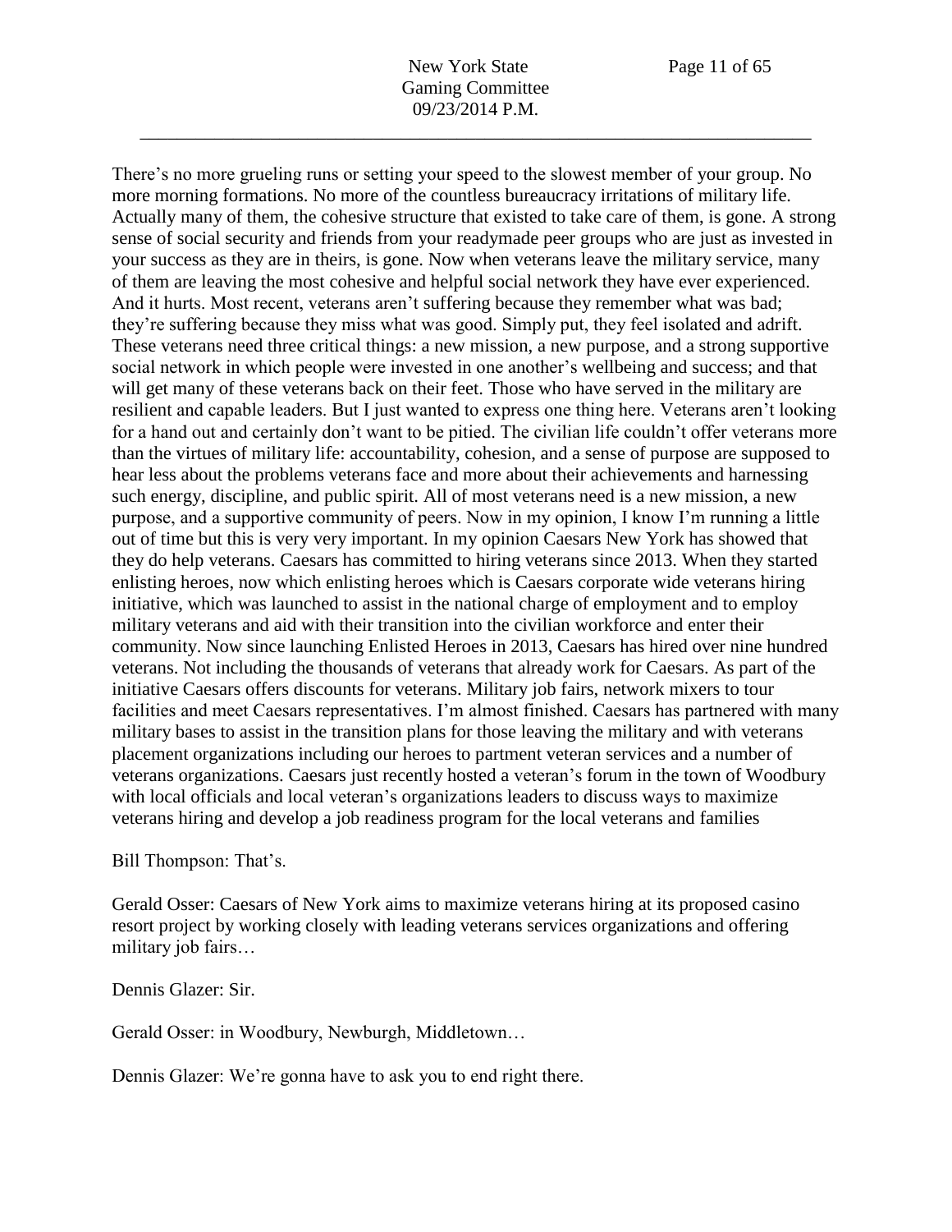There's no more grueling runs or setting your speed to the slowest member of your group. No more morning formations. No more of the countless bureaucracy irritations of military life. Actually many of them, the cohesive structure that existed to take care of them, is gone. A strong sense of social security and friends from your readymade peer groups who are just as invested in your success as they are in theirs, is gone. Now when veterans leave the military service, many of them are leaving the most cohesive and helpful social network they have ever experienced. And it hurts. Most recent, veterans aren't suffering because they remember what was bad; they're suffering because they miss what was good. Simply put, they feel isolated and adrift. These veterans need three critical things: a new mission, a new purpose, and a strong supportive social network in which people were invested in one another's wellbeing and success; and that will get many of these veterans back on their feet. Those who have served in the military are resilient and capable leaders. But I just wanted to express one thing here. Veterans aren't looking for a hand out and certainly don't want to be pitied. The civilian life couldn't offer veterans more than the virtues of military life: accountability, cohesion, and a sense of purpose are supposed to hear less about the problems veterans face and more about their achievements and harnessing such energy, discipline, and public spirit. All of most veterans need is a new mission, a new purpose, and a supportive community of peers. Now in my opinion, I know I'm running a little out of time but this is very very important. In my opinion Caesars New York has showed that they do help veterans. Caesars has committed to hiring veterans since 2013. When they started enlisting heroes, now which enlisting heroes which is Caesars corporate wide veterans hiring initiative, which was launched to assist in the national charge of employment and to employ military veterans and aid with their transition into the civilian workforce and enter their community. Now since launching Enlisted Heroes in 2013, Caesars has hired over nine hundred veterans. Not including the thousands of veterans that already work for Caesars. As part of the initiative Caesars offers discounts for veterans. Military job fairs, network mixers to tour facilities and meet Caesars representatives. I'm almost finished. Caesars has partnered with many military bases to assist in the transition plans for those leaving the military and with veterans placement organizations including our heroes to partment veteran services and a number of veterans organizations. Caesars just recently hosted a veteran's forum in the town of Woodbury with local officials and local veteran's organizations leaders to discuss ways to maximize veterans hiring and develop a job readiness program for the local veterans and families

Bill Thompson: That's.

Gerald Osser: Caesars of New York aims to maximize veterans hiring at its proposed casino resort project by working closely with leading veterans services organizations and offering military job fairs…

Dennis Glazer: Sir.

Gerald Osser: in Woodbury, Newburgh, Middletown…

Dennis Glazer: We're gonna have to ask you to end right there.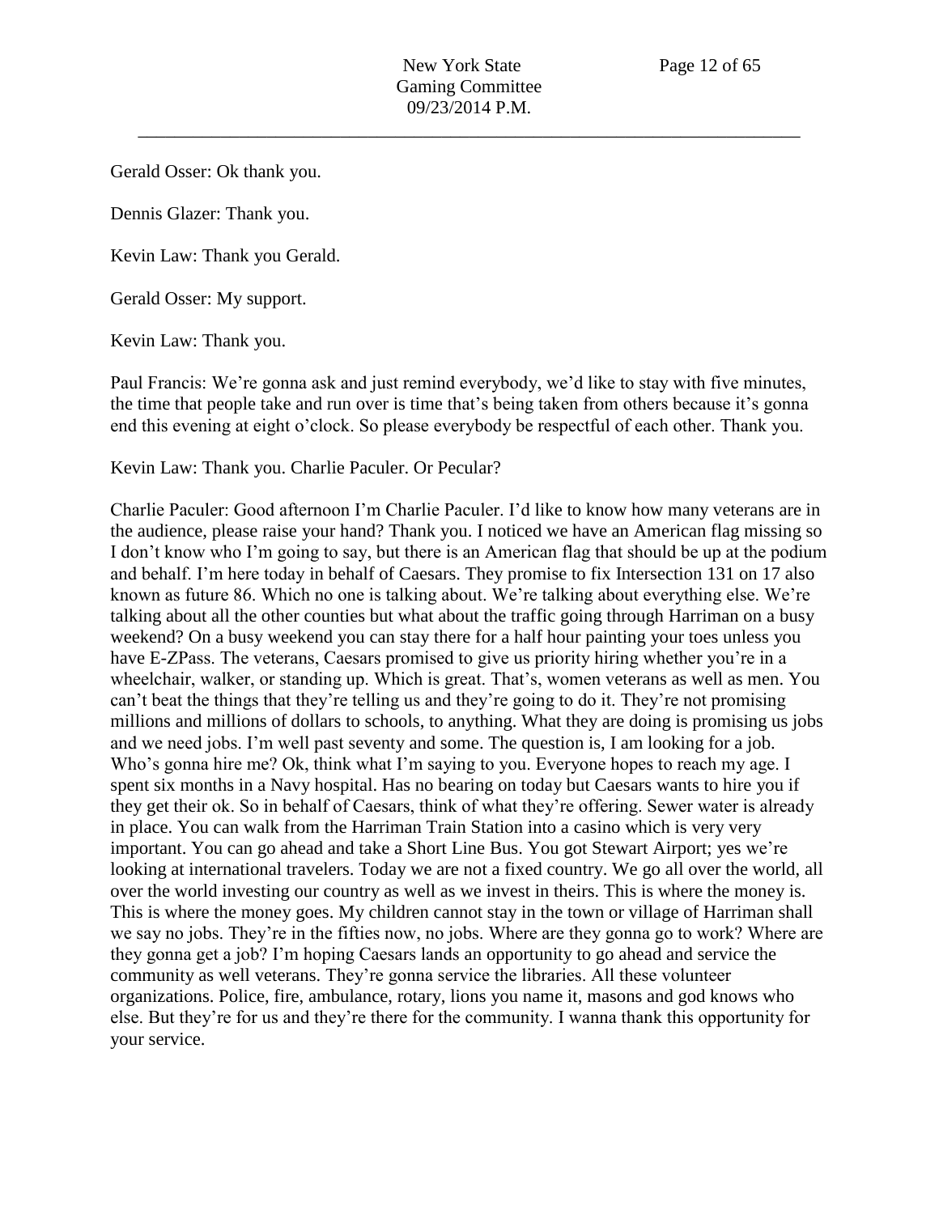Gerald Osser: Ok thank you.

Dennis Glazer: Thank you.

Kevin Law: Thank you Gerald.

Gerald Osser: My support.

Kevin Law: Thank you.

Paul Francis: We're gonna ask and just remind everybody, we'd like to stay with five minutes, the time that people take and run over is time that's being taken from others because it's gonna end this evening at eight o'clock. So please everybody be respectful of each other. Thank you.

Kevin Law: Thank you. Charlie Paculer. Or Pecular?

Charlie Paculer: Good afternoon I'm Charlie Paculer. I'd like to know how many veterans are in the audience, please raise your hand? Thank you. I noticed we have an American flag missing so I don't know who I'm going to say, but there is an American flag that should be up at the podium and behalf. I'm here today in behalf of Caesars. They promise to fix Intersection 131 on 17 also known as future 86. Which no one is talking about. We're talking about everything else. We're talking about all the other counties but what about the traffic going through Harriman on a busy weekend? On a busy weekend you can stay there for a half hour painting your toes unless you have E-ZPass. The veterans, Caesars promised to give us priority hiring whether you're in a wheelchair, walker, or standing up. Which is great. That's, women veterans as well as men. You can't beat the things that they're telling us and they're going to do it. They're not promising millions and millions of dollars to schools, to anything. What they are doing is promising us jobs and we need jobs. I'm well past seventy and some. The question is, I am looking for a job. Who's gonna hire me? Ok, think what I'm saying to you. Everyone hopes to reach my age. I spent six months in a Navy hospital. Has no bearing on today but Caesars wants to hire you if they get their ok. So in behalf of Caesars, think of what they're offering. Sewer water is already in place. You can walk from the Harriman Train Station into a casino which is very very important. You can go ahead and take a Short Line Bus. You got Stewart Airport; yes we're looking at international travelers. Today we are not a fixed country. We go all over the world, all over the world investing our country as well as we invest in theirs. This is where the money is. This is where the money goes. My children cannot stay in the town or village of Harriman shall we say no jobs. They're in the fifties now, no jobs. Where are they gonna go to work? Where are they gonna get a job? I'm hoping Caesars lands an opportunity to go ahead and service the community as well veterans. They're gonna service the libraries. All these volunteer organizations. Police, fire, ambulance, rotary, lions you name it, masons and god knows who else. But they're for us and they're there for the community. I wanna thank this opportunity for your service.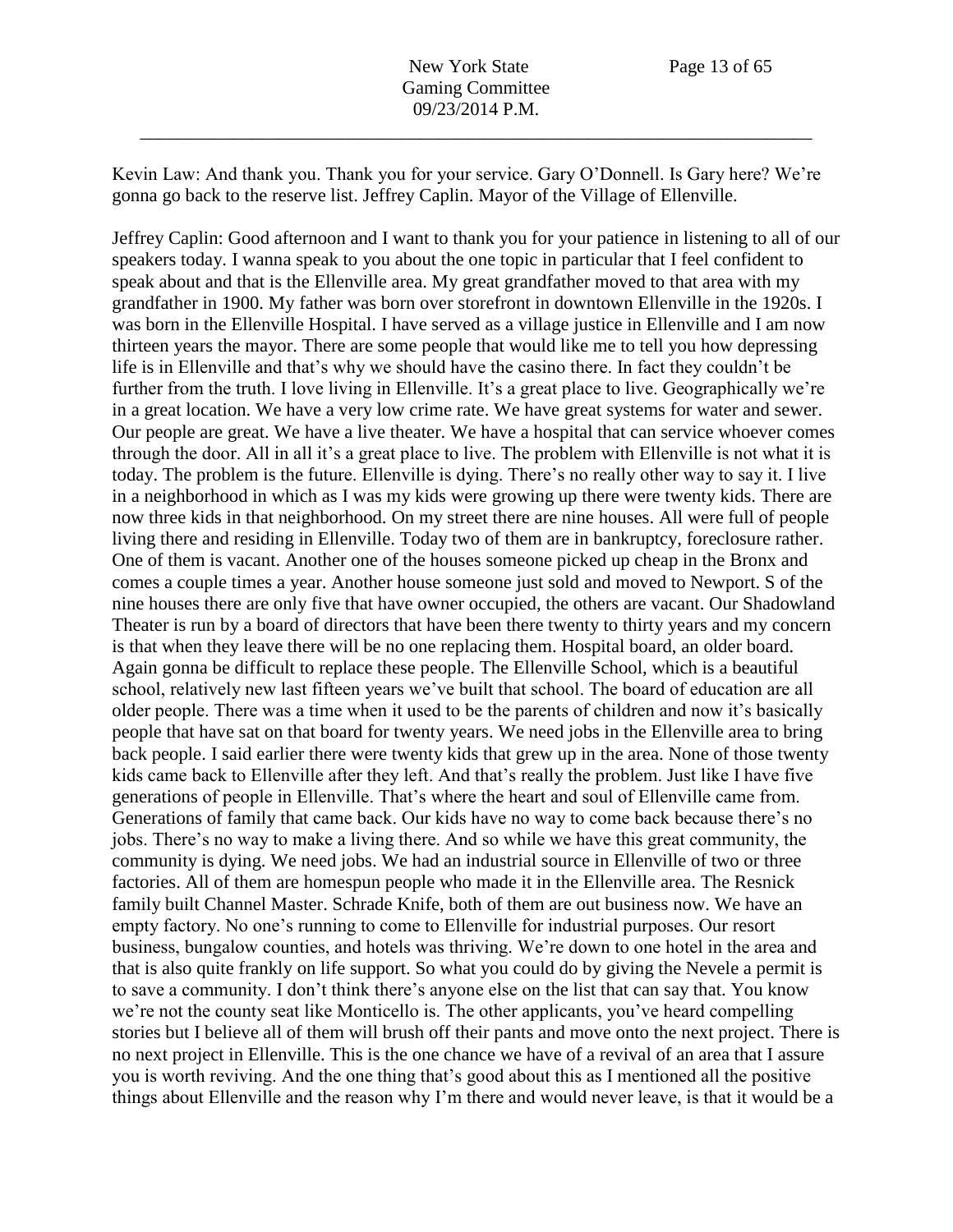Kevin Law: And thank you. Thank you for your service. Gary O'Donnell. Is Gary here? We're gonna go back to the reserve list. Jeffrey Caplin. Mayor of the Village of Ellenville.

Jeffrey Caplin: Good afternoon and I want to thank you for your patience in listening to all of our speakers today. I wanna speak to you about the one topic in particular that I feel confident to speak about and that is the Ellenville area. My great grandfather moved to that area with my grandfather in 1900. My father was born over storefront in downtown Ellenville in the 1920s. I was born in the Ellenville Hospital. I have served as a village justice in Ellenville and I am now thirteen years the mayor. There are some people that would like me to tell you how depressing life is in Ellenville and that's why we should have the casino there. In fact they couldn't be further from the truth. I love living in Ellenville. It's a great place to live. Geographically we're in a great location. We have a very low crime rate. We have great systems for water and sewer. Our people are great. We have a live theater. We have a hospital that can service whoever comes through the door. All in all it's a great place to live. The problem with Ellenville is not what it is today. The problem is the future. Ellenville is dying. There's no really other way to say it. I live in a neighborhood in which as I was my kids were growing up there were twenty kids. There are now three kids in that neighborhood. On my street there are nine houses. All were full of people living there and residing in Ellenville. Today two of them are in bankruptcy, foreclosure rather. One of them is vacant. Another one of the houses someone picked up cheap in the Bronx and comes a couple times a year. Another house someone just sold and moved to Newport. S of the nine houses there are only five that have owner occupied, the others are vacant. Our Shadowland Theater is run by a board of directors that have been there twenty to thirty years and my concern is that when they leave there will be no one replacing them. Hospital board, an older board. Again gonna be difficult to replace these people. The Ellenville School, which is a beautiful school, relatively new last fifteen years we've built that school. The board of education are all older people. There was a time when it used to be the parents of children and now it's basically people that have sat on that board for twenty years. We need jobs in the Ellenville area to bring back people. I said earlier there were twenty kids that grew up in the area. None of those twenty kids came back to Ellenville after they left. And that's really the problem. Just like I have five generations of people in Ellenville. That's where the heart and soul of Ellenville came from. Generations of family that came back. Our kids have no way to come back because there's no jobs. There's no way to make a living there. And so while we have this great community, the community is dying. We need jobs. We had an industrial source in Ellenville of two or three factories. All of them are homespun people who made it in the Ellenville area. The Resnick family built Channel Master. Schrade Knife, both of them are out business now. We have an empty factory. No one's running to come to Ellenville for industrial purposes. Our resort business, bungalow counties, and hotels was thriving. We're down to one hotel in the area and that is also quite frankly on life support. So what you could do by giving the Nevele a permit is to save a community. I don't think there's anyone else on the list that can say that. You know we're not the county seat like Monticello is. The other applicants, you've heard compelling stories but I believe all of them will brush off their pants and move onto the next project. There is no next project in Ellenville. This is the one chance we have of a revival of an area that I assure you is worth reviving. And the one thing that's good about this as I mentioned all the positive things about Ellenville and the reason why I'm there and would never leave, is that it would be a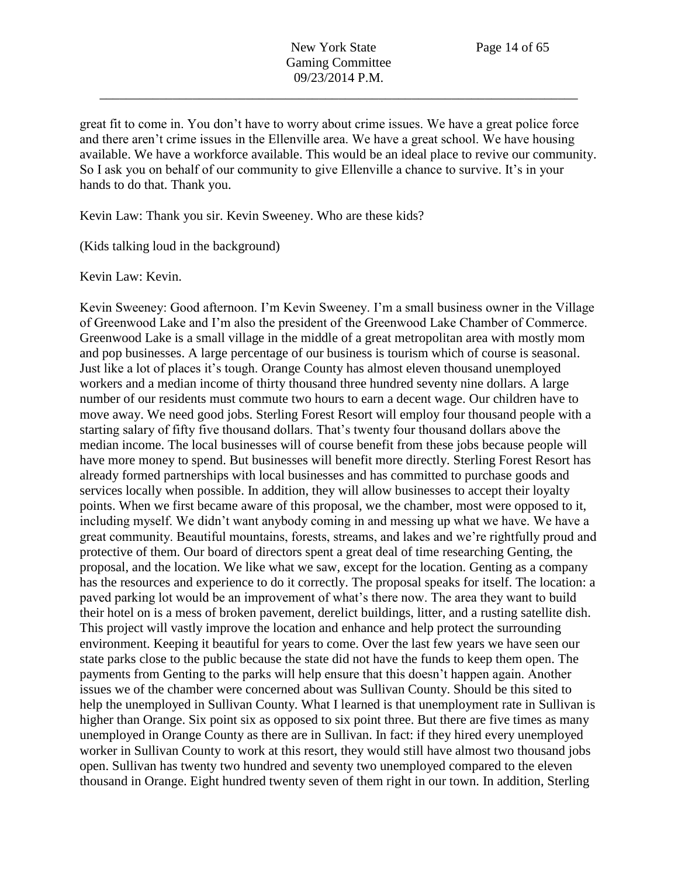great fit to come in. You don't have to worry about crime issues. We have a great police force and there aren't crime issues in the Ellenville area. We have a great school. We have housing available. We have a workforce available. This would be an ideal place to revive our community. So I ask you on behalf of our community to give Ellenville a chance to survive. It's in your hands to do that. Thank you.

Kevin Law: Thank you sir. Kevin Sweeney. Who are these kids?

(Kids talking loud in the background)

Kevin Law: Kevin.

Kevin Sweeney: Good afternoon. I'm Kevin Sweeney. I'm a small business owner in the Village of Greenwood Lake and I'm also the president of the Greenwood Lake Chamber of Commerce. Greenwood Lake is a small village in the middle of a great metropolitan area with mostly mom and pop businesses. A large percentage of our business is tourism which of course is seasonal. Just like a lot of places it's tough. Orange County has almost eleven thousand unemployed workers and a median income of thirty thousand three hundred seventy nine dollars. A large number of our residents must commute two hours to earn a decent wage. Our children have to move away. We need good jobs. Sterling Forest Resort will employ four thousand people with a starting salary of fifty five thousand dollars. That's twenty four thousand dollars above the median income. The local businesses will of course benefit from these jobs because people will have more money to spend. But businesses will benefit more directly. Sterling Forest Resort has already formed partnerships with local businesses and has committed to purchase goods and services locally when possible. In addition, they will allow businesses to accept their loyalty points. When we first became aware of this proposal, we the chamber, most were opposed to it, including myself. We didn't want anybody coming in and messing up what we have. We have a great community. Beautiful mountains, forests, streams, and lakes and we're rightfully proud and protective of them. Our board of directors spent a great deal of time researching Genting, the proposal, and the location. We like what we saw, except for the location. Genting as a company has the resources and experience to do it correctly. The proposal speaks for itself. The location: a paved parking lot would be an improvement of what's there now. The area they want to build their hotel on is a mess of broken pavement, derelict buildings, litter, and a rusting satellite dish. This project will vastly improve the location and enhance and help protect the surrounding environment. Keeping it beautiful for years to come. Over the last few years we have seen our state parks close to the public because the state did not have the funds to keep them open. The payments from Genting to the parks will help ensure that this doesn't happen again. Another issues we of the chamber were concerned about was Sullivan County. Should be this sited to help the unemployed in Sullivan County. What I learned is that unemployment rate in Sullivan is higher than Orange. Six point six as opposed to six point three. But there are five times as many unemployed in Orange County as there are in Sullivan. In fact: if they hired every unemployed worker in Sullivan County to work at this resort, they would still have almost two thousand jobs open. Sullivan has twenty two hundred and seventy two unemployed compared to the eleven thousand in Orange. Eight hundred twenty seven of them right in our town. In addition, Sterling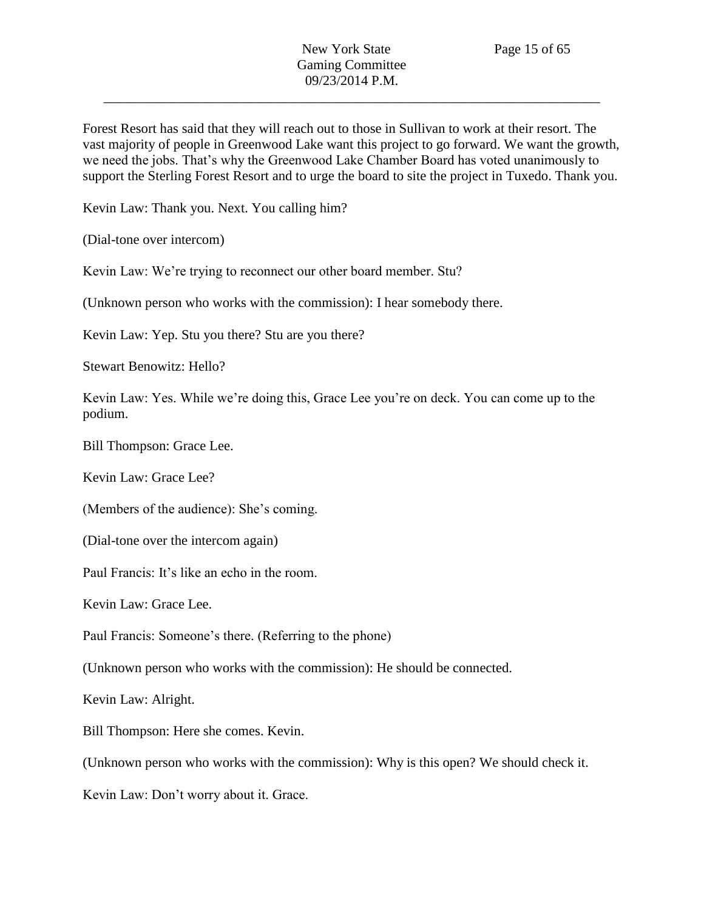Forest Resort has said that they will reach out to those in Sullivan to work at their resort. The vast majority of people in Greenwood Lake want this project to go forward. We want the growth, we need the jobs. That's why the Greenwood Lake Chamber Board has voted unanimously to support the Sterling Forest Resort and to urge the board to site the project in Tuxedo. Thank you.

Kevin Law: Thank you. Next. You calling him?

(Dial-tone over intercom)

Kevin Law: We're trying to reconnect our other board member. Stu?

(Unknown person who works with the commission): I hear somebody there.

Kevin Law: Yep. Stu you there? Stu are you there?

Stewart Benowitz: Hello?

Kevin Law: Yes. While we're doing this, Grace Lee you're on deck. You can come up to the podium.

Bill Thompson: Grace Lee.

Kevin Law: Grace Lee?

(Members of the audience): She's coming.

(Dial-tone over the intercom again)

Paul Francis: It's like an echo in the room.

Kevin Law: Grace Lee.

Paul Francis: Someone's there. (Referring to the phone)

(Unknown person who works with the commission): He should be connected.

Kevin Law: Alright.

Bill Thompson: Here she comes. Kevin.

(Unknown person who works with the commission): Why is this open? We should check it.

Kevin Law: Don't worry about it. Grace.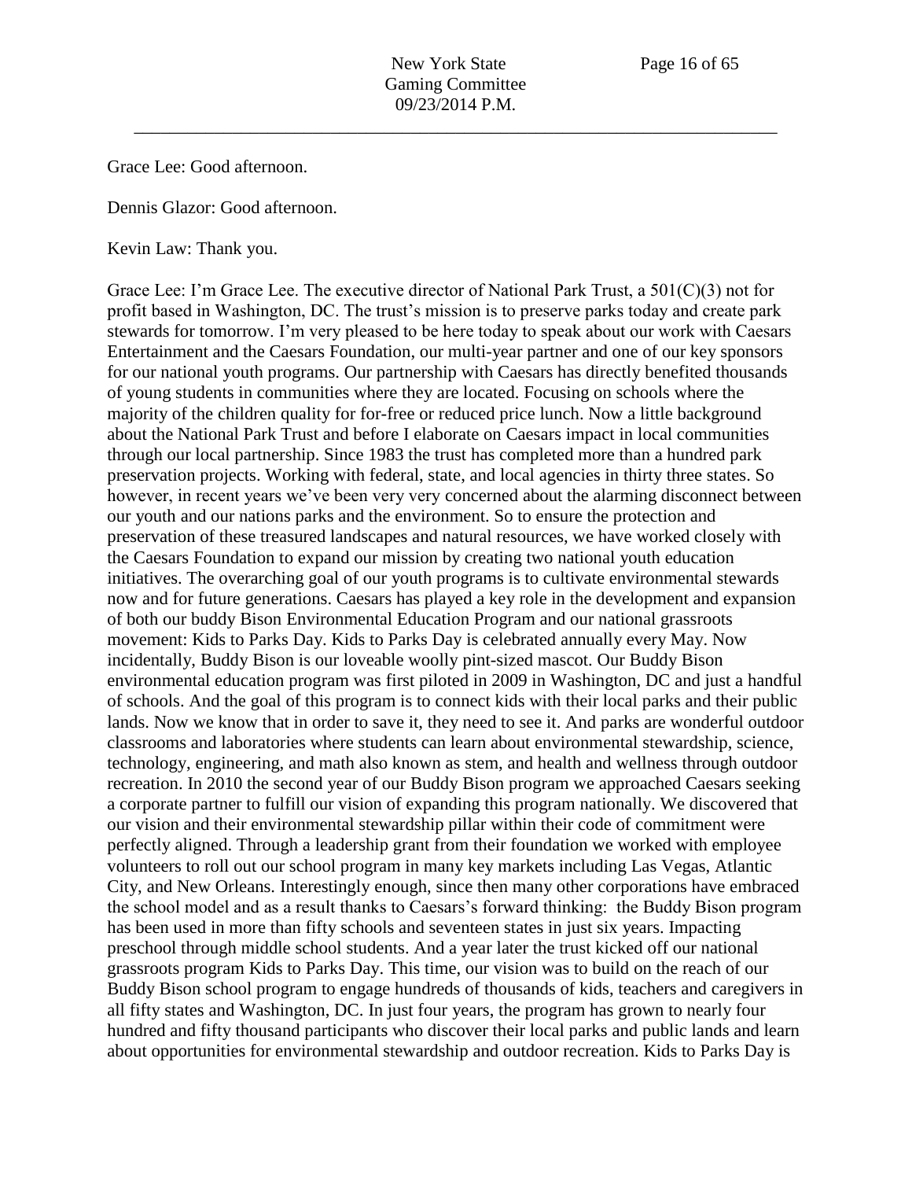Grace Lee: Good afternoon.

Dennis Glazor: Good afternoon.

Kevin Law: Thank you.

Grace Lee: I'm Grace Lee. The executive director of National Park Trust, a 501(C)(3) not for profit based in Washington, DC. The trust's mission is to preserve parks today and create park stewards for tomorrow. I'm very pleased to be here today to speak about our work with Caesars Entertainment and the Caesars Foundation, our multi-year partner and one of our key sponsors for our national youth programs. Our partnership with Caesars has directly benefited thousands of young students in communities where they are located. Focusing on schools where the majority of the children quality for for-free or reduced price lunch. Now a little background about the National Park Trust and before I elaborate on Caesars impact in local communities through our local partnership. Since 1983 the trust has completed more than a hundred park preservation projects. Working with federal, state, and local agencies in thirty three states. So however, in recent years we've been very very concerned about the alarming disconnect between our youth and our nations parks and the environment. So to ensure the protection and preservation of these treasured landscapes and natural resources, we have worked closely with the Caesars Foundation to expand our mission by creating two national youth education initiatives. The overarching goal of our youth programs is to cultivate environmental stewards now and for future generations. Caesars has played a key role in the development and expansion of both our buddy Bison Environmental Education Program and our national grassroots movement: Kids to Parks Day. Kids to Parks Day is celebrated annually every May. Now incidentally, Buddy Bison is our loveable woolly pint-sized mascot. Our Buddy Bison environmental education program was first piloted in 2009 in Washington, DC and just a handful of schools. And the goal of this program is to connect kids with their local parks and their public lands. Now we know that in order to save it, they need to see it. And parks are wonderful outdoor classrooms and laboratories where students can learn about environmental stewardship, science, technology, engineering, and math also known as stem, and health and wellness through outdoor recreation. In 2010 the second year of our Buddy Bison program we approached Caesars seeking a corporate partner to fulfill our vision of expanding this program nationally. We discovered that our vision and their environmental stewardship pillar within their code of commitment were perfectly aligned. Through a leadership grant from their foundation we worked with employee volunteers to roll out our school program in many key markets including Las Vegas, Atlantic City, and New Orleans. Interestingly enough, since then many other corporations have embraced the school model and as a result thanks to Caesars's forward thinking: the Buddy Bison program has been used in more than fifty schools and seventeen states in just six years. Impacting preschool through middle school students. And a year later the trust kicked off our national grassroots program Kids to Parks Day. This time, our vision was to build on the reach of our Buddy Bison school program to engage hundreds of thousands of kids, teachers and caregivers in all fifty states and Washington, DC. In just four years, the program has grown to nearly four hundred and fifty thousand participants who discover their local parks and public lands and learn about opportunities for environmental stewardship and outdoor recreation. Kids to Parks Day is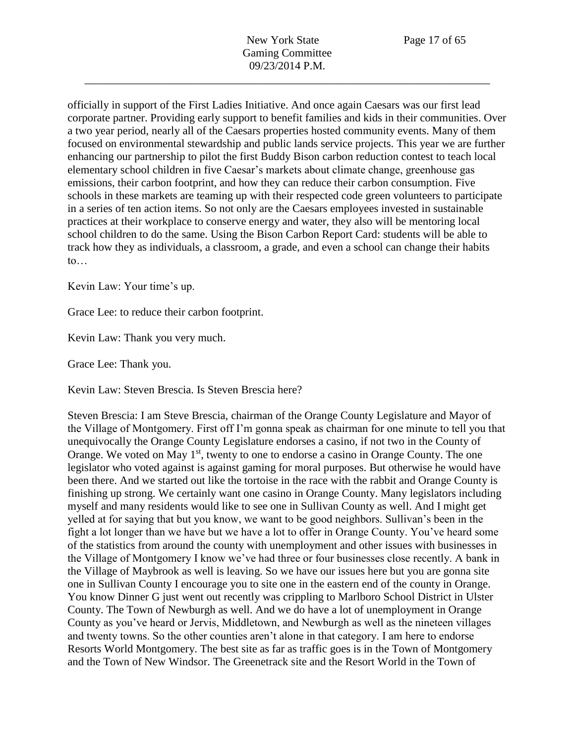officially in support of the First Ladies Initiative. And once again Caesars was our first lead corporate partner. Providing early support to benefit families and kids in their communities. Over a two year period, nearly all of the Caesars properties hosted community events. Many of them focused on environmental stewardship and public lands service projects. This year we are further enhancing our partnership to pilot the first Buddy Bison carbon reduction contest to teach local elementary school children in five Caesar's markets about climate change, greenhouse gas emissions, their carbon footprint, and how they can reduce their carbon consumption. Five schools in these markets are teaming up with their respected code green volunteers to participate in a series of ten action items. So not only are the Caesars employees invested in sustainable practices at their workplace to conserve energy and water, they also will be mentoring local school children to do the same. Using the Bison Carbon Report Card: students will be able to track how they as individuals, a classroom, a grade, and even a school can change their habits to…

Kevin Law: Your time's up.

Grace Lee: to reduce their carbon footprint.

Kevin Law: Thank you very much.

Grace Lee: Thank you.

Kevin Law: Steven Brescia. Is Steven Brescia here?

Steven Brescia: I am Steve Brescia, chairman of the Orange County Legislature and Mayor of the Village of Montgomery. First off I'm gonna speak as chairman for one minute to tell you that unequivocally the Orange County Legislature endorses a casino, if not two in the County of Orange. We voted on May 1st, twenty to one to endorse a casino in Orange County. The one legislator who voted against is against gaming for moral purposes. But otherwise he would have been there. And we started out like the tortoise in the race with the rabbit and Orange County is finishing up strong. We certainly want one casino in Orange County. Many legislators including myself and many residents would like to see one in Sullivan County as well. And I might get yelled at for saying that but you know, we want to be good neighbors. Sullivan's been in the fight a lot longer than we have but we have a lot to offer in Orange County. You've heard some of the statistics from around the county with unemployment and other issues with businesses in the Village of Montgomery I know we've had three or four businesses close recently. A bank in the Village of Maybrook as well is leaving. So we have our issues here but you are gonna site one in Sullivan County I encourage you to site one in the eastern end of the county in Orange. You know Dinner G just went out recently was crippling to Marlboro School District in Ulster County. The Town of Newburgh as well. And we do have a lot of unemployment in Orange County as you've heard or Jervis, Middletown, and Newburgh as well as the nineteen villages and twenty towns. So the other counties aren't alone in that category. I am here to endorse Resorts World Montgomery. The best site as far as traffic goes is in the Town of Montgomery and the Town of New Windsor. The Greenetrack site and the Resort World in the Town of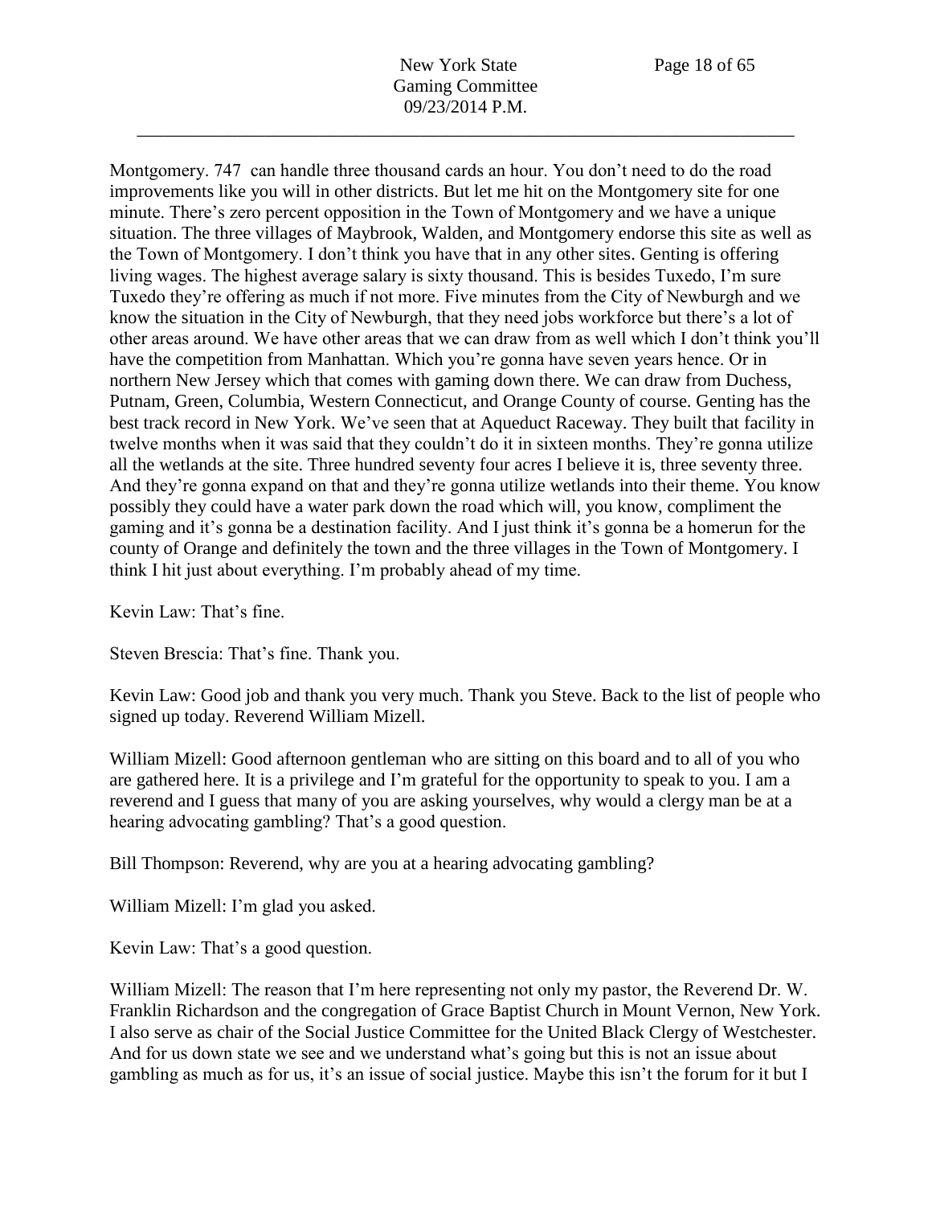Montgomery. 747 can handle three thousand cards an hour. You don't need to do the road improvements like you will in other districts. But let me hit on the Montgomery site for one minute. There's zero percent opposition in the Town of Montgomery and we have a unique situation. The three villages of Maybrook, Walden, and Montgomery endorse this site as well as the Town of Montgomery. I don't think you have that in any other sites. Genting is offering living wages. The highest average salary is sixty thousand. This is besides Tuxedo, I'm sure Tuxedo they're offering as much if not more. Five minutes from the City of Newburgh and we know the situation in the City of Newburgh, that they need jobs workforce but there's a lot of other areas around. We have other areas that we can draw from as well which I don't think you'll have the competition from Manhattan. Which you're gonna have seven years hence. Or in northern New Jersey which that comes with gaming down there. We can draw from Duchess, Putnam, Green, Columbia, Western Connecticut, and Orange County of course. Genting has the best track record in New York. We've seen that at Aqueduct Raceway. They built that facility in twelve months when it was said that they couldn't do it in sixteen months. They're gonna utilize all the wetlands at the site. Three hundred seventy four acres I believe it is, three seventy three. And they're gonna expand on that and they're gonna utilize wetlands into their theme. You know possibly they could have a water park down the road which will, you know, compliment the gaming and it's gonna be a destination facility. And I just think it's gonna be a homerun for the county of Orange and definitely the town and the three villages in the Town of Montgomery. I think I hit just about everything. I'm probably ahead of my time.

Kevin Law: That's fine.

Steven Brescia: That's fine. Thank you.

Kevin Law: Good job and thank you very much. Thank you Steve. Back to the list of people who signed up today. Reverend William Mizell.

William Mizell: Good afternoon gentleman who are sitting on this board and to all of you who are gathered here. It is a privilege and I'm grateful for the opportunity to speak to you. I am a reverend and I guess that many of you are asking yourselves, why would a clergy man be at a hearing advocating gambling? That's a good question.

Bill Thompson: Reverend, why are you at a hearing advocating gambling?

William Mizell: I'm glad you asked.

Kevin Law: That's a good question.

William Mizell: The reason that I'm here representing not only my pastor, the Reverend Dr. W. Franklin Richardson and the congregation of Grace Baptist Church in Mount Vernon, New York. I also serve as chair of the Social Justice Committee for the United Black Clergy of Westchester. And for us down state we see and we understand what's going but this is not an issue about gambling as much as for us, it's an issue of social justice. Maybe this isn't the forum for it but I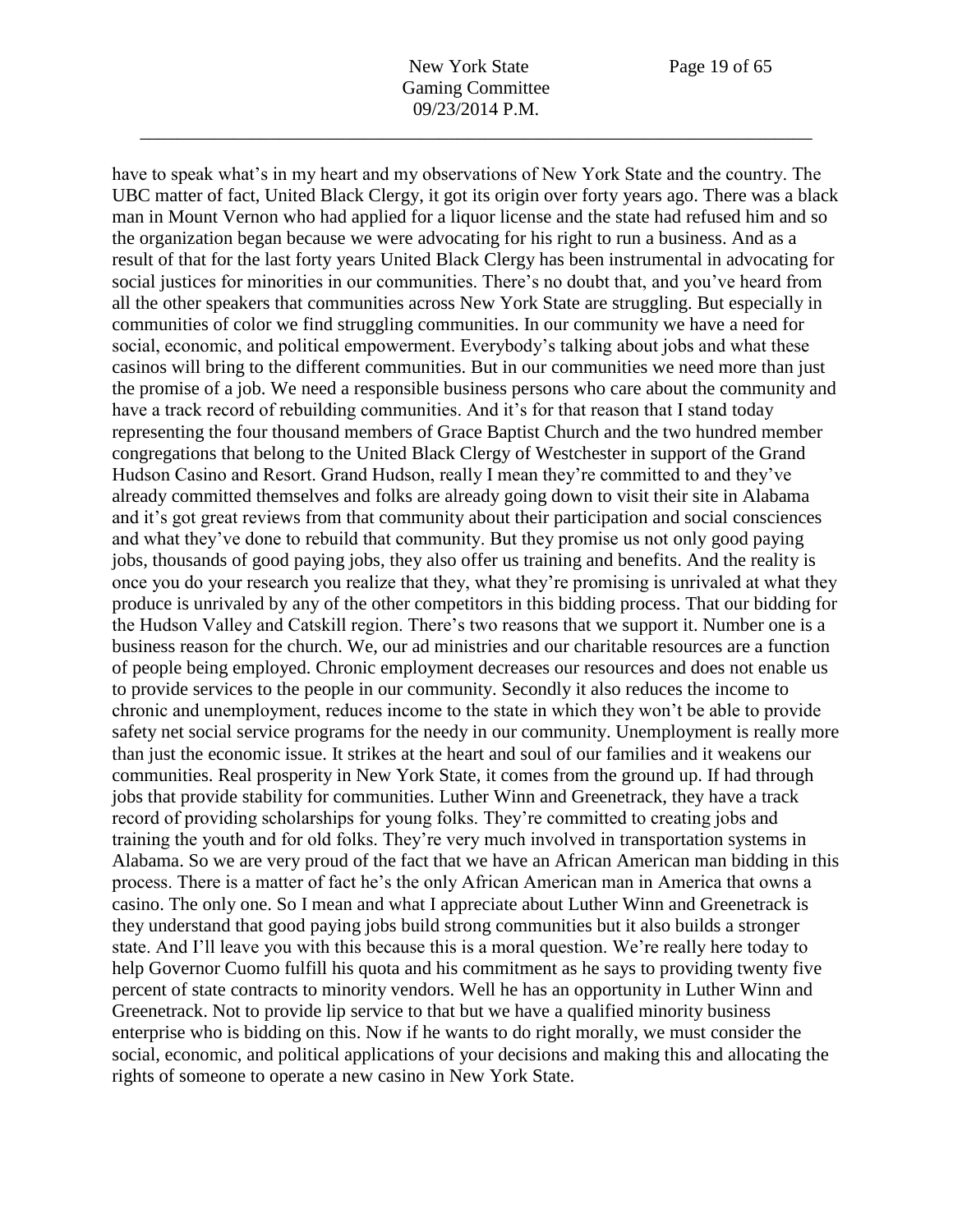have to speak what's in my heart and my observations of New York State and the country. The UBC matter of fact, United Black Clergy, it got its origin over forty years ago. There was a black man in Mount Vernon who had applied for a liquor license and the state had refused him and so the organization began because we were advocating for his right to run a business. And as a result of that for the last forty years United Black Clergy has been instrumental in advocating for social justices for minorities in our communities. There's no doubt that, and you've heard from all the other speakers that communities across New York State are struggling. But especially in communities of color we find struggling communities. In our community we have a need for social, economic, and political empowerment. Everybody's talking about jobs and what these casinos will bring to the different communities. But in our communities we need more than just the promise of a job. We need a responsible business persons who care about the community and have a track record of rebuilding communities. And it's for that reason that I stand today representing the four thousand members of Grace Baptist Church and the two hundred member congregations that belong to the United Black Clergy of Westchester in support of the Grand Hudson Casino and Resort. Grand Hudson, really I mean they're committed to and they've already committed themselves and folks are already going down to visit their site in Alabama and it's got great reviews from that community about their participation and social consciences and what they've done to rebuild that community. But they promise us not only good paying jobs, thousands of good paying jobs, they also offer us training and benefits. And the reality is once you do your research you realize that they, what they're promising is unrivaled at what they produce is unrivaled by any of the other competitors in this bidding process. That our bidding for the Hudson Valley and Catskill region. There's two reasons that we support it. Number one is a business reason for the church. We, our ad ministries and our charitable resources are a function of people being employed. Chronic employment decreases our resources and does not enable us to provide services to the people in our community. Secondly it also reduces the income to chronic and unemployment, reduces income to the state in which they won't be able to provide safety net social service programs for the needy in our community. Unemployment is really more than just the economic issue. It strikes at the heart and soul of our families and it weakens our communities. Real prosperity in New York State, it comes from the ground up. If had through jobs that provide stability for communities. Luther Winn and Greenetrack, they have a track record of providing scholarships for young folks. They're committed to creating jobs and training the youth and for old folks. They're very much involved in transportation systems in Alabama. So we are very proud of the fact that we have an African American man bidding in this process. There is a matter of fact he's the only African American man in America that owns a casino. The only one. So I mean and what I appreciate about Luther Winn and Greenetrack is they understand that good paying jobs build strong communities but it also builds a stronger state. And I'll leave you with this because this is a moral question. We're really here today to help Governor Cuomo fulfill his quota and his commitment as he says to providing twenty five percent of state contracts to minority vendors. Well he has an opportunity in Luther Winn and Greenetrack. Not to provide lip service to that but we have a qualified minority business enterprise who is bidding on this. Now if he wants to do right morally, we must consider the social, economic, and political applications of your decisions and making this and allocating the rights of someone to operate a new casino in New York State.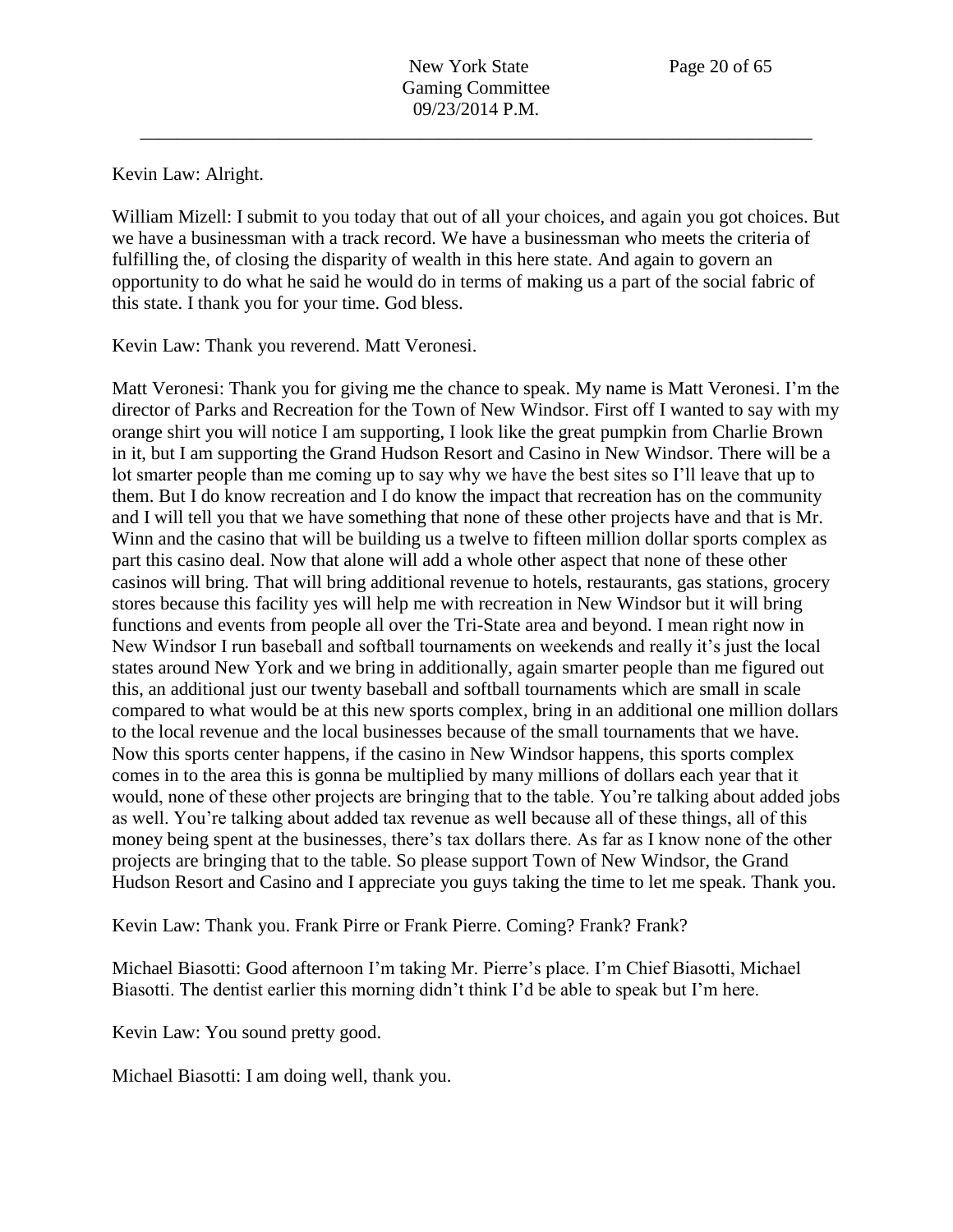Kevin Law: Alright.

William Mizell: I submit to you today that out of all your choices, and again you got choices. But we have a businessman with a track record. We have a businessman who meets the criteria of fulfilling the, of closing the disparity of wealth in this here state. And again to govern an opportunity to do what he said he would do in terms of making us a part of the social fabric of this state. I thank you for your time. God bless.

Kevin Law: Thank you reverend. Matt Veronesi.

Matt Veronesi: Thank you for giving me the chance to speak. My name is Matt Veronesi. I'm the director of Parks and Recreation for the Town of New Windsor. First off I wanted to say with my orange shirt you will notice I am supporting, I look like the great pumpkin from Charlie Brown in it, but I am supporting the Grand Hudson Resort and Casino in New Windsor. There will be a lot smarter people than me coming up to say why we have the best sites so I'll leave that up to them. But I do know recreation and I do know the impact that recreation has on the community and I will tell you that we have something that none of these other projects have and that is Mr. Winn and the casino that will be building us a twelve to fifteen million dollar sports complex as part this casino deal. Now that alone will add a whole other aspect that none of these other casinos will bring. That will bring additional revenue to hotels, restaurants, gas stations, grocery stores because this facility yes will help me with recreation in New Windsor but it will bring functions and events from people all over the Tri-State area and beyond. I mean right now in New Windsor I run baseball and softball tournaments on weekends and really it's just the local states around New York and we bring in additionally, again smarter people than me figured out this, an additional just our twenty baseball and softball tournaments which are small in scale compared to what would be at this new sports complex, bring in an additional one million dollars to the local revenue and the local businesses because of the small tournaments that we have. Now this sports center happens, if the casino in New Windsor happens, this sports complex comes in to the area this is gonna be multiplied by many millions of dollars each year that it would, none of these other projects are bringing that to the table. You're talking about added jobs as well. You're talking about added tax revenue as well because all of these things, all of this money being spent at the businesses, there's tax dollars there. As far as I know none of the other projects are bringing that to the table. So please support Town of New Windsor, the Grand Hudson Resort and Casino and I appreciate you guys taking the time to let me speak. Thank you.

Kevin Law: Thank you. Frank Pirre or Frank Pierre. Coming? Frank? Frank?

Michael Biasotti: Good afternoon I'm taking Mr. Pierre's place. I'm Chief Biasotti, Michael Biasotti. The dentist earlier this morning didn't think I'd be able to speak but I'm here.

Kevin Law: You sound pretty good.

Michael Biasotti: I am doing well, thank you.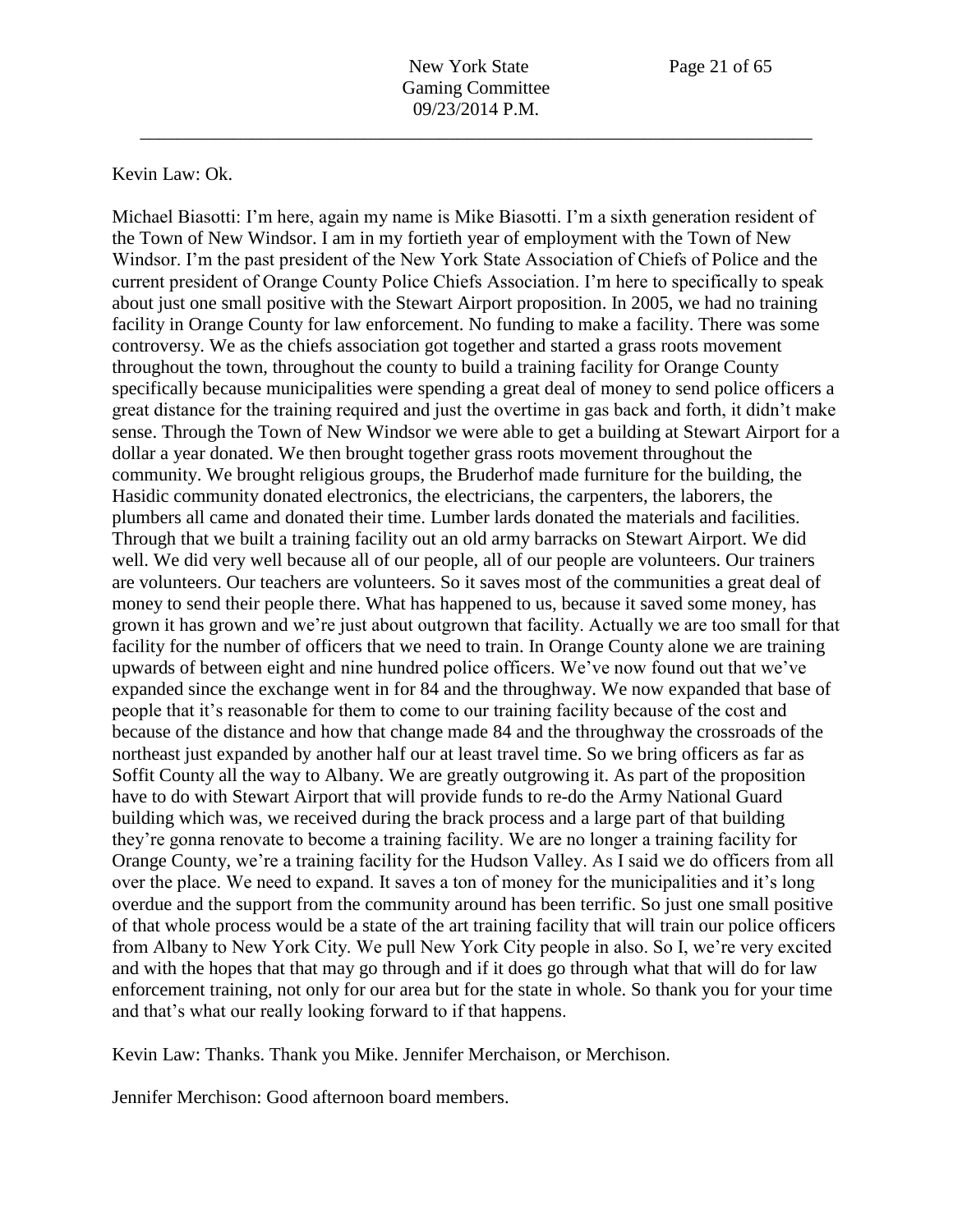Kevin Law: Ok.

Michael Biasotti: I'm here, again my name is Mike Biasotti. I'm a sixth generation resident of the Town of New Windsor. I am in my fortieth year of employment with the Town of New Windsor. I'm the past president of the New York State Association of Chiefs of Police and the current president of Orange County Police Chiefs Association. I'm here to specifically to speak about just one small positive with the Stewart Airport proposition. In 2005, we had no training facility in Orange County for law enforcement. No funding to make a facility. There was some controversy. We as the chiefs association got together and started a grass roots movement throughout the town, throughout the county to build a training facility for Orange County specifically because municipalities were spending a great deal of money to send police officers a great distance for the training required and just the overtime in gas back and forth, it didn't make sense. Through the Town of New Windsor we were able to get a building at Stewart Airport for a dollar a year donated. We then brought together grass roots movement throughout the community. We brought religious groups, the Bruderhof made furniture for the building, the Hasidic community donated electronics, the electricians, the carpenters, the laborers, the plumbers all came and donated their time. Lumber lards donated the materials and facilities. Through that we built a training facility out an old army barracks on Stewart Airport. We did well. We did very well because all of our people, all of our people are volunteers. Our trainers are volunteers. Our teachers are volunteers. So it saves most of the communities a great deal of money to send their people there. What has happened to us, because it saved some money, has grown it has grown and we're just about outgrown that facility. Actually we are too small for that facility for the number of officers that we need to train. In Orange County alone we are training upwards of between eight and nine hundred police officers. We've now found out that we've expanded since the exchange went in for 84 and the throughway. We now expanded that base of people that it's reasonable for them to come to our training facility because of the cost and because of the distance and how that change made 84 and the throughway the crossroads of the northeast just expanded by another half our at least travel time. So we bring officers as far as Soffit County all the way to Albany. We are greatly outgrowing it. As part of the proposition have to do with Stewart Airport that will provide funds to re-do the Army National Guard building which was, we received during the brack process and a large part of that building they're gonna renovate to become a training facility. We are no longer a training facility for Orange County, we're a training facility for the Hudson Valley. As I said we do officers from all over the place. We need to expand. It saves a ton of money for the municipalities and it's long overdue and the support from the community around has been terrific. So just one small positive of that whole process would be a state of the art training facility that will train our police officers from Albany to New York City. We pull New York City people in also. So I, we're very excited and with the hopes that that may go through and if it does go through what that will do for law enforcement training, not only for our area but for the state in whole. So thank you for your time and that's what our really looking forward to if that happens.

Kevin Law: Thanks. Thank you Mike. Jennifer Merchaison, or Merchison.

Jennifer Merchison: Good afternoon board members.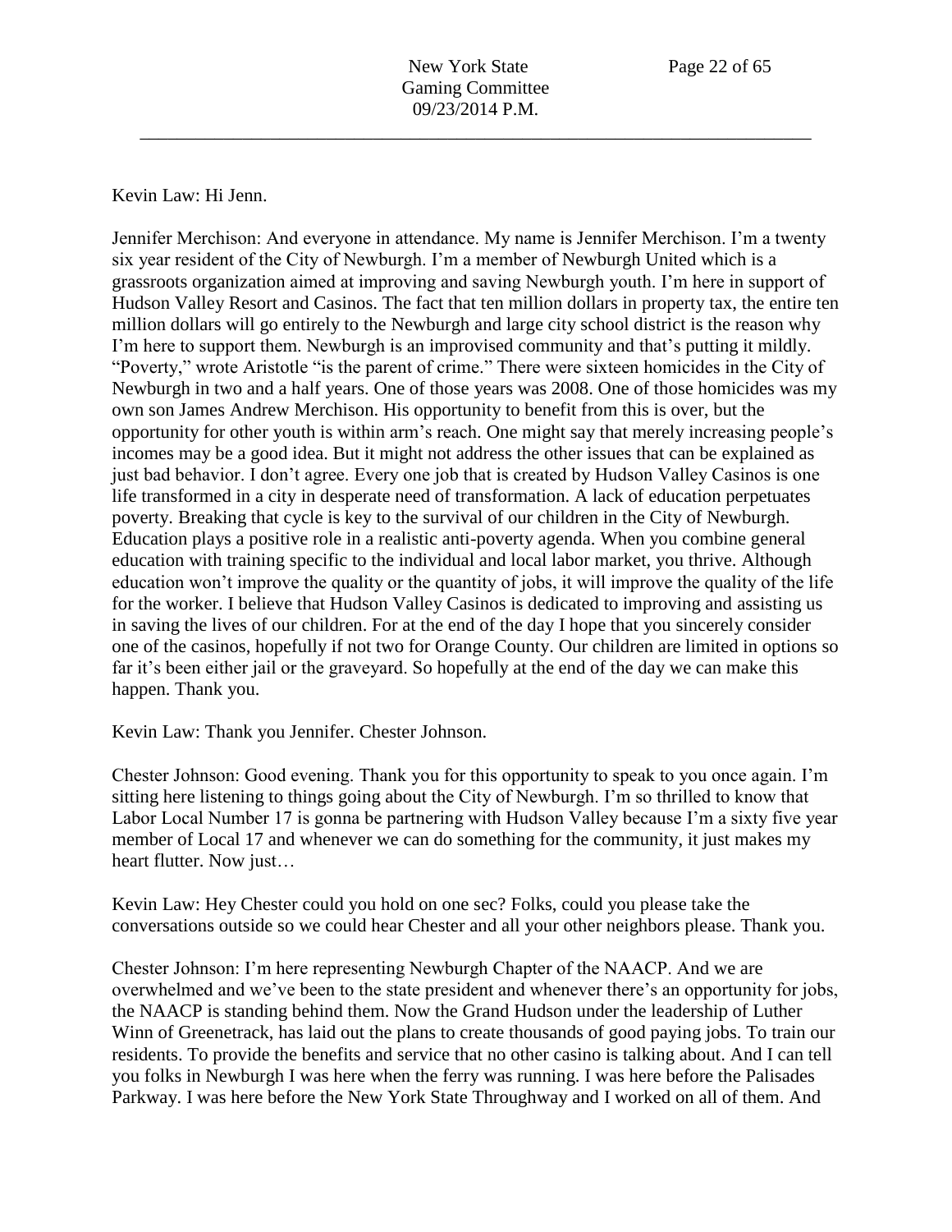Kevin Law: Hi Jenn.

Jennifer Merchison: And everyone in attendance. My name is Jennifer Merchison. I'm a twenty six year resident of the City of Newburgh. I'm a member of Newburgh United which is a grassroots organization aimed at improving and saving Newburgh youth. I'm here in support of Hudson Valley Resort and Casinos. The fact that ten million dollars in property tax, the entire ten million dollars will go entirely to the Newburgh and large city school district is the reason why I'm here to support them. Newburgh is an improvised community and that's putting it mildly. "Poverty," wrote Aristotle "is the parent of crime." There were sixteen homicides in the City of Newburgh in two and a half years. One of those years was 2008. One of those homicides was my own son James Andrew Merchison. His opportunity to benefit from this is over, but the opportunity for other youth is within arm's reach. One might say that merely increasing people's incomes may be a good idea. But it might not address the other issues that can be explained as just bad behavior. I don't agree. Every one job that is created by Hudson Valley Casinos is one life transformed in a city in desperate need of transformation. A lack of education perpetuates poverty. Breaking that cycle is key to the survival of our children in the City of Newburgh. Education plays a positive role in a realistic anti-poverty agenda. When you combine general education with training specific to the individual and local labor market, you thrive. Although education won't improve the quality or the quantity of jobs, it will improve the quality of the life for the worker. I believe that Hudson Valley Casinos is dedicated to improving and assisting us in saving the lives of our children. For at the end of the day I hope that you sincerely consider one of the casinos, hopefully if not two for Orange County. Our children are limited in options so far it's been either jail or the graveyard. So hopefully at the end of the day we can make this happen. Thank you.

Kevin Law: Thank you Jennifer. Chester Johnson.

Chester Johnson: Good evening. Thank you for this opportunity to speak to you once again. I'm sitting here listening to things going about the City of Newburgh. I'm so thrilled to know that Labor Local Number 17 is gonna be partnering with Hudson Valley because I'm a sixty five year member of Local 17 and whenever we can do something for the community, it just makes my heart flutter. Now just…

Kevin Law: Hey Chester could you hold on one sec? Folks, could you please take the conversations outside so we could hear Chester and all your other neighbors please. Thank you.

Chester Johnson: I'm here representing Newburgh Chapter of the NAACP. And we are overwhelmed and we've been to the state president and whenever there's an opportunity for jobs, the NAACP is standing behind them. Now the Grand Hudson under the leadership of Luther Winn of Greenetrack, has laid out the plans to create thousands of good paying jobs. To train our residents. To provide the benefits and service that no other casino is talking about. And I can tell you folks in Newburgh I was here when the ferry was running. I was here before the Palisades Parkway. I was here before the New York State Throughway and I worked on all of them. And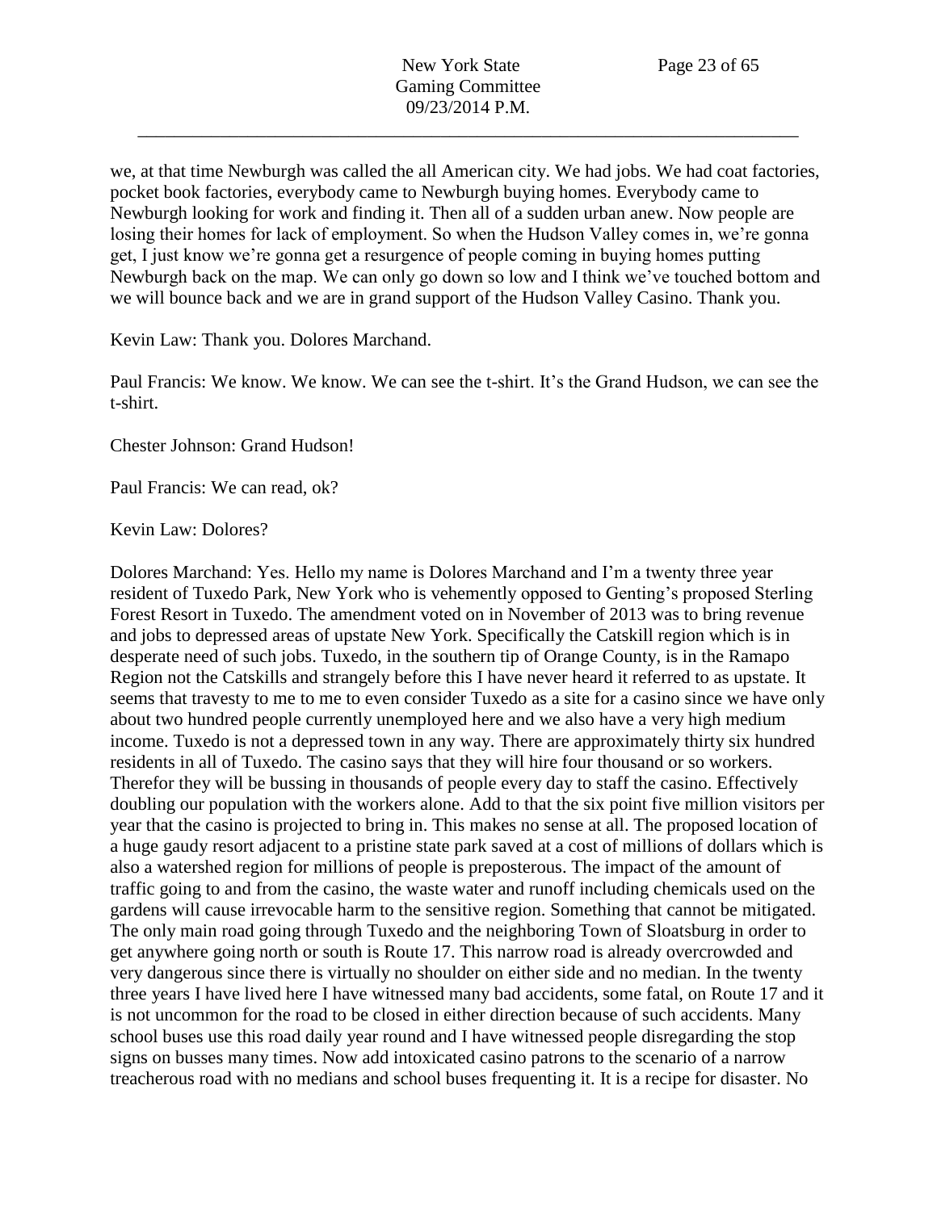we, at that time Newburgh was called the all American city. We had jobs. We had coat factories, pocket book factories, everybody came to Newburgh buying homes. Everybody came to Newburgh looking for work and finding it. Then all of a sudden urban anew. Now people are losing their homes for lack of employment. So when the Hudson Valley comes in, we're gonna get, I just know we're gonna get a resurgence of people coming in buying homes putting Newburgh back on the map. We can only go down so low and I think we've touched bottom and we will bounce back and we are in grand support of the Hudson Valley Casino. Thank you.

Kevin Law: Thank you. Dolores Marchand.

Paul Francis: We know. We know. We can see the t-shirt. It's the Grand Hudson, we can see the t-shirt.

Chester Johnson: Grand Hudson!

Paul Francis: We can read, ok?

Kevin Law: Dolores?

Dolores Marchand: Yes. Hello my name is Dolores Marchand and I'm a twenty three year resident of Tuxedo Park, New York who is vehemently opposed to Genting's proposed Sterling Forest Resort in Tuxedo. The amendment voted on in November of 2013 was to bring revenue and jobs to depressed areas of upstate New York. Specifically the Catskill region which is in desperate need of such jobs. Tuxedo, in the southern tip of Orange County, is in the Ramapo Region not the Catskills and strangely before this I have never heard it referred to as upstate. It seems that travesty to me to me to even consider Tuxedo as a site for a casino since we have only about two hundred people currently unemployed here and we also have a very high medium income. Tuxedo is not a depressed town in any way. There are approximately thirty six hundred residents in all of Tuxedo. The casino says that they will hire four thousand or so workers. Therefor they will be bussing in thousands of people every day to staff the casino. Effectively doubling our population with the workers alone. Add to that the six point five million visitors per year that the casino is projected to bring in. This makes no sense at all. The proposed location of a huge gaudy resort adjacent to a pristine state park saved at a cost of millions of dollars which is also a watershed region for millions of people is preposterous. The impact of the amount of traffic going to and from the casino, the waste water and runoff including chemicals used on the gardens will cause irrevocable harm to the sensitive region. Something that cannot be mitigated. The only main road going through Tuxedo and the neighboring Town of Sloatsburg in order to get anywhere going north or south is Route 17. This narrow road is already overcrowded and very dangerous since there is virtually no shoulder on either side and no median. In the twenty three years I have lived here I have witnessed many bad accidents, some fatal, on Route 17 and it is not uncommon for the road to be closed in either direction because of such accidents. Many school buses use this road daily year round and I have witnessed people disregarding the stop signs on busses many times. Now add intoxicated casino patrons to the scenario of a narrow treacherous road with no medians and school buses frequenting it. It is a recipe for disaster. No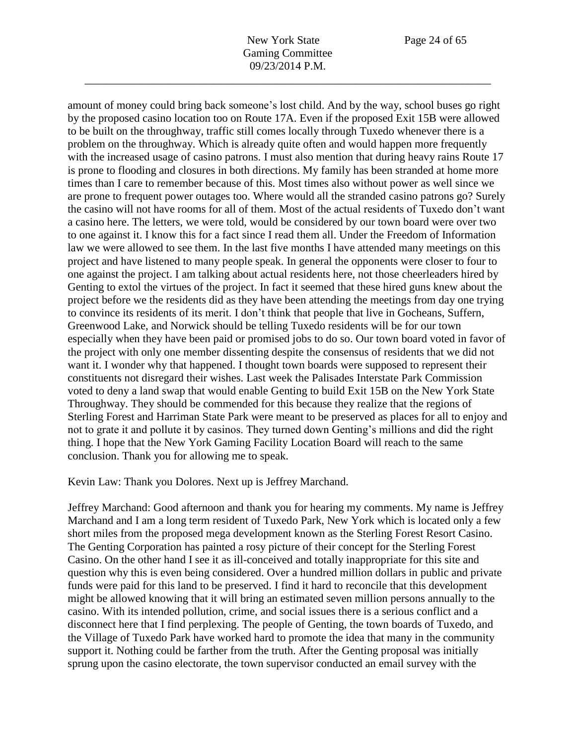amount of money could bring back someone's lost child. And by the way, school buses go right by the proposed casino location too on Route 17A. Even if the proposed Exit 15B were allowed to be built on the throughway, traffic still comes locally through Tuxedo whenever there is a problem on the throughway. Which is already quite often and would happen more frequently with the increased usage of casino patrons. I must also mention that during heavy rains Route 17 is prone to flooding and closures in both directions. My family has been stranded at home more times than I care to remember because of this. Most times also without power as well since we are prone to frequent power outages too. Where would all the stranded casino patrons go? Surely the casino will not have rooms for all of them. Most of the actual residents of Tuxedo don't want a casino here. The letters, we were told, would be considered by our town board were over two to one against it. I know this for a fact since I read them all. Under the Freedom of Information law we were allowed to see them. In the last five months I have attended many meetings on this project and have listened to many people speak. In general the opponents were closer to four to one against the project. I am talking about actual residents here, not those cheerleaders hired by Genting to extol the virtues of the project. In fact it seemed that these hired guns knew about the project before we the residents did as they have been attending the meetings from day one trying to convince its residents of its merit. I don't think that people that live in Gocheans, Suffern, Greenwood Lake, and Norwick should be telling Tuxedo residents will be for our town especially when they have been paid or promised jobs to do so. Our town board voted in favor of the project with only one member dissenting despite the consensus of residents that we did not want it. I wonder why that happened. I thought town boards were supposed to represent their constituents not disregard their wishes. Last week the Palisades Interstate Park Commission voted to deny a land swap that would enable Genting to build Exit 15B on the New York State Throughway. They should be commended for this because they realize that the regions of Sterling Forest and Harriman State Park were meant to be preserved as places for all to enjoy and not to grate it and pollute it by casinos. They turned down Genting's millions and did the right thing. I hope that the New York Gaming Facility Location Board will reach to the same conclusion. Thank you for allowing me to speak.

Kevin Law: Thank you Dolores. Next up is Jeffrey Marchand.

Jeffrey Marchand: Good afternoon and thank you for hearing my comments. My name is Jeffrey Marchand and I am a long term resident of Tuxedo Park, New York which is located only a few short miles from the proposed mega development known as the Sterling Forest Resort Casino. The Genting Corporation has painted a rosy picture of their concept for the Sterling Forest Casino. On the other hand I see it as ill-conceived and totally inappropriate for this site and question why this is even being considered. Over a hundred million dollars in public and private funds were paid for this land to be preserved. I find it hard to reconcile that this development might be allowed knowing that it will bring an estimated seven million persons annually to the casino. With its intended pollution, crime, and social issues there is a serious conflict and a disconnect here that I find perplexing. The people of Genting, the town boards of Tuxedo, and the Village of Tuxedo Park have worked hard to promote the idea that many in the community support it. Nothing could be farther from the truth. After the Genting proposal was initially sprung upon the casino electorate, the town supervisor conducted an email survey with the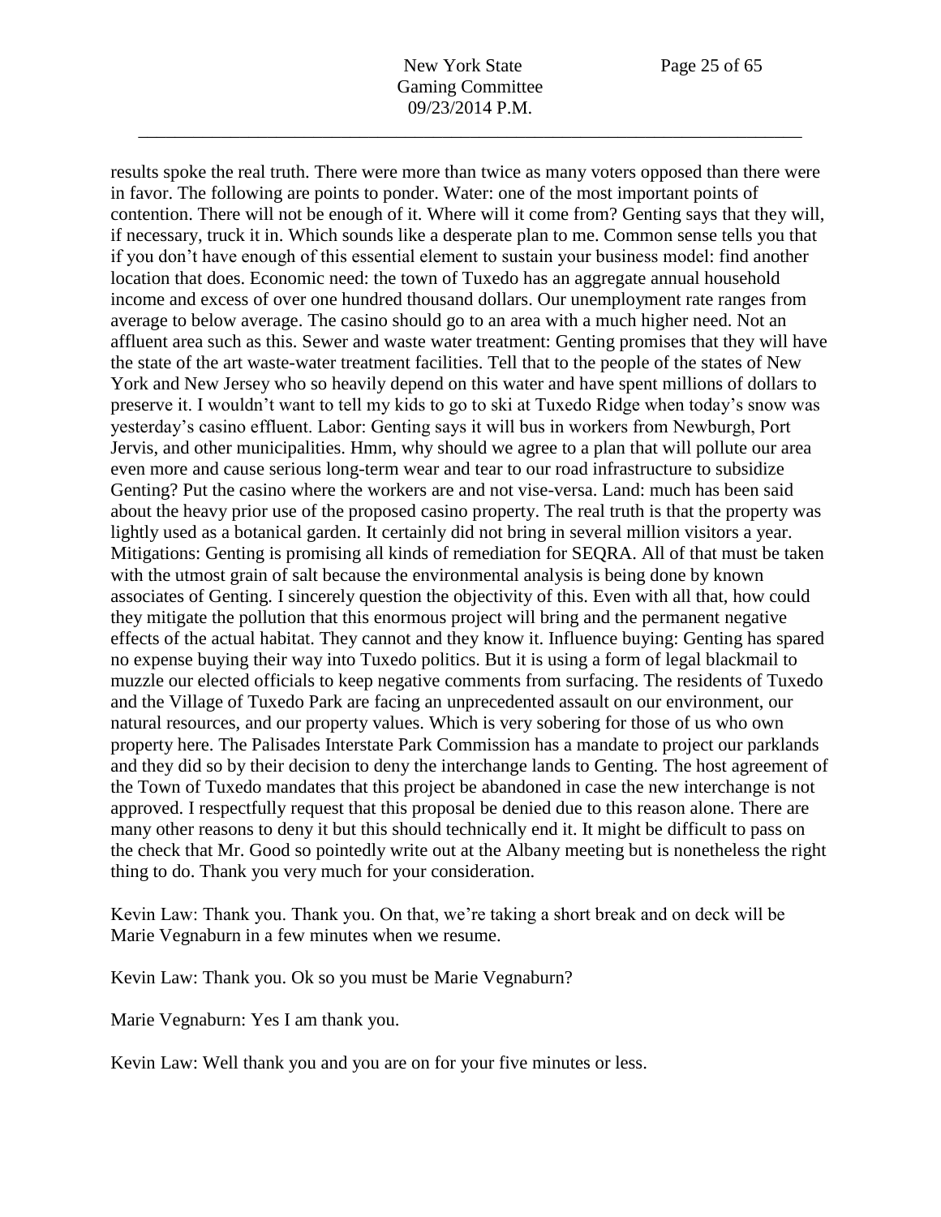results spoke the real truth. There were more than twice as many voters opposed than there were in favor. The following are points to ponder. Water: one of the most important points of contention. There will not be enough of it. Where will it come from? Genting says that they will, if necessary, truck it in. Which sounds like a desperate plan to me. Common sense tells you that if you don't have enough of this essential element to sustain your business model: find another location that does. Economic need: the town of Tuxedo has an aggregate annual household income and excess of over one hundred thousand dollars. Our unemployment rate ranges from average to below average. The casino should go to an area with a much higher need. Not an affluent area such as this. Sewer and waste water treatment: Genting promises that they will have the state of the art waste-water treatment facilities. Tell that to the people of the states of New York and New Jersey who so heavily depend on this water and have spent millions of dollars to preserve it. I wouldn't want to tell my kids to go to ski at Tuxedo Ridge when today's snow was yesterday's casino effluent. Labor: Genting says it will bus in workers from Newburgh, Port Jervis, and other municipalities. Hmm, why should we agree to a plan that will pollute our area even more and cause serious long-term wear and tear to our road infrastructure to subsidize Genting? Put the casino where the workers are and not vise-versa. Land: much has been said about the heavy prior use of the proposed casino property. The real truth is that the property was lightly used as a botanical garden. It certainly did not bring in several million visitors a year. Mitigations: Genting is promising all kinds of remediation for SEQRA. All of that must be taken with the utmost grain of salt because the environmental analysis is being done by known associates of Genting. I sincerely question the objectivity of this. Even with all that, how could they mitigate the pollution that this enormous project will bring and the permanent negative effects of the actual habitat. They cannot and they know it. Influence buying: Genting has spared no expense buying their way into Tuxedo politics. But it is using a form of legal blackmail to muzzle our elected officials to keep negative comments from surfacing. The residents of Tuxedo and the Village of Tuxedo Park are facing an unprecedented assault on our environment, our natural resources, and our property values. Which is very sobering for those of us who own property here. The Palisades Interstate Park Commission has a mandate to project our parklands and they did so by their decision to deny the interchange lands to Genting. The host agreement of the Town of Tuxedo mandates that this project be abandoned in case the new interchange is not approved. I respectfully request that this proposal be denied due to this reason alone. There are many other reasons to deny it but this should technically end it. It might be difficult to pass on the check that Mr. Good so pointedly write out at the Albany meeting but is nonetheless the right thing to do. Thank you very much for your consideration.

Kevin Law: Thank you. Thank you. On that, we're taking a short break and on deck will be Marie Vegnaburn in a few minutes when we resume.

Kevin Law: Thank you. Ok so you must be Marie Vegnaburn?

Marie Vegnaburn: Yes I am thank you.

Kevin Law: Well thank you and you are on for your five minutes or less.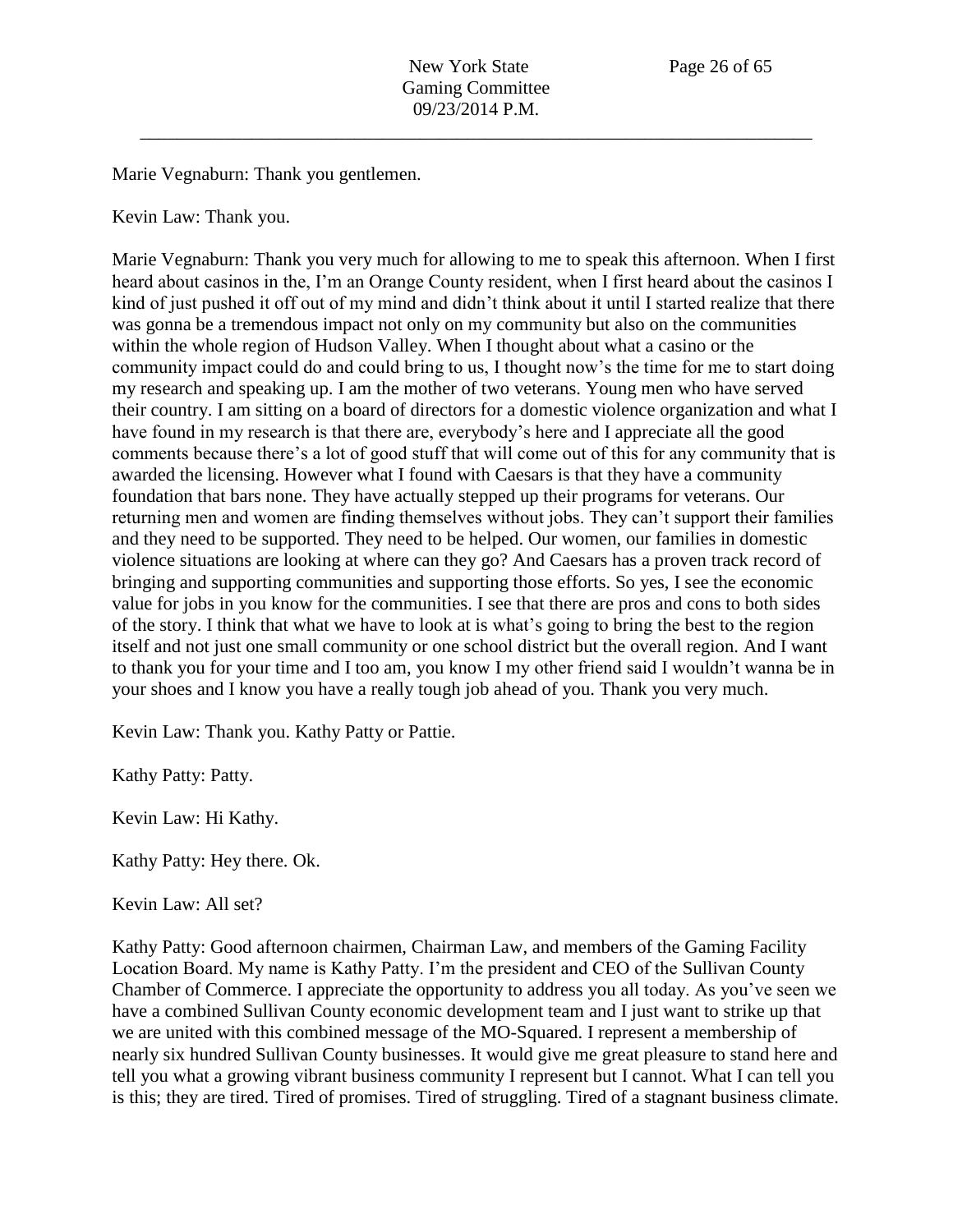Marie Vegnaburn: Thank you gentlemen.

Kevin Law: Thank you.

Marie Vegnaburn: Thank you very much for allowing to me to speak this afternoon. When I first heard about casinos in the, I'm an Orange County resident, when I first heard about the casinos I kind of just pushed it off out of my mind and didn't think about it until I started realize that there was gonna be a tremendous impact not only on my community but also on the communities within the whole region of Hudson Valley. When I thought about what a casino or the community impact could do and could bring to us, I thought now's the time for me to start doing my research and speaking up. I am the mother of two veterans. Young men who have served their country. I am sitting on a board of directors for a domestic violence organization and what I have found in my research is that there are, everybody's here and I appreciate all the good comments because there's a lot of good stuff that will come out of this for any community that is awarded the licensing. However what I found with Caesars is that they have a community foundation that bars none. They have actually stepped up their programs for veterans. Our returning men and women are finding themselves without jobs. They can't support their families and they need to be supported. They need to be helped. Our women, our families in domestic violence situations are looking at where can they go? And Caesars has a proven track record of bringing and supporting communities and supporting those efforts. So yes, I see the economic value for jobs in you know for the communities. I see that there are pros and cons to both sides of the story. I think that what we have to look at is what's going to bring the best to the region itself and not just one small community or one school district but the overall region. And I want to thank you for your time and I too am, you know I my other friend said I wouldn't wanna be in your shoes and I know you have a really tough job ahead of you. Thank you very much.

Kevin Law: Thank you. Kathy Patty or Pattie.

Kathy Patty: Patty.

Kevin Law: Hi Kathy.

Kathy Patty: Hey there. Ok.

Kevin Law: All set?

Kathy Patty: Good afternoon chairmen, Chairman Law, and members of the Gaming Facility Location Board. My name is Kathy Patty. I'm the president and CEO of the Sullivan County Chamber of Commerce. I appreciate the opportunity to address you all today. As you've seen we have a combined Sullivan County economic development team and I just want to strike up that we are united with this combined message of the MO-Squared. I represent a membership of nearly six hundred Sullivan County businesses. It would give me great pleasure to stand here and tell you what a growing vibrant business community I represent but I cannot. What I can tell you is this; they are tired. Tired of promises. Tired of struggling. Tired of a stagnant business climate.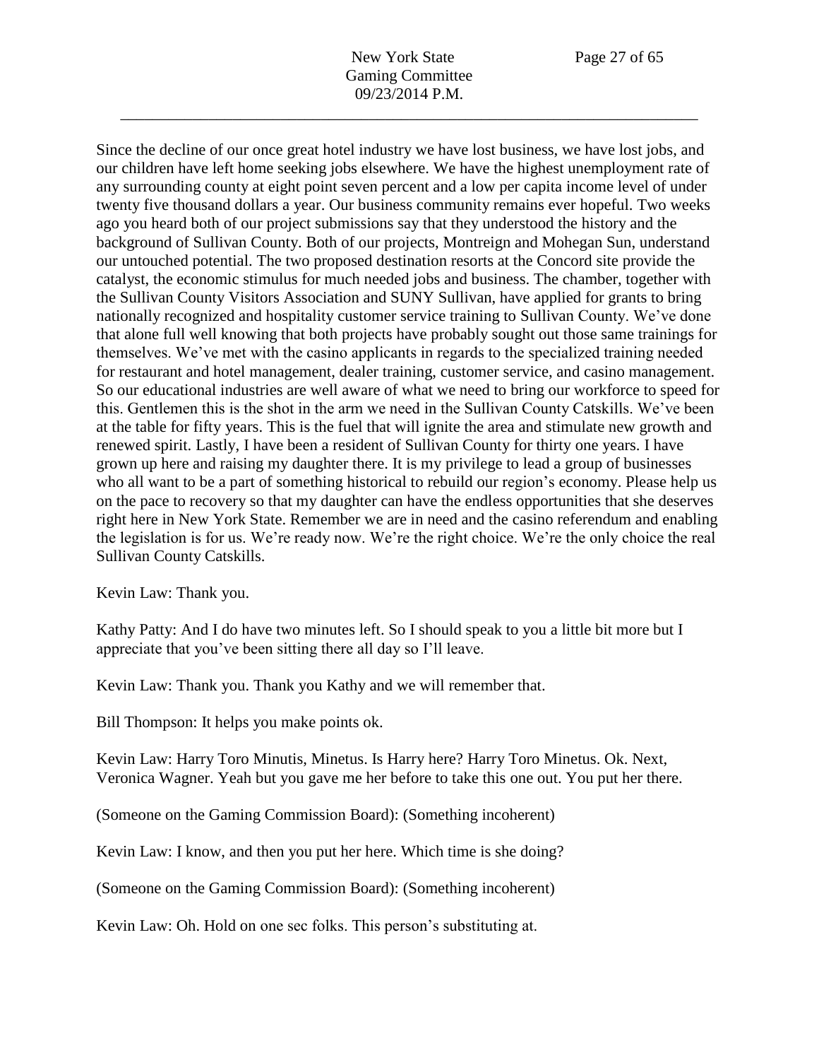Since the decline of our once great hotel industry we have lost business, we have lost jobs, and our children have left home seeking jobs elsewhere. We have the highest unemployment rate of any surrounding county at eight point seven percent and a low per capita income level of under twenty five thousand dollars a year. Our business community remains ever hopeful. Two weeks ago you heard both of our project submissions say that they understood the history and the background of Sullivan County. Both of our projects, Montreign and Mohegan Sun, understand our untouched potential. The two proposed destination resorts at the Concord site provide the catalyst, the economic stimulus for much needed jobs and business. The chamber, together with the Sullivan County Visitors Association and SUNY Sullivan, have applied for grants to bring nationally recognized and hospitality customer service training to Sullivan County. We've done that alone full well knowing that both projects have probably sought out those same trainings for themselves. We've met with the casino applicants in regards to the specialized training needed for restaurant and hotel management, dealer training, customer service, and casino management. So our educational industries are well aware of what we need to bring our workforce to speed for this. Gentlemen this is the shot in the arm we need in the Sullivan County Catskills. We've been at the table for fifty years. This is the fuel that will ignite the area and stimulate new growth and renewed spirit. Lastly, I have been a resident of Sullivan County for thirty one years. I have grown up here and raising my daughter there. It is my privilege to lead a group of businesses who all want to be a part of something historical to rebuild our region's economy. Please help us on the pace to recovery so that my daughter can have the endless opportunities that she deserves right here in New York State. Remember we are in need and the casino referendum and enabling the legislation is for us. We're ready now. We're the right choice. We're the only choice the real Sullivan County Catskills.

Kevin Law: Thank you.

Kathy Patty: And I do have two minutes left. So I should speak to you a little bit more but I appreciate that you've been sitting there all day so I'll leave.

Kevin Law: Thank you. Thank you Kathy and we will remember that.

Bill Thompson: It helps you make points ok.

Kevin Law: Harry Toro Minutis, Minetus. Is Harry here? Harry Toro Minetus. Ok. Next, Veronica Wagner. Yeah but you gave me her before to take this one out. You put her there.

(Someone on the Gaming Commission Board): (Something incoherent)

Kevin Law: I know, and then you put her here. Which time is she doing?

(Someone on the Gaming Commission Board): (Something incoherent)

Kevin Law: Oh. Hold on one sec folks. This person's substituting at.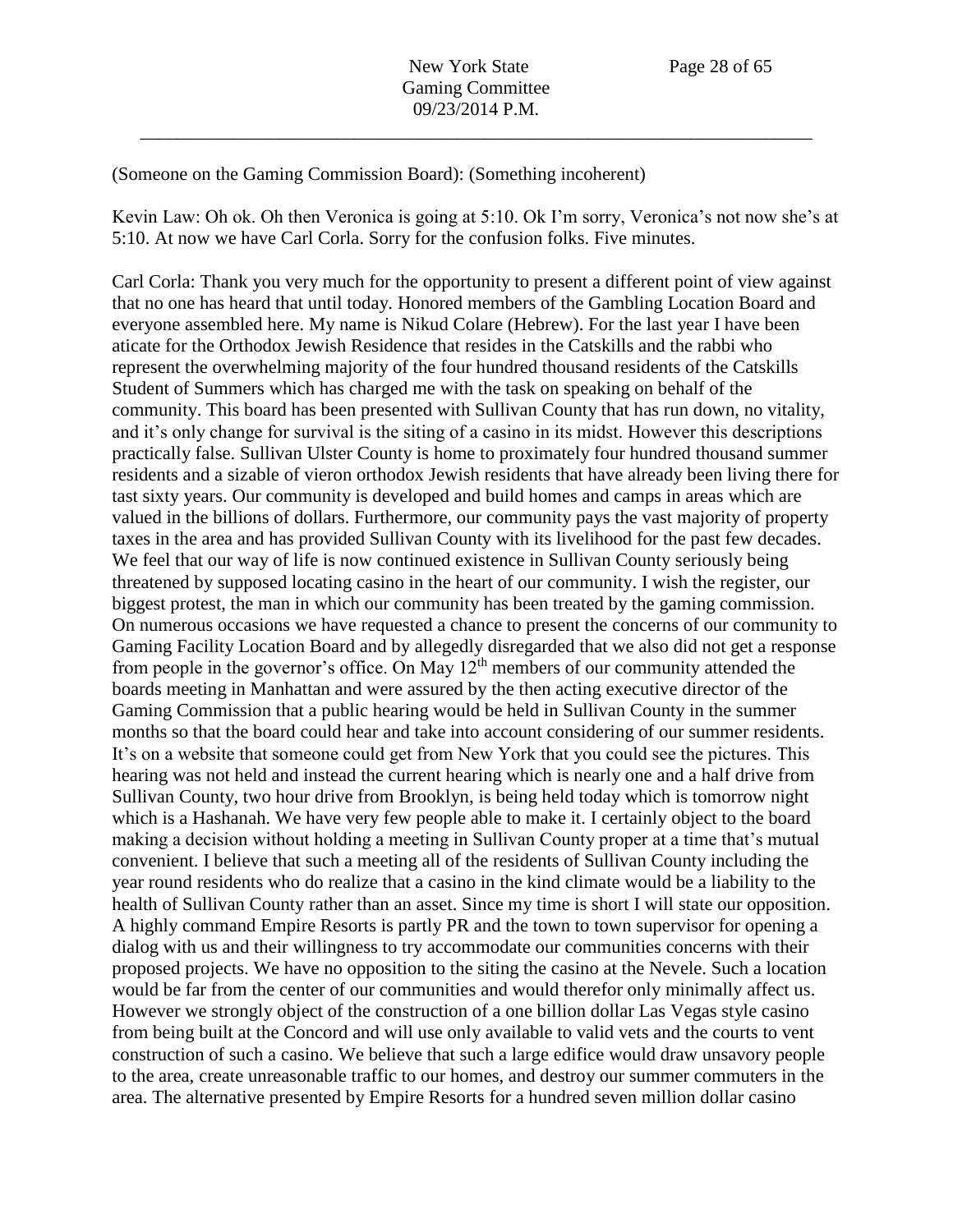(Someone on the Gaming Commission Board): (Something incoherent)

Kevin Law: Oh ok. Oh then Veronica is going at 5:10. Ok I'm sorry, Veronica's not now she's at 5:10. At now we have Carl Corla. Sorry for the confusion folks. Five minutes.

Carl Corla: Thank you very much for the opportunity to present a different point of view against that no one has heard that until today. Honored members of the Gambling Location Board and everyone assembled here. My name is Nikud Colare (Hebrew). For the last year I have been aticate for the Orthodox Jewish Residence that resides in the Catskills and the rabbi who represent the overwhelming majority of the four hundred thousand residents of the Catskills Student of Summers which has charged me with the task on speaking on behalf of the community. This board has been presented with Sullivan County that has run down, no vitality, and it's only change for survival is the siting of a casino in its midst. However this descriptions practically false. Sullivan Ulster County is home to proximately four hundred thousand summer residents and a sizable of vieron orthodox Jewish residents that have already been living there for tast sixty years. Our community is developed and build homes and camps in areas which are valued in the billions of dollars. Furthermore, our community pays the vast majority of property taxes in the area and has provided Sullivan County with its livelihood for the past few decades. We feel that our way of life is now continued existence in Sullivan County seriously being threatened by supposed locating casino in the heart of our community. I wish the register, our biggest protest, the man in which our community has been treated by the gaming commission. On numerous occasions we have requested a chance to present the concerns of our community to Gaming Facility Location Board and by allegedly disregarded that we also did not get a response from people in the governor's office. On May 12th members of our community attended the boards meeting in Manhattan and were assured by the then acting executive director of the Gaming Commission that a public hearing would be held in Sullivan County in the summer months so that the board could hear and take into account considering of our summer residents. It's on a website that someone could get from New York that you could see the pictures. This hearing was not held and instead the current hearing which is nearly one and a half drive from Sullivan County, two hour drive from Brooklyn, is being held today which is tomorrow night which is a Hashanah. We have very few people able to make it. I certainly object to the board making a decision without holding a meeting in Sullivan County proper at a time that's mutual convenient. I believe that such a meeting all of the residents of Sullivan County including the year round residents who do realize that a casino in the kind climate would be a liability to the health of Sullivan County rather than an asset. Since my time is short I will state our opposition. A highly command Empire Resorts is partly PR and the town to town supervisor for opening a dialog with us and their willingness to try accommodate our communities concerns with their proposed projects. We have no opposition to the siting the casino at the Nevele. Such a location would be far from the center of our communities and would therefor only minimally affect us. However we strongly object of the construction of a one billion dollar Las Vegas style casino from being built at the Concord and will use only available to valid vets and the courts to vent construction of such a casino. We believe that such a large edifice would draw unsavory people to the area, create unreasonable traffic to our homes, and destroy our summer commuters in the area. The alternative presented by Empire Resorts for a hundred seven million dollar casino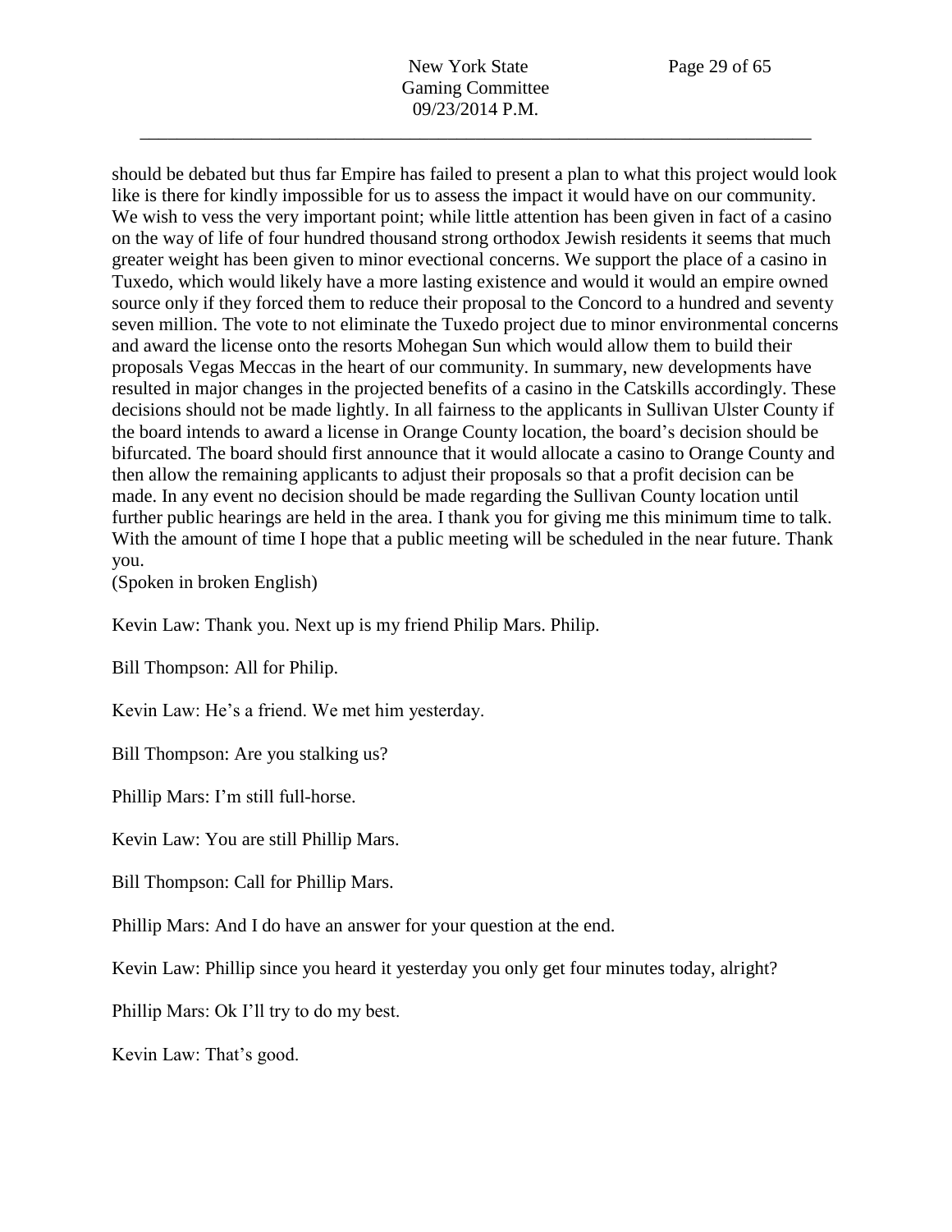should be debated but thus far Empire has failed to present a plan to what this project would look like is there for kindly impossible for us to assess the impact it would have on our community. We wish to vess the very important point; while little attention has been given in fact of a casino on the way of life of four hundred thousand strong orthodox Jewish residents it seems that much greater weight has been given to minor evectional concerns. We support the place of a casino in Tuxedo, which would likely have a more lasting existence and would it would an empire owned source only if they forced them to reduce their proposal to the Concord to a hundred and seventy seven million. The vote to not eliminate the Tuxedo project due to minor environmental concerns and award the license onto the resorts Mohegan Sun which would allow them to build their proposals Vegas Meccas in the heart of our community. In summary, new developments have resulted in major changes in the projected benefits of a casino in the Catskills accordingly. These decisions should not be made lightly. In all fairness to the applicants in Sullivan Ulster County if the board intends to award a license in Orange County location, the board's decision should be bifurcated. The board should first announce that it would allocate a casino to Orange County and then allow the remaining applicants to adjust their proposals so that a profit decision can be made. In any event no decision should be made regarding the Sullivan County location until further public hearings are held in the area. I thank you for giving me this minimum time to talk. With the amount of time I hope that a public meeting will be scheduled in the near future. Thank you.
(Spoken in broken English)

Kevin Law: Thank you. Next up is my friend Philip Mars. Philip.

Bill Thompson: All for Philip.

Kevin Law: He's a friend. We met him yesterday.

Bill Thompson: Are you stalking us?

Phillip Mars: I'm still full-horse.

Kevin Law: You are still Phillip Mars.

Bill Thompson: Call for Phillip Mars.

Phillip Mars: And I do have an answer for your question at the end.

Kevin Law: Phillip since you heard it yesterday you only get four minutes today, alright?

Phillip Mars: Ok I'll try to do my best.

Kevin Law: That's good.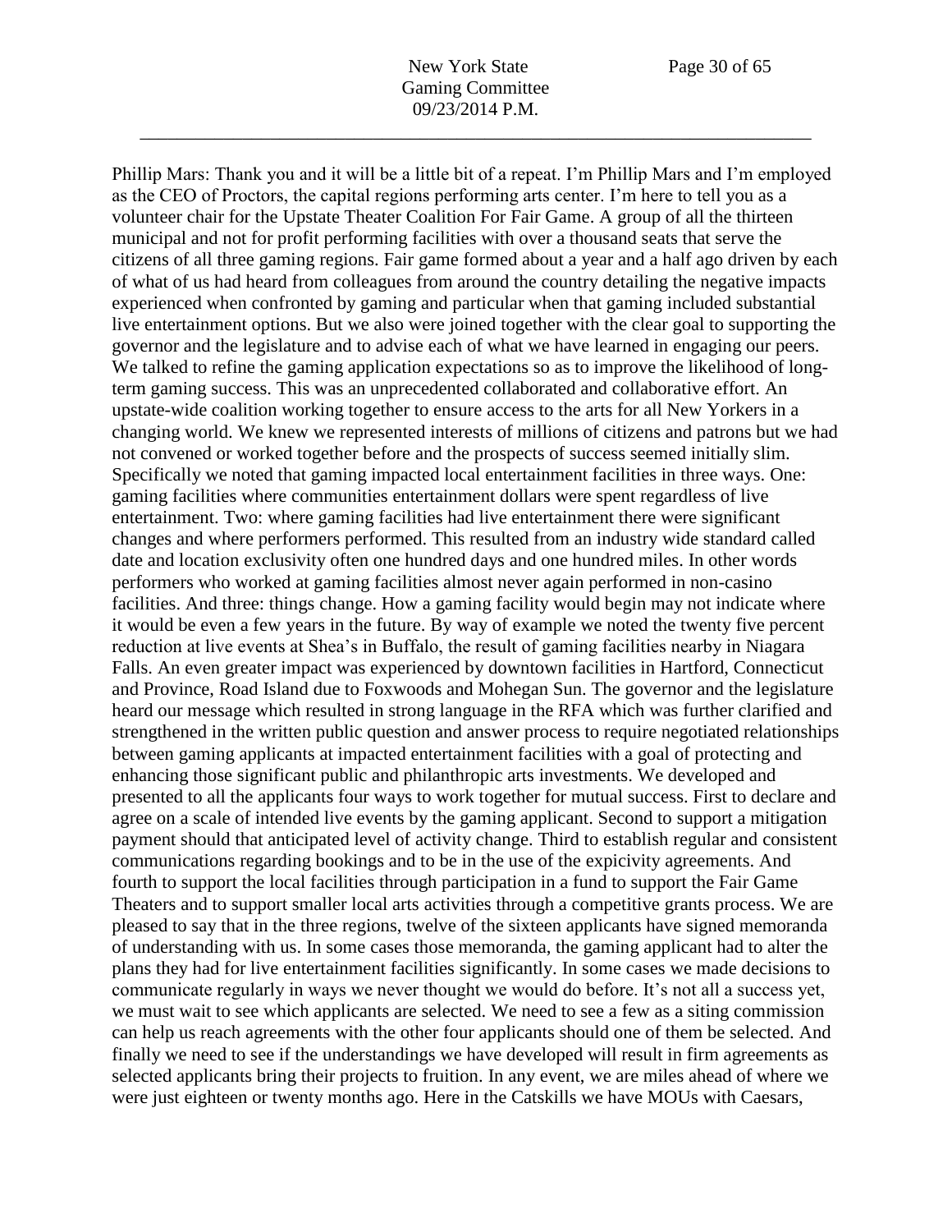Phillip Mars: Thank you and it will be a little bit of a repeat. I'm Phillip Mars and I'm employed as the CEO of Proctors, the capital regions performing arts center. I'm here to tell you as a volunteer chair for the Upstate Theater Coalition For Fair Game. A group of all the thirteen municipal and not for profit performing facilities with over a thousand seats that serve the citizens of all three gaming regions. Fair game formed about a year and a half ago driven by each of what of us had heard from colleagues from around the country detailing the negative impacts experienced when confronted by gaming and particular when that gaming included substantial live entertainment options. But we also were joined together with the clear goal to supporting the governor and the legislature and to advise each of what we have learned in engaging our peers. We talked to refine the gaming application expectations so as to improve the likelihood of long-term gaming success. This was an unprecedented collaborated and collaborative effort. An upstate-wide coalition working together to ensure access to the arts for all New Yorkers in a changing world. We knew we represented interests of millions of citizens and patrons but we had not convened or worked together before and the prospects of success seemed initially slim. Specifically we noted that gaming impacted local entertainment facilities in three ways. One: gaming facilities where communities entertainment dollars were spent regardless of live entertainment. Two: where gaming facilities had live entertainment there were significant changes and where performers performed. This resulted from an industry wide standard called date and location exclusivity often one hundred days and one hundred miles. In other words performers who worked at gaming facilities almost never again performed in non-casino facilities. And three: things change. How a gaming facility would begin may not indicate where it would be even a few years in the future. By way of example we noted the twenty five percent reduction at live events at Shea's in Buffalo, the result of gaming facilities nearby in Niagara Falls. An even greater impact was experienced by downtown facilities in Hartford, Connecticut and Province, Road Island due to Foxwoods and Mohegan Sun. The governor and the legislature heard our message which resulted in strong language in the RFA which was further clarified and strengthened in the written public question and answer process to require negotiated relationships between gaming applicants at impacted entertainment facilities with a goal of protecting and enhancing those significant public and philanthropic arts investments. We developed and presented to all the applicants four ways to work together for mutual success. First to declare and agree on a scale of intended live events by the gaming applicant. Second to support a mitigation payment should that anticipated level of activity change. Third to establish regular and consistent communications regarding bookings and to be in the use of the expicivity agreements. And fourth to support the local facilities through participation in a fund to support the Fair Game Theaters and to support smaller local arts activities through a competitive grants process. We are pleased to say that in the three regions, twelve of the sixteen applicants have signed memoranda of understanding with us. In some cases those memoranda, the gaming applicant had to alter the plans they had for live entertainment facilities significantly. In some cases we made decisions to communicate regularly in ways we never thought we would do before. It's not all a success yet, we must wait to see which applicants are selected. We need to see a few as a siting commission can help us reach agreements with the other four applicants should one of them be selected. And finally we need to see if the understandings we have developed will result in firm agreements as selected applicants bring their projects to fruition. In any event, we are miles ahead of where we were just eighteen or twenty months ago. Here in the Catskills we have MOUs with Caesars,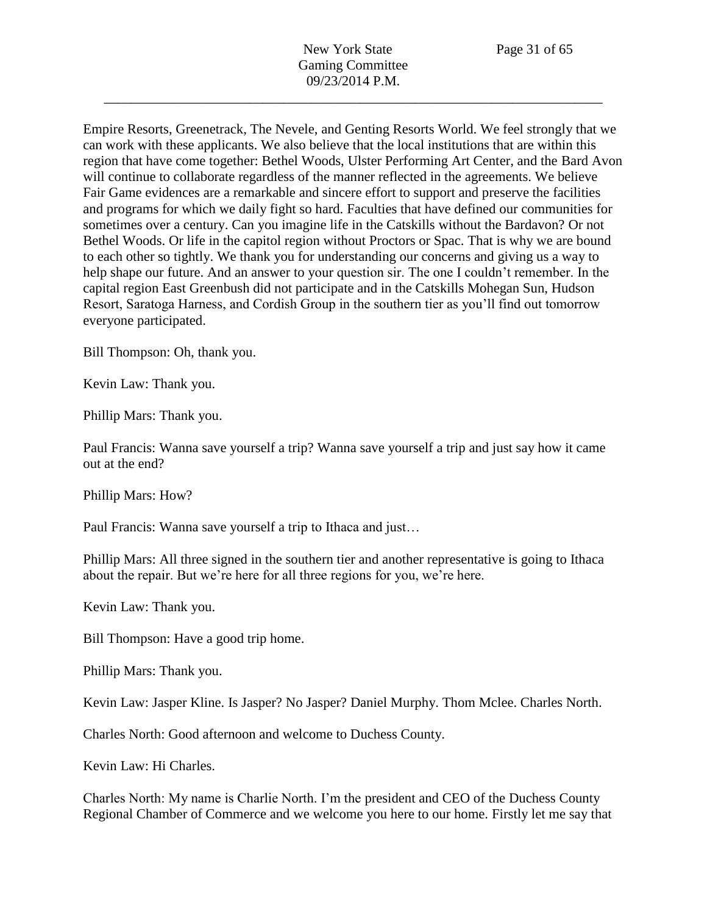Empire Resorts, Greenetrack, The Nevele, and Genting Resorts World. We feel strongly that we can work with these applicants. We also believe that the local institutions that are within this region that have come together: Bethel Woods, Ulster Performing Art Center, and the Bard Avon will continue to collaborate regardless of the manner reflected in the agreements. We believe Fair Game evidences are a remarkable and sincere effort to support and preserve the facilities and programs for which we daily fight so hard. Faculties that have defined our communities for sometimes over a century. Can you imagine life in the Catskills without the Bardavon? Or not Bethel Woods. Or life in the capitol region without Proctors or Spac. That is why we are bound to each other so tightly. We thank you for understanding our concerns and giving us a way to help shape our future. And an answer to your question sir. The one I couldn't remember. In the capital region East Greenbush did not participate and in the Catskills Mohegan Sun, Hudson Resort, Saratoga Harness, and Cordish Group in the southern tier as you'll find out tomorrow everyone participated.

Bill Thompson: Oh, thank you.

Kevin Law: Thank you.

Phillip Mars: Thank you.

Paul Francis: Wanna save yourself a trip? Wanna save yourself a trip and just say how it came out at the end?

Phillip Mars: How?

Paul Francis: Wanna save yourself a trip to Ithaca and just…

Phillip Mars: All three signed in the southern tier and another representative is going to Ithaca about the repair. But we're here for all three regions for you, we're here.

Kevin Law: Thank you.

Bill Thompson: Have a good trip home.

Phillip Mars: Thank you.

Kevin Law: Jasper Kline. Is Jasper? No Jasper? Daniel Murphy. Thom Mclee. Charles North.

Charles North: Good afternoon and welcome to Duchess County.

Kevin Law: Hi Charles.

Charles North: My name is Charlie North. I'm the president and CEO of the Duchess County Regional Chamber of Commerce and we welcome you here to our home. Firstly let me say that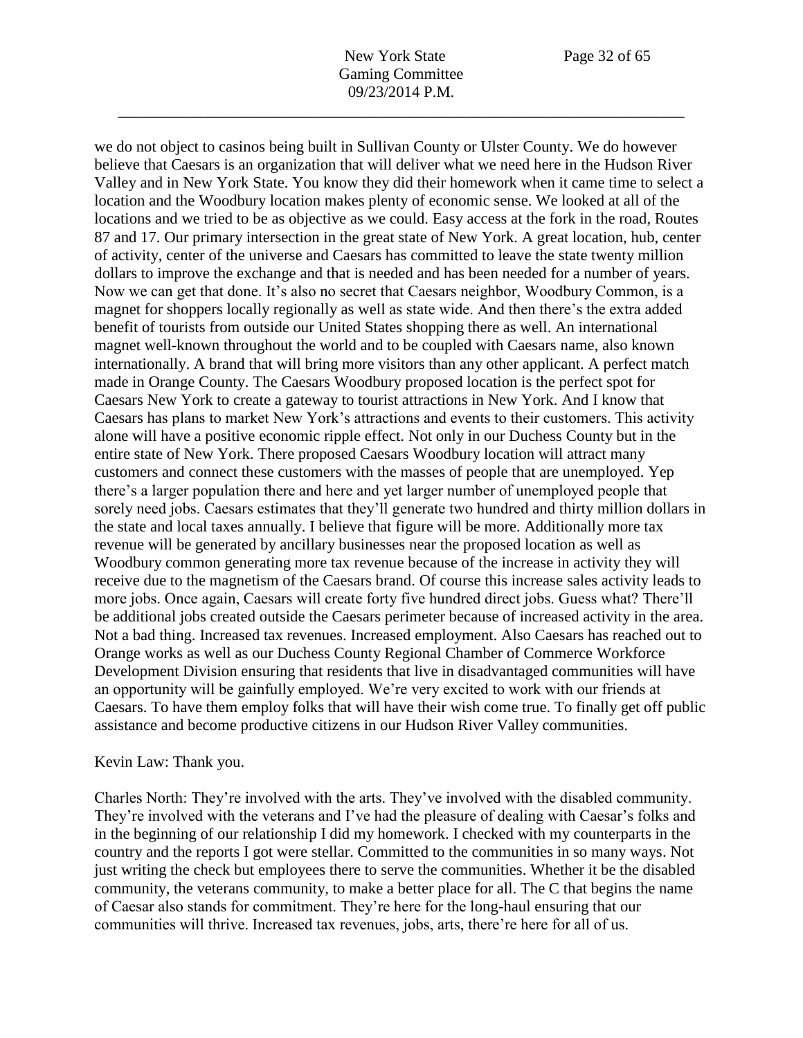we do not object to casinos being built in Sullivan County or Ulster County. We do however believe that Caesars is an organization that will deliver what we need here in the Hudson River Valley and in New York State. You know they did their homework when it came time to select a location and the Woodbury location makes plenty of economic sense. We looked at all of the locations and we tried to be as objective as we could. Easy access at the fork in the road, Routes 87 and 17. Our primary intersection in the great state of New York. A great location, hub, center of activity, center of the universe and Caesars has committed to leave the state twenty million dollars to improve the exchange and that is needed and has been needed for a number of years. Now we can get that done. It's also no secret that Caesars neighbor, Woodbury Common, is a magnet for shoppers locally regionally as well as state wide. And then there's the extra added benefit of tourists from outside our United States shopping there as well. An international magnet well-known throughout the world and to be coupled with Caesars name, also known internationally. A brand that will bring more visitors than any other applicant. A perfect match made in Orange County. The Caesars Woodbury proposed location is the perfect spot for Caesars New York to create a gateway to tourist attractions in New York. And I know that Caesars has plans to market New York's attractions and events to their customers. This activity alone will have a positive economic ripple effect. Not only in our Duchess County but in the entire state of New York. There proposed Caesars Woodbury location will attract many customers and connect these customers with the masses of people that are unemployed. Yep there's a larger population there and here and yet larger number of unemployed people that sorely need jobs. Caesars estimates that they'll generate two hundred and thirty million dollars in the state and local taxes annually. I believe that figure will be more. Additionally more tax revenue will be generated by ancillary businesses near the proposed location as well as Woodbury common generating more tax revenue because of the increase in activity they will receive due to the magnetism of the Caesars brand. Of course this increase sales activity leads to more jobs. Once again, Caesars will create forty five hundred direct jobs. Guess what? There'll be additional jobs created outside the Caesars perimeter because of increased activity in the area. Not a bad thing. Increased tax revenues. Increased employment. Also Caesars has reached out to Orange works as well as our Duchess County Regional Chamber of Commerce Workforce Development Division ensuring that residents that live in disadvantaged communities will have an opportunity will be gainfully employed. We're very excited to work with our friends at Caesars. To have them employ folks that will have their wish come true. To finally get off public assistance and become productive citizens in our Hudson River Valley communities.

Kevin Law: Thank you.

Charles North: They're involved with the arts. They've involved with the disabled community. They're involved with the veterans and I've had the pleasure of dealing with Caesar's folks and in the beginning of our relationship I did my homework. I checked with my counterparts in the country and the reports I got were stellar. Committed to the communities in so many ways. Not just writing the check but employees there to serve the communities. Whether it be the disabled community, the veterans community, to make a better place for all. The C that begins the name of Caesar also stands for commitment. They're here for the long-haul ensuring that our communities will thrive. Increased tax revenues, jobs, arts, there're here for all of us.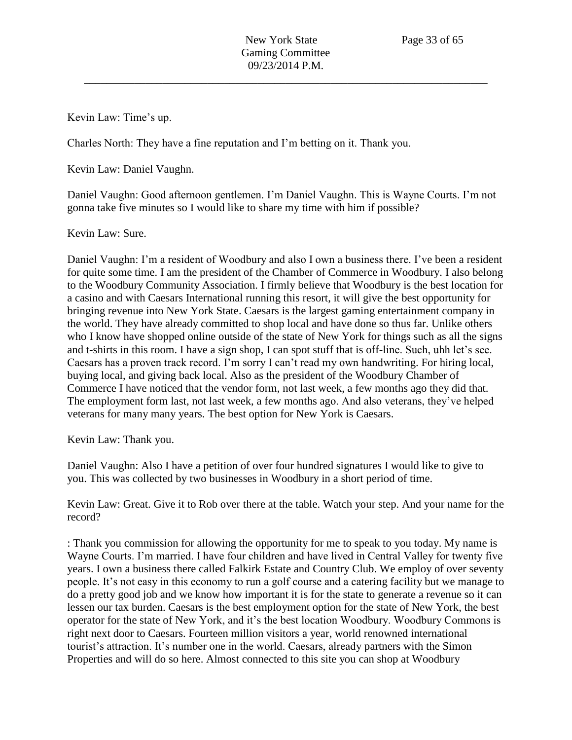Kevin Law: Time's up.

Charles North: They have a fine reputation and I'm betting on it. Thank you.

Kevin Law: Daniel Vaughn.

Daniel Vaughn: Good afternoon gentlemen. I'm Daniel Vaughn. This is Wayne Courts. I'm not gonna take five minutes so I would like to share my time with him if possible?

Kevin Law: Sure.

Daniel Vaughn: I'm a resident of Woodbury and also I own a business there. I've been a resident for quite some time. I am the president of the Chamber of Commerce in Woodbury. I also belong to the Woodbury Community Association. I firmly believe that Woodbury is the best location for a casino and with Caesars International running this resort, it will give the best opportunity for bringing revenue into New York State. Caesars is the largest gaming entertainment company in the world. They have already committed to shop local and have done so thus far. Unlike others who I know have shopped online outside of the state of New York for things such as all the signs and t-shirts in this room. I have a sign shop, I can spot stuff that is off-line. Such, uhh let's see. Caesars has a proven track record. I'm sorry I can't read my own handwriting. For hiring local, buying local, and giving back local. Also as the president of the Woodbury Chamber of Commerce I have noticed that the vendor form, not last week, a few months ago they did that. The employment form last, not last week, a few months ago. And also veterans, they've helped veterans for many many years. The best option for New York is Caesars.

Kevin Law: Thank you.

Daniel Vaughn: Also I have a petition of over four hundred signatures I would like to give to you. This was collected by two businesses in Woodbury in a short period of time.

Kevin Law: Great. Give it to Rob over there at the table. Watch your step. And your name for the record?

: Thank you commission for allowing the opportunity for me to speak to you today. My name is Wayne Courts. I'm married. I have four children and have lived in Central Valley for twenty five years. I own a business there called Falkirk Estate and Country Club. We employ of over seventy people. It's not easy in this economy to run a golf course and a catering facility but we manage to do a pretty good job and we know how important it is for the state to generate a revenue so it can lessen our tax burden. Caesars is the best employment option for the state of New York, the best operator for the state of New York, and it's the best location Woodbury. Woodbury Commons is right next door to Caesars. Fourteen million visitors a year, world renowned international tourist's attraction. It's number one in the world. Caesars, already partners with the Simon Properties and will do so here. Almost connected to this site you can shop at Woodbury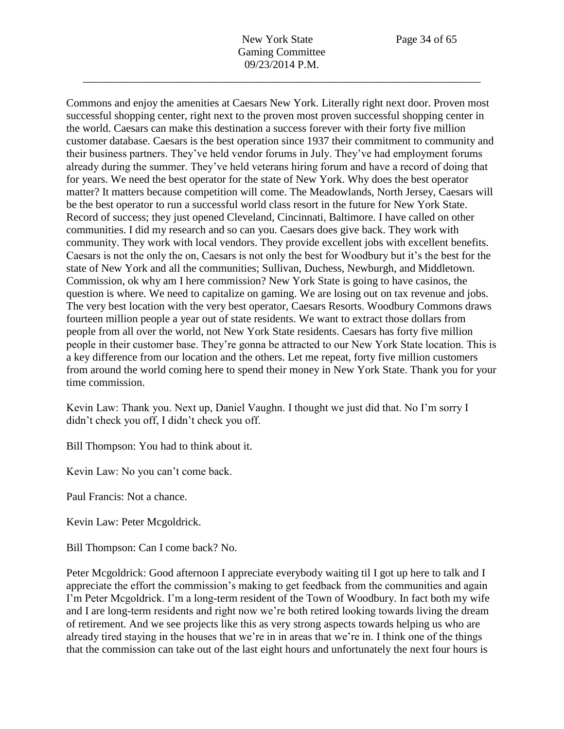Commons and enjoy the amenities at Caesars New York. Literally right next door. Proven most successful shopping center, right next to the proven most proven successful shopping center in the world. Caesars can make this destination a success forever with their forty five million customer database. Caesars is the best operation since 1937 their commitment to community and their business partners. They've held vendor forums in July. They've had employment forums already during the summer. They've held veterans hiring forum and have a record of doing that for years. We need the best operator for the state of New York. Why does the best operator matter? It matters because competition will come. The Meadowlands, North Jersey, Caesars will be the best operator to run a successful world class resort in the future for New York State. Record of success; they just opened Cleveland, Cincinnati, Baltimore. I have called on other communities. I did my research and so can you. Caesars does give back. They work with community. They work with local vendors. They provide excellent jobs with excellent benefits. Caesars is not the only the on, Caesars is not only the best for Woodbury but it's the best for the state of New York and all the communities; Sullivan, Duchess, Newburgh, and Middletown. Commission, ok why am I here commission? New York State is going to have casinos, the question is where. We need to capitalize on gaming. We are losing out on tax revenue and jobs. The very best location with the very best operator, Caesars Resorts. Woodbury Commons draws fourteen million people a year out of state residents. We want to extract those dollars from people from all over the world, not New York State residents. Caesars has forty five million people in their customer base. They're gonna be attracted to our New York State location. This is a key difference from our location and the others. Let me repeat, forty five million customers from around the world coming here to spend their money in New York State. Thank you for your time commission.

Kevin Law: Thank you. Next up, Daniel Vaughn. I thought we just did that. No I'm sorry I didn't check you off, I didn't check you off.

Bill Thompson: You had to think about it.

Kevin Law: No you can't come back.

Paul Francis: Not a chance.

Kevin Law: Peter Mcgoldrick.

Bill Thompson: Can I come back? No.

Peter Mcgoldrick: Good afternoon I appreciate everybody waiting til I got up here to talk and I appreciate the effort the commission's making to get feedback from the communities and again I'm Peter Mcgoldrick. I'm a long-term resident of the Town of Woodbury. In fact both my wife and I are long-term residents and right now we're both retired looking towards living the dream of retirement. And we see projects like this as very strong aspects towards helping us who are already tired staying in the houses that we're in in areas that we're in. I think one of the things that the commission can take out of the last eight hours and unfortunately the next four hours is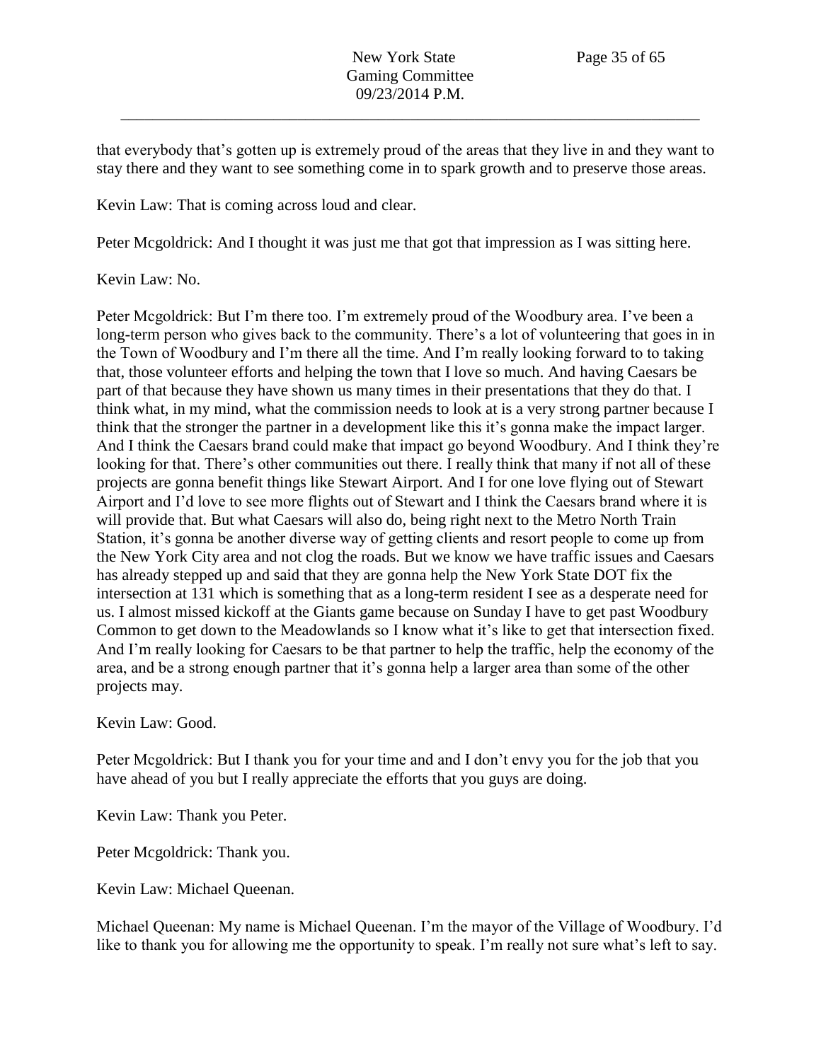that everybody that's gotten up is extremely proud of the areas that they live in and they want to stay there and they want to see something come in to spark growth and to preserve those areas.

Kevin Law: That is coming across loud and clear.

Peter Mcgoldrick: And I thought it was just me that got that impression as I was sitting here.

Kevin Law: No.

Peter Mcgoldrick: But I'm there too. I'm extremely proud of the Woodbury area. I've been a long-term person who gives back to the community. There's a lot of volunteering that goes in in the Town of Woodbury and I'm there all the time. And I'm really looking forward to to taking that, those volunteer efforts and helping the town that I love so much. And having Caesars be part of that because they have shown us many times in their presentations that they do that. I think what, in my mind, what the commission needs to look at is a very strong partner because I think that the stronger the partner in a development like this it's gonna make the impact larger. And I think the Caesars brand could make that impact go beyond Woodbury. And I think they're looking for that. There's other communities out there. I really think that many if not all of these projects are gonna benefit things like Stewart Airport. And I for one love flying out of Stewart Airport and I'd love to see more flights out of Stewart and I think the Caesars brand where it is will provide that. But what Caesars will also do, being right next to the Metro North Train Station, it's gonna be another diverse way of getting clients and resort people to come up from the New York City area and not clog the roads. But we know we have traffic issues and Caesars has already stepped up and said that they are gonna help the New York State DOT fix the intersection at 131 which is something that as a long-term resident I see as a desperate need for us. I almost missed kickoff at the Giants game because on Sunday I have to get past Woodbury Common to get down to the Meadowlands so I know what it's like to get that intersection fixed. And I'm really looking for Caesars to be that partner to help the traffic, help the economy of the area, and be a strong enough partner that it's gonna help a larger area than some of the other projects may.

Kevin Law: Good.

Peter Mcgoldrick: But I thank you for your time and and I don't envy you for the job that you have ahead of you but I really appreciate the efforts that you guys are doing.

Kevin Law: Thank you Peter.

Peter Mcgoldrick: Thank you.

Kevin Law: Michael Queenan.

Michael Queenan: My name is Michael Queenan. I'm the mayor of the Village of Woodbury. I'd like to thank you for allowing me the opportunity to speak. I'm really not sure what's left to say.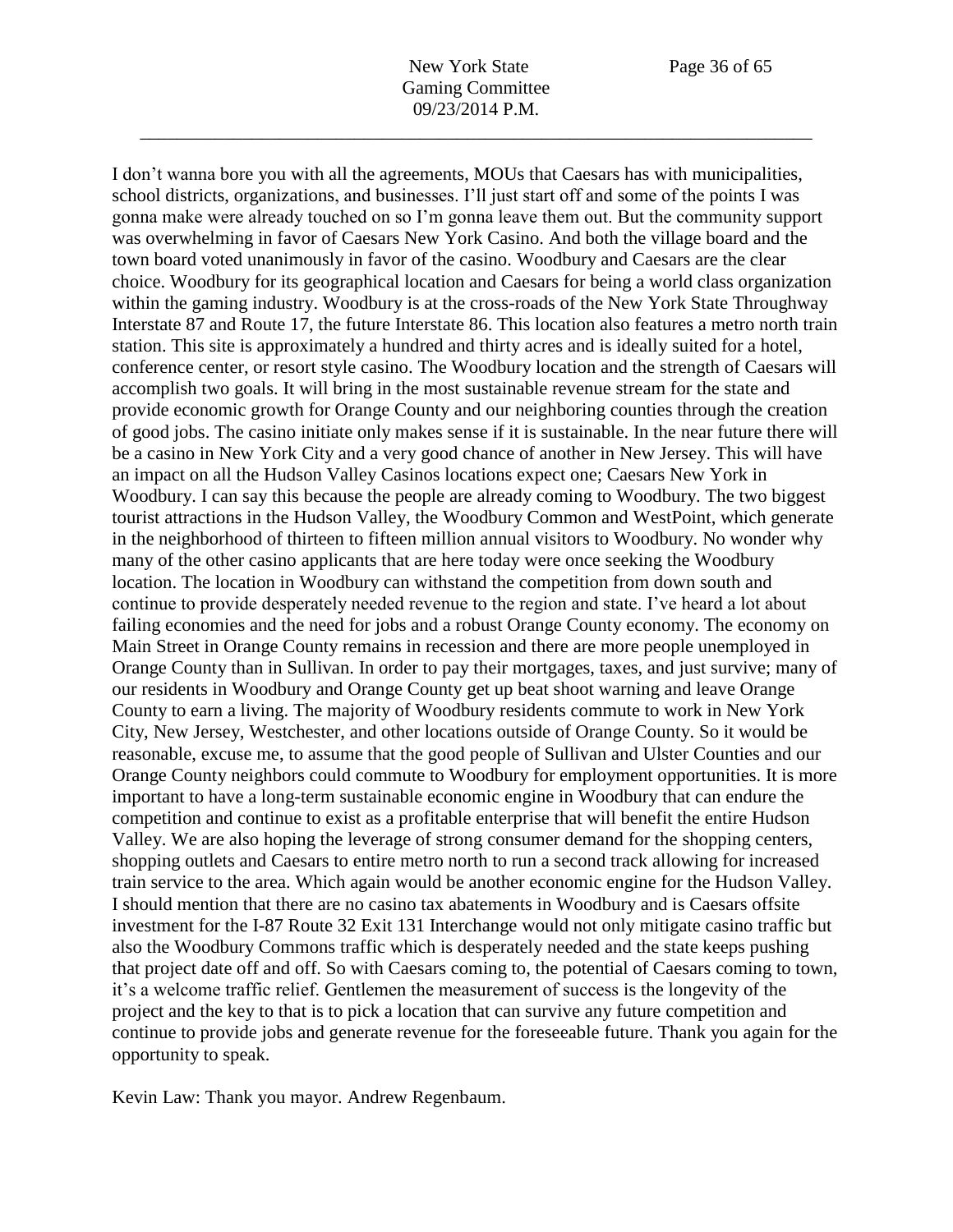I don't wanna bore you with all the agreements, MOUs that Caesars has with municipalities, school districts, organizations, and businesses. I'll just start off and some of the points I was gonna make were already touched on so I'm gonna leave them out. But the community support was overwhelming in favor of Caesars New York Casino. And both the village board and the town board voted unanimously in favor of the casino. Woodbury and Caesars are the clear choice. Woodbury for its geographical location and Caesars for being a world class organization within the gaming industry. Woodbury is at the cross-roads of the New York State Throughway Interstate 87 and Route 17, the future Interstate 86. This location also features a metro north train station. This site is approximately a hundred and thirty acres and is ideally suited for a hotel, conference center, or resort style casino. The Woodbury location and the strength of Caesars will accomplish two goals. It will bring in the most sustainable revenue stream for the state and provide economic growth for Orange County and our neighboring counties through the creation of good jobs. The casino initiate only makes sense if it is sustainable. In the near future there will be a casino in New York City and a very good chance of another in New Jersey. This will have an impact on all the Hudson Valley Casinos locations expect one; Caesars New York in Woodbury. I can say this because the people are already coming to Woodbury. The two biggest tourist attractions in the Hudson Valley, the Woodbury Common and WestPoint, which generate in the neighborhood of thirteen to fifteen million annual visitors to Woodbury. No wonder why many of the other casino applicants that are here today were once seeking the Woodbury location. The location in Woodbury can withstand the competition from down south and continue to provide desperately needed revenue to the region and state. I've heard a lot about failing economies and the need for jobs and a robust Orange County economy. The economy on Main Street in Orange County remains in recession and there are more people unemployed in Orange County than in Sullivan. In order to pay their mortgages, taxes, and just survive; many of our residents in Woodbury and Orange County get up beat shoot warning and leave Orange County to earn a living. The majority of Woodbury residents commute to work in New York City, New Jersey, Westchester, and other locations outside of Orange County. So it would be reasonable, excuse me, to assume that the good people of Sullivan and Ulster Counties and our Orange County neighbors could commute to Woodbury for employment opportunities. It is more important to have a long-term sustainable economic engine in Woodbury that can endure the competition and continue to exist as a profitable enterprise that will benefit the entire Hudson Valley. We are also hoping the leverage of strong consumer demand for the shopping centers, shopping outlets and Caesars to entire metro north to run a second track allowing for increased train service to the area. Which again would be another economic engine for the Hudson Valley. I should mention that there are no casino tax abatements in Woodbury and is Caesars offsite investment for the I-87 Route 32 Exit 131 Interchange would not only mitigate casino traffic but also the Woodbury Commons traffic which is desperately needed and the state keeps pushing that project date off and off. So with Caesars coming to, the potential of Caesars coming to town, it's a welcome traffic relief. Gentlemen the measurement of success is the longevity of the project and the key to that is to pick a location that can survive any future competition and continue to provide jobs and generate revenue for the foreseeable future. Thank you again for the opportunity to speak.

Kevin Law: Thank you mayor. Andrew Regenbaum.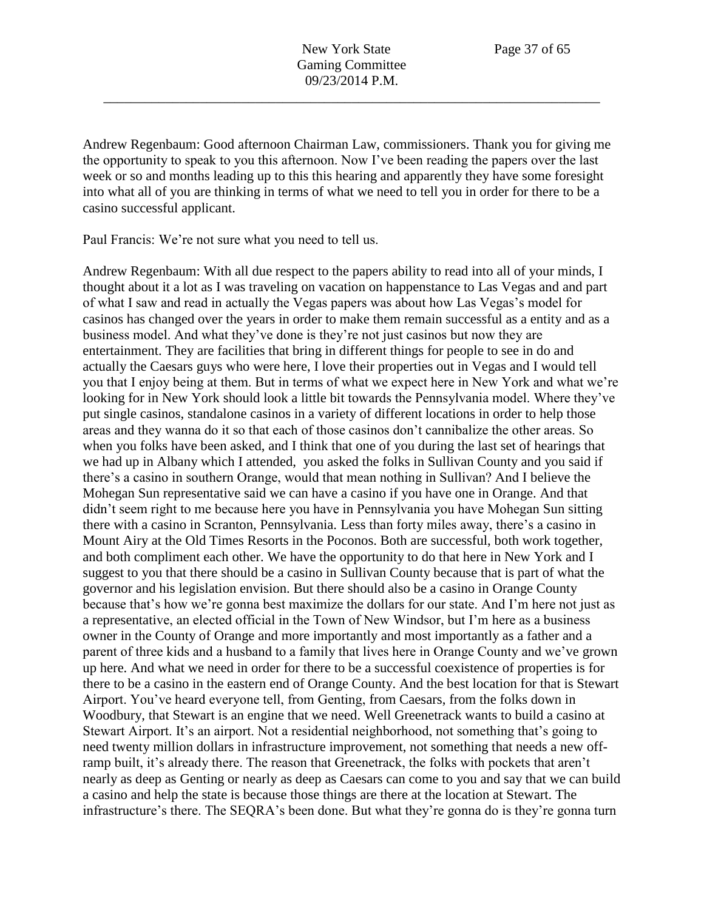Andrew Regenbaum: Good afternoon Chairman Law, commissioners. Thank you for giving me the opportunity to speak to you this afternoon. Now I've been reading the papers over the last week or so and months leading up to this this hearing and apparently they have some foresight into what all of you are thinking in terms of what we need to tell you in order for there to be a casino successful applicant.

Paul Francis: We're not sure what you need to tell us.

Andrew Regenbaum: With all due respect to the papers ability to read into all of your minds, I thought about it a lot as I was traveling on vacation on happenstance to Las Vegas and and part of what I saw and read in actually the Vegas papers was about how Las Vegas's model for casinos has changed over the years in order to make them remain successful as a entity and as a business model. And what they've done is they're not just casinos but now they are entertainment. They are facilities that bring in different things for people to see in do and actually the Caesars guys who were here, I love their properties out in Vegas and I would tell you that I enjoy being at them. But in terms of what we expect here in New York and what we're looking for in New York should look a little bit towards the Pennsylvania model. Where they've put single casinos, standalone casinos in a variety of different locations in order to help those areas and they wanna do it so that each of those casinos don't cannibalize the other areas. So when you folks have been asked, and I think that one of you during the last set of hearings that we had up in Albany which I attended, you asked the folks in Sullivan County and you said if there's a casino in southern Orange, would that mean nothing in Sullivan? And I believe the Mohegan Sun representative said we can have a casino if you have one in Orange. And that didn't seem right to me because here you have in Pennsylvania you have Mohegan Sun sitting there with a casino in Scranton, Pennsylvania. Less than forty miles away, there's a casino in Mount Airy at the Old Times Resorts in the Poconos. Both are successful, both work together, and both compliment each other. We have the opportunity to do that here in New York and I suggest to you that there should be a casino in Sullivan County because that is part of what the governor and his legislation envision. But there should also be a casino in Orange County because that's how we're gonna best maximize the dollars for our state. And I'm here not just as a representative, an elected official in the Town of New Windsor, but I'm here as a business owner in the County of Orange and more importantly and most importantly as a father and a parent of three kids and a husband to a family that lives here in Orange County and we've grown up here. And what we need in order for there to be a successful coexistence of properties is for there to be a casino in the eastern end of Orange County. And the best location for that is Stewart Airport. You've heard everyone tell, from Genting, from Caesars, from the folks down in Woodbury, that Stewart is an engine that we need. Well Greenetrack wants to build a casino at Stewart Airport. It's an airport. Not a residential neighborhood, not something that's going to need twenty million dollars in infrastructure improvement, not something that needs a new off-ramp built, it's already there. The reason that Greenetrack, the folks with pockets that aren't nearly as deep as Genting or nearly as deep as Caesars can come to you and say that we can build a casino and help the state is because those things are there at the location at Stewart. The infrastructure's there. The SEQRA's been done. But what they're gonna do is they're gonna turn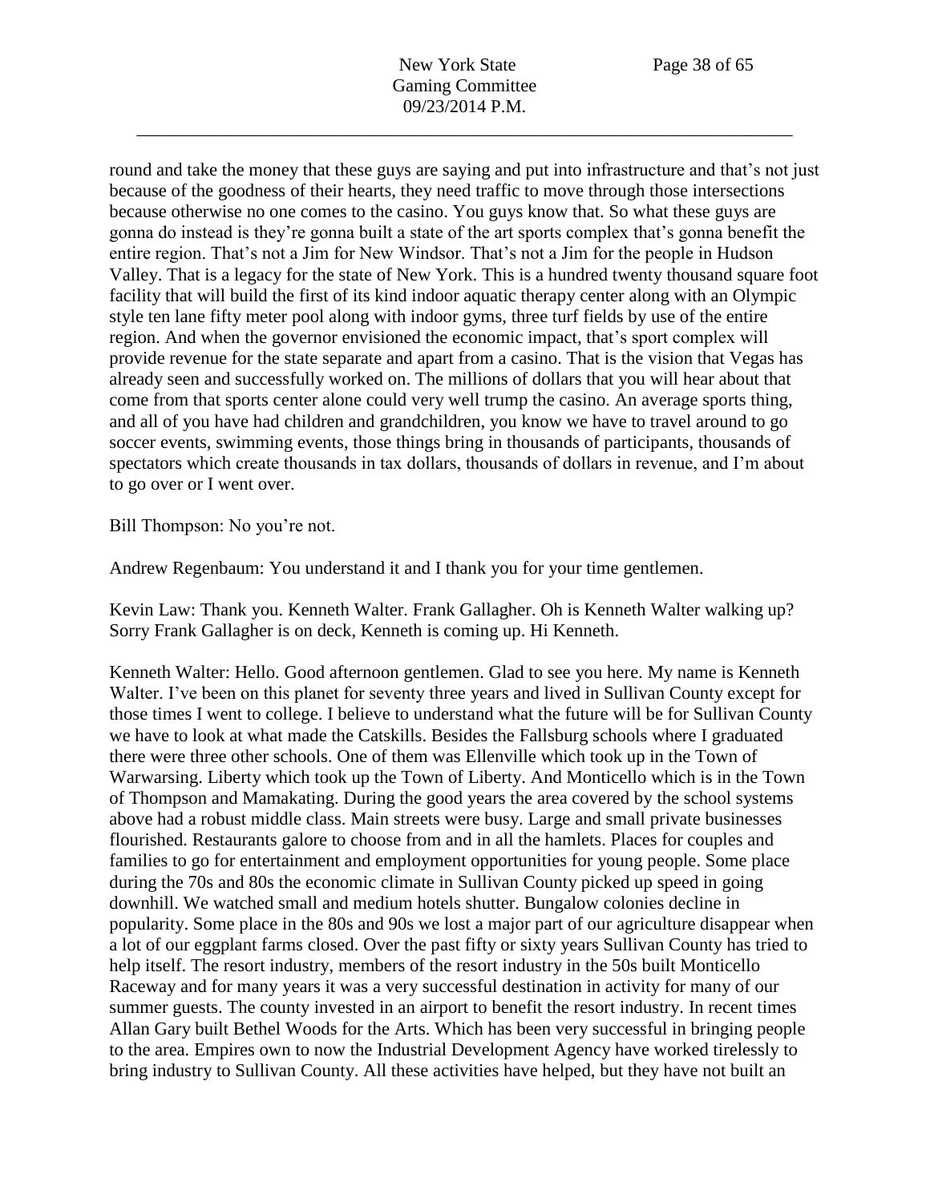round and take the money that these guys are saying and put into infrastructure and that's not just because of the goodness of their hearts, they need traffic to move through those intersections because otherwise no one comes to the casino. You guys know that. So what these guys are gonna do instead is they're gonna built a state of the art sports complex that's gonna benefit the entire region. That's not a Jim for New Windsor. That's not a Jim for the people in Hudson Valley. That is a legacy for the state of New York. This is a hundred twenty thousand square foot facility that will build the first of its kind indoor aquatic therapy center along with an Olympic style ten lane fifty meter pool along with indoor gyms, three turf fields by use of the entire region. And when the governor envisioned the economic impact, that's sport complex will provide revenue for the state separate and apart from a casino. That is the vision that Vegas has already seen and successfully worked on. The millions of dollars that you will hear about that come from that sports center alone could very well trump the casino. An average sports thing, and all of you have had children and grandchildren, you know we have to travel around to go soccer events, swimming events, those things bring in thousands of participants, thousands of spectators which create thousands in tax dollars, thousands of dollars in revenue, and I'm about to go over or I went over.

Bill Thompson: No you're not.

Andrew Regenbaum: You understand it and I thank you for your time gentlemen.

Kevin Law: Thank you. Kenneth Walter. Frank Gallagher. Oh is Kenneth Walter walking up? Sorry Frank Gallagher is on deck, Kenneth is coming up. Hi Kenneth.

Kenneth Walter: Hello. Good afternoon gentlemen. Glad to see you here. My name is Kenneth Walter. I've been on this planet for seventy three years and lived in Sullivan County except for those times I went to college. I believe to understand what the future will be for Sullivan County we have to look at what made the Catskills. Besides the Fallsburg schools where I graduated there were three other schools. One of them was Ellenville which took up in the Town of Warwarsing. Liberty which took up the Town of Liberty. And Monticello which is in the Town of Thompson and Mamakating. During the good years the area covered by the school systems above had a robust middle class. Main streets were busy. Large and small private businesses flourished. Restaurants galore to choose from and in all the hamlets. Places for couples and families to go for entertainment and employment opportunities for young people. Some place during the 70s and 80s the economic climate in Sullivan County picked up speed in going downhill. We watched small and medium hotels shutter. Bungalow colonies decline in popularity. Some place in the 80s and 90s we lost a major part of our agriculture disappear when a lot of our eggplant farms closed. Over the past fifty or sixty years Sullivan County has tried to help itself. The resort industry, members of the resort industry in the 50s built Monticello Raceway and for many years it was a very successful destination in activity for many of our summer guests. The county invested in an airport to benefit the resort industry. In recent times Allan Gary built Bethel Woods for the Arts. Which has been very successful in bringing people to the area. Empires own to now the Industrial Development Agency have worked tirelessly to bring industry to Sullivan County. All these activities have helped, but they have not built an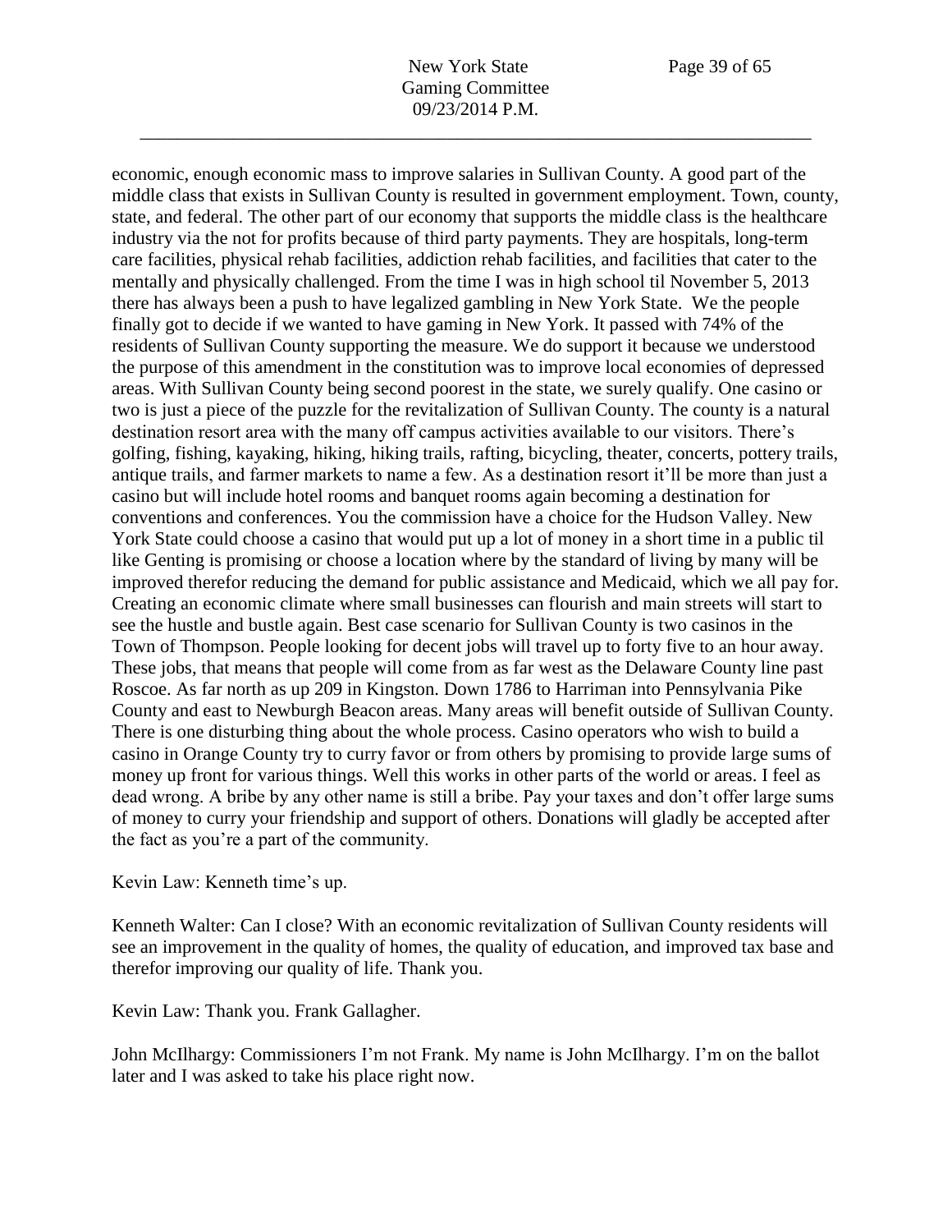economic, enough economic mass to improve salaries in Sullivan County. A good part of the middle class that exists in Sullivan County is resulted in government employment. Town, county, state, and federal. The other part of our economy that supports the middle class is the healthcare industry via the not for profits because of third party payments. They are hospitals, long-term care facilities, physical rehab facilities, addiction rehab facilities, and facilities that cater to the mentally and physically challenged. From the time I was in high school til November 5, 2013 there has always been a push to have legalized gambling in New York State. We the people finally got to decide if we wanted to have gaming in New York. It passed with 74% of the residents of Sullivan County supporting the measure. We do support it because we understood the purpose of this amendment in the constitution was to improve local economies of depressed areas. With Sullivan County being second poorest in the state, we surely qualify. One casino or two is just a piece of the puzzle for the revitalization of Sullivan County. The county is a natural destination resort area with the many off campus activities available to our visitors. There's golfing, fishing, kayaking, hiking, hiking trails, rafting, bicycling, theater, concerts, pottery trails, antique trails, and farmer markets to name a few. As a destination resort it'll be more than just a casino but will include hotel rooms and banquet rooms again becoming a destination for conventions and conferences. You the commission have a choice for the Hudson Valley. New York State could choose a casino that would put up a lot of money in a short time in a public til like Genting is promising or choose a location where by the standard of living by many will be improved therefor reducing the demand for public assistance and Medicaid, which we all pay for. Creating an economic climate where small businesses can flourish and main streets will start to see the hustle and bustle again. Best case scenario for Sullivan County is two casinos in the Town of Thompson. People looking for decent jobs will travel up to forty five to an hour away. These jobs, that means that people will come from as far west as the Delaware County line past Roscoe. As far north as up 209 in Kingston. Down 1786 to Harriman into Pennsylvania Pike County and east to Newburgh Beacon areas. Many areas will benefit outside of Sullivan County. There is one disturbing thing about the whole process. Casino operators who wish to build a casino in Orange County try to curry favor or from others by promising to provide large sums of money up front for various things. Well this works in other parts of the world or areas. I feel as dead wrong. A bribe by any other name is still a bribe. Pay your taxes and don't offer large sums of money to curry your friendship and support of others. Donations will gladly be accepted after the fact as you're a part of the community.

Kevin Law: Kenneth time's up.

Kenneth Walter: Can I close? With an economic revitalization of Sullivan County residents will see an improvement in the quality of homes, the quality of education, and improved tax base and therefor improving our quality of life. Thank you.

Kevin Law: Thank you. Frank Gallagher.

John McIlhargy: Commissioners I'm not Frank. My name is John McIlhargy. I'm on the ballot later and I was asked to take his place right now.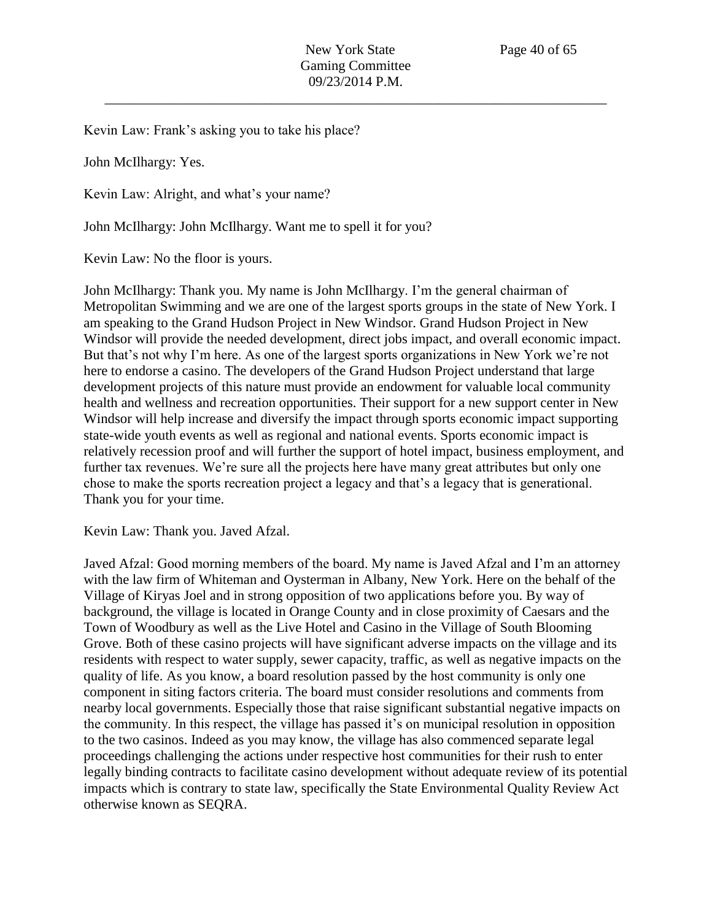Kevin Law: Frank's asking you to take his place?

John McIlhargy: Yes.

Kevin Law: Alright, and what's your name?

John McIlhargy: John McIlhargy. Want me to spell it for you?

Kevin Law: No the floor is yours.

John McIlhargy: Thank you. My name is John McIlhargy. I'm the general chairman of Metropolitan Swimming and we are one of the largest sports groups in the state of New York. I am speaking to the Grand Hudson Project in New Windsor. Grand Hudson Project in New Windsor will provide the needed development, direct jobs impact, and overall economic impact. But that's not why I'm here. As one of the largest sports organizations in New York we're not here to endorse a casino. The developers of the Grand Hudson Project understand that large development projects of this nature must provide an endowment for valuable local community health and wellness and recreation opportunities. Their support for a new support center in New Windsor will help increase and diversify the impact through sports economic impact supporting state-wide youth events as well as regional and national events. Sports economic impact is relatively recession proof and will further the support of hotel impact, business employment, and further tax revenues. We're sure all the projects here have many great attributes but only one chose to make the sports recreation project a legacy and that's a legacy that is generational. Thank you for your time.

Kevin Law: Thank you. Javed Afzal.

Javed Afzal: Good morning members of the board. My name is Javed Afzal and I'm an attorney with the law firm of Whiteman and Oysterman in Albany, New York. Here on the behalf of the Village of Kiryas Joel and in strong opposition of two applications before you. By way of background, the village is located in Orange County and in close proximity of Caesars and the Town of Woodbury as well as the Live Hotel and Casino in the Village of South Blooming Grove. Both of these casino projects will have significant adverse impacts on the village and its residents with respect to water supply, sewer capacity, traffic, as well as negative impacts on the quality of life. As you know, a board resolution passed by the host community is only one component in siting factors criteria. The board must consider resolutions and comments from nearby local governments. Especially those that raise significant substantial negative impacts on the community. In this respect, the village has passed it's on municipal resolution in opposition to the two casinos. Indeed as you may know, the village has also commenced separate legal proceedings challenging the actions under respective host communities for their rush to enter legally binding contracts to facilitate casino development without adequate review of its potential impacts which is contrary to state law, specifically the State Environmental Quality Review Act otherwise known as SEQRA.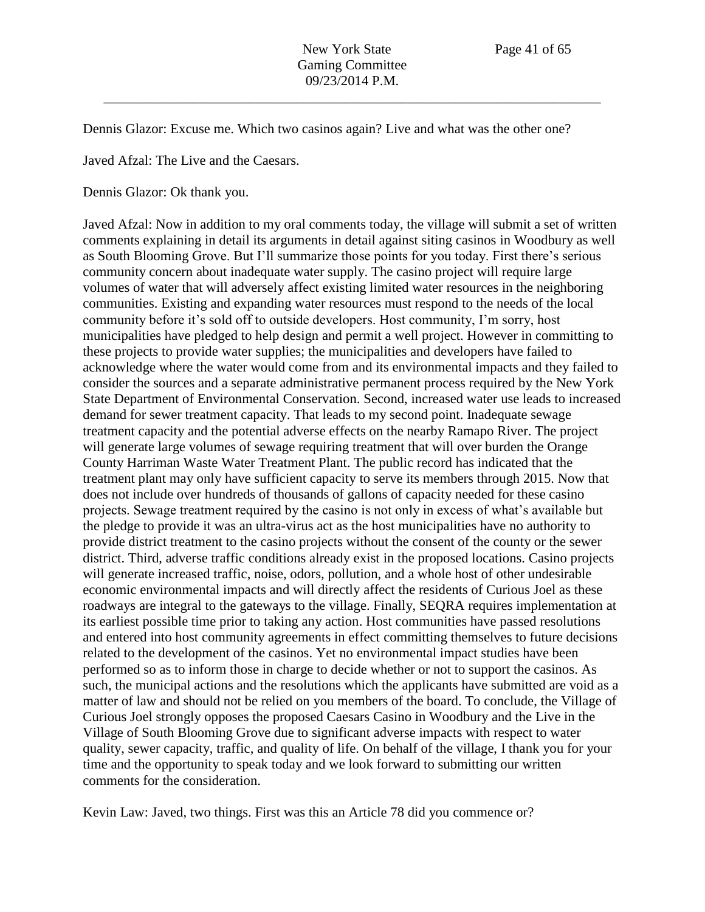Dennis Glazor: Excuse me. Which two casinos again? Live and what was the other one?

Javed Afzal: The Live and the Caesars.

Dennis Glazor: Ok thank you.

Javed Afzal: Now in addition to my oral comments today, the village will submit a set of written comments explaining in detail its arguments in detail against siting casinos in Woodbury as well as South Blooming Grove. But I'll summarize those points for you today. First there's serious community concern about inadequate water supply. The casino project will require large volumes of water that will adversely affect existing limited water resources in the neighboring communities. Existing and expanding water resources must respond to the needs of the local community before it's sold off to outside developers. Host community, I'm sorry, host municipalities have pledged to help design and permit a well project. However in committing to these projects to provide water supplies; the municipalities and developers have failed to acknowledge where the water would come from and its environmental impacts and they failed to consider the sources and a separate administrative permanent process required by the New York State Department of Environmental Conservation. Second, increased water use leads to increased demand for sewer treatment capacity. That leads to my second point. Inadequate sewage treatment capacity and the potential adverse effects on the nearby Ramapo River. The project will generate large volumes of sewage requiring treatment that will over burden the Orange County Harriman Waste Water Treatment Plant. The public record has indicated that the treatment plant may only have sufficient capacity to serve its members through 2015. Now that does not include over hundreds of thousands of gallons of capacity needed for these casino projects. Sewage treatment required by the casino is not only in excess of what's available but the pledge to provide it was an ultra-virus act as the host municipalities have no authority to provide district treatment to the casino projects without the consent of the county or the sewer district. Third, adverse traffic conditions already exist in the proposed locations. Casino projects will generate increased traffic, noise, odors, pollution, and a whole host of other undesirable economic environmental impacts and will directly affect the residents of Curious Joel as these roadways are integral to the gateways to the village. Finally, SEQRA requires implementation at its earliest possible time prior to taking any action. Host communities have passed resolutions and entered into host community agreements in effect committing themselves to future decisions related to the development of the casinos. Yet no environmental impact studies have been performed so as to inform those in charge to decide whether or not to support the casinos. As such, the municipal actions and the resolutions which the applicants have submitted are void as a matter of law and should not be relied on you members of the board. To conclude, the Village of Curious Joel strongly opposes the proposed Caesars Casino in Woodbury and the Live in the Village of South Blooming Grove due to significant adverse impacts with respect to water quality, sewer capacity, traffic, and quality of life. On behalf of the village, I thank you for your time and the opportunity to speak today and we look forward to submitting our written comments for the consideration.

Kevin Law: Javed, two things. First was this an Article 78 did you commence or?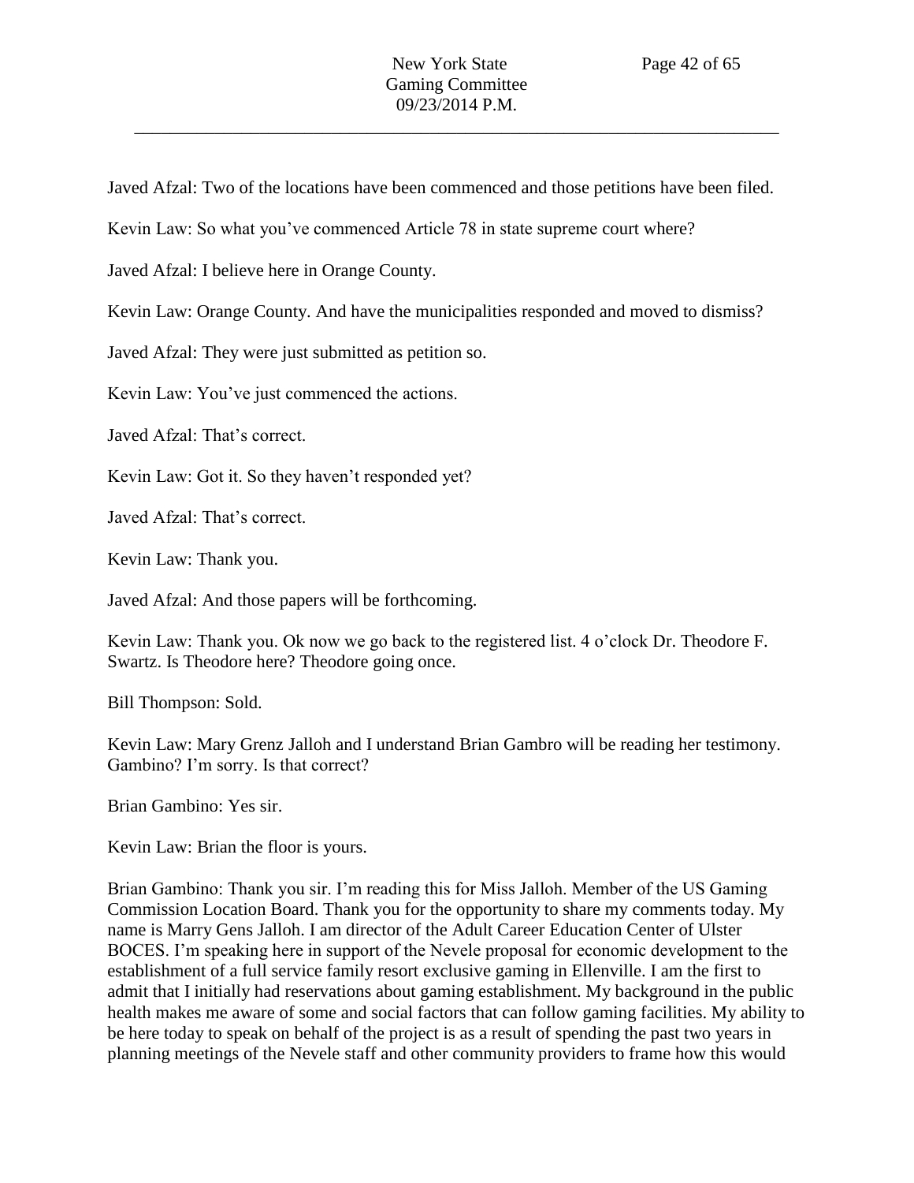Javed Afzal: Two of the locations have been commenced and those petitions have been filed.

Kevin Law: So what you've commenced Article 78 in state supreme court where?

Javed Afzal: I believe here in Orange County.

Kevin Law: Orange County. And have the municipalities responded and moved to dismiss?

Javed Afzal: They were just submitted as petition so.

Kevin Law: You've just commenced the actions.

Javed Afzal: That's correct.

Kevin Law: Got it. So they haven't responded yet?

Javed Afzal: That's correct.

Kevin Law: Thank you.

Javed Afzal: And those papers will be forthcoming.

Kevin Law: Thank you. Ok now we go back to the registered list. 4 o'clock Dr. Theodore F. Swartz. Is Theodore here? Theodore going once.

Bill Thompson: Sold.

Kevin Law: Mary Grenz Jalloh and I understand Brian Gambro will be reading her testimony. Gambino? I'm sorry. Is that correct?

Brian Gambino: Yes sir.

Kevin Law: Brian the floor is yours.

Brian Gambino: Thank you sir. I'm reading this for Miss Jalloh. Member of the US Gaming Commission Location Board. Thank you for the opportunity to share my comments today. My name is Marry Gens Jalloh. I am director of the Adult Career Education Center of Ulster BOCES. I'm speaking here in support of the Nevele proposal for economic development to the establishment of a full service family resort exclusive gaming in Ellenville. I am the first to admit that I initially had reservations about gaming establishment. My background in the public health makes me aware of some and social factors that can follow gaming facilities. My ability to be here today to speak on behalf of the project is as a result of spending the past two years in planning meetings of the Nevele staff and other community providers to frame how this would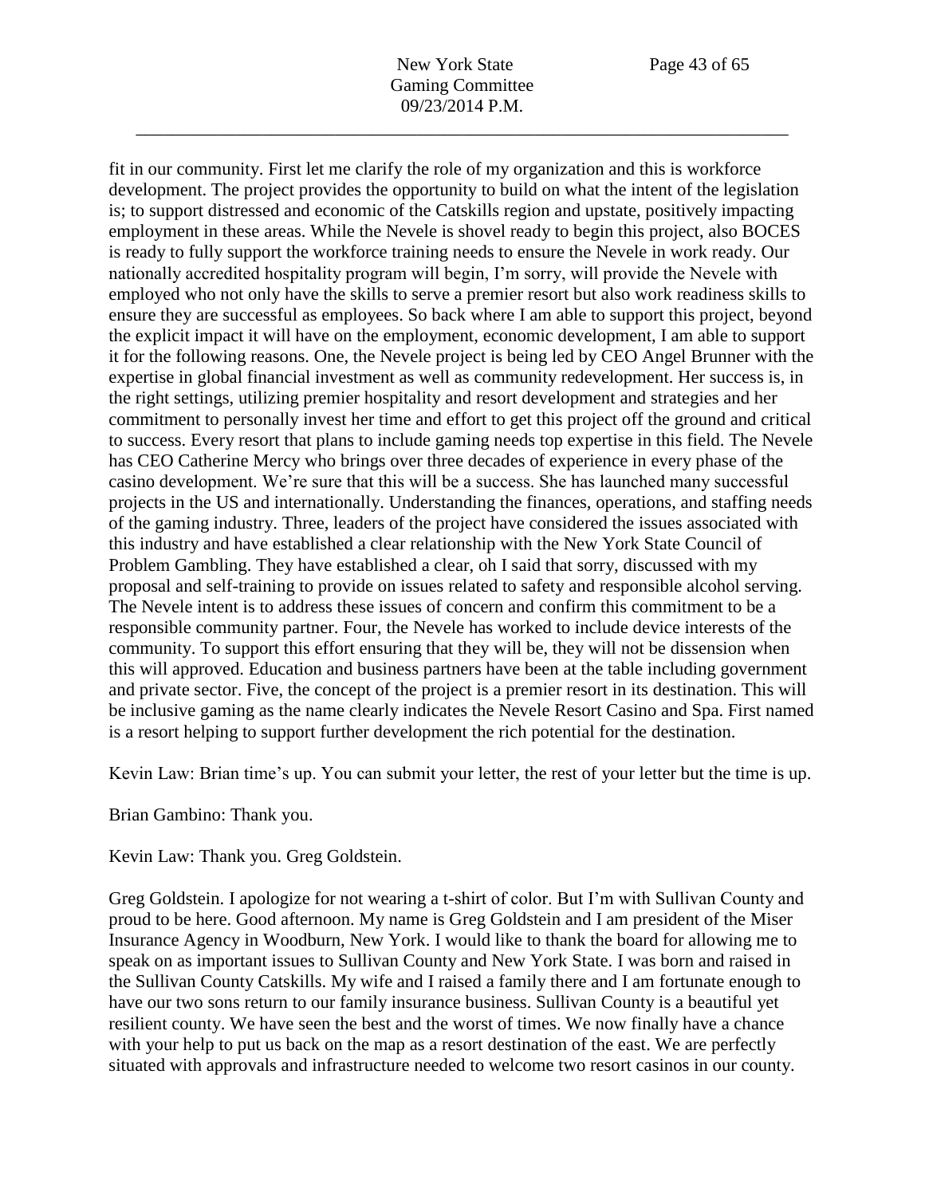fit in our community. First let me clarify the role of my organization and this is workforce development. The project provides the opportunity to build on what the intent of the legislation is; to support distressed and economic of the Catskills region and upstate, positively impacting employment in these areas. While the Nevele is shovel ready to begin this project, also BOCES is ready to fully support the workforce training needs to ensure the Nevele in work ready. Our nationally accredited hospitality program will begin, I'm sorry, will provide the Nevele with employed who not only have the skills to serve a premier resort but also work readiness skills to ensure they are successful as employees. So back where I am able to support this project, beyond the explicit impact it will have on the employment, economic development, I am able to support it for the following reasons. One, the Nevele project is being led by CEO Angel Brunner with the expertise in global financial investment as well as community redevelopment. Her success is, in the right settings, utilizing premier hospitality and resort development and strategies and her commitment to personally invest her time and effort to get this project off the ground and critical to success. Every resort that plans to include gaming needs top expertise in this field. The Nevele has CEO Catherine Mercy who brings over three decades of experience in every phase of the casino development. We're sure that this will be a success. She has launched many successful projects in the US and internationally. Understanding the finances, operations, and staffing needs of the gaming industry. Three, leaders of the project have considered the issues associated with this industry and have established a clear relationship with the New York State Council of Problem Gambling. They have established a clear, oh I said that sorry, discussed with my proposal and self-training to provide on issues related to safety and responsible alcohol serving. The Nevele intent is to address these issues of concern and confirm this commitment to be a responsible community partner. Four, the Nevele has worked to include device interests of the community. To support this effort ensuring that they will be, they will not be dissension when this will approved. Education and business partners have been at the table including government and private sector. Five, the concept of the project is a premier resort in its destination. This will be inclusive gaming as the name clearly indicates the Nevele Resort Casino and Spa. First named is a resort helping to support further development the rich potential for the destination.

Kevin Law: Brian time's up. You can submit your letter, the rest of your letter but the time is up.

Brian Gambino: Thank you.

Kevin Law: Thank you. Greg Goldstein.

Greg Goldstein. I apologize for not wearing a t-shirt of color. But I'm with Sullivan County and proud to be here. Good afternoon. My name is Greg Goldstein and I am president of the Miser Insurance Agency in Woodburn, New York. I would like to thank the board for allowing me to speak on as important issues to Sullivan County and New York State. I was born and raised in the Sullivan County Catskills. My wife and I raised a family there and I am fortunate enough to have our two sons return to our family insurance business. Sullivan County is a beautiful yet resilient county. We have seen the best and the worst of times. We now finally have a chance with your help to put us back on the map as a resort destination of the east. We are perfectly situated with approvals and infrastructure needed to welcome two resort casinos in our county.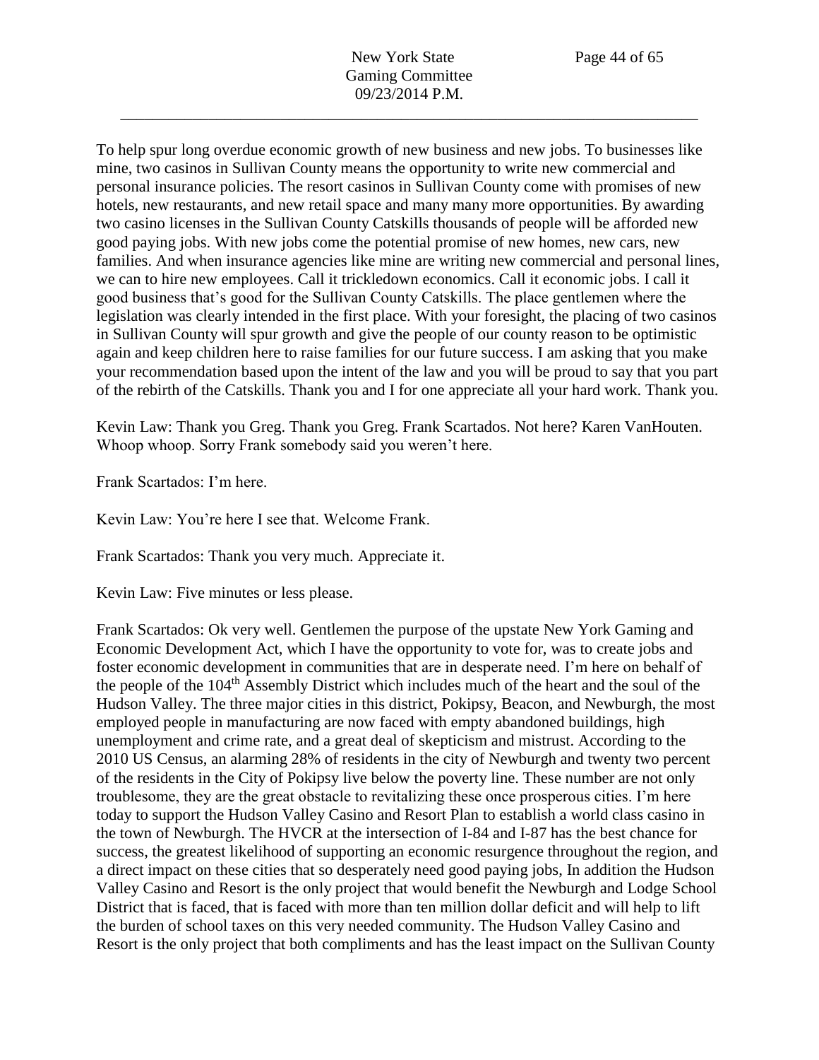To help spur long overdue economic growth of new business and new jobs. To businesses like mine, two casinos in Sullivan County means the opportunity to write new commercial and personal insurance policies. The resort casinos in Sullivan County come with promises of new hotels, new restaurants, and new retail space and many many more opportunities. By awarding two casino licenses in the Sullivan County Catskills thousands of people will be afforded new good paying jobs. With new jobs come the potential promise of new homes, new cars, new families. And when insurance agencies like mine are writing new commercial and personal lines, we can to hire new employees. Call it trickledown economics. Call it economic jobs. I call it good business that's good for the Sullivan County Catskills. The place gentlemen where the legislation was clearly intended in the first place. With your foresight, the placing of two casinos in Sullivan County will spur growth and give the people of our county reason to be optimistic again and keep children here to raise families for our future success. I am asking that you make your recommendation based upon the intent of the law and you will be proud to say that you part of the rebirth of the Catskills. Thank you and I for one appreciate all your hard work. Thank you.

Kevin Law: Thank you Greg. Thank you Greg. Frank Scartados. Not here? Karen VanHouten. Whoop whoop. Sorry Frank somebody said you weren't here.

Frank Scartados: I'm here.

Kevin Law: You're here I see that. Welcome Frank.

Frank Scartados: Thank you very much. Appreciate it.

Kevin Law: Five minutes or less please.

Frank Scartados: Ok very well. Gentlemen the purpose of the upstate New York Gaming and Economic Development Act, which I have the opportunity to vote for, was to create jobs and foster economic development in communities that are in desperate need. I'm here on behalf of the people of the 104th Assembly District which includes much of the heart and the soul of the Hudson Valley. The three major cities in this district, Pokipsy, Beacon, and Newburgh, the most employed people in manufacturing are now faced with empty abandoned buildings, high unemployment and crime rate, and a great deal of skepticism and mistrust. According to the 2010 US Census, an alarming 28% of residents in the city of Newburgh and twenty two percent of the residents in the City of Pokipsy live below the poverty line. These number are not only troublesome, they are the great obstacle to revitalizing these once prosperous cities. I'm here today to support the Hudson Valley Casino and Resort Plan to establish a world class casino in the town of Newburgh. The HVCR at the intersection of I-84 and I-87 has the best chance for success, the greatest likelihood of supporting an economic resurgence throughout the region, and a direct impact on these cities that so desperately need good paying jobs, In addition the Hudson Valley Casino and Resort is the only project that would benefit the Newburgh and Lodge School District that is faced, that is faced with more than ten million dollar deficit and will help to lift the burden of school taxes on this very needed community. The Hudson Valley Casino and Resort is the only project that both compliments and has the least impact on the Sullivan County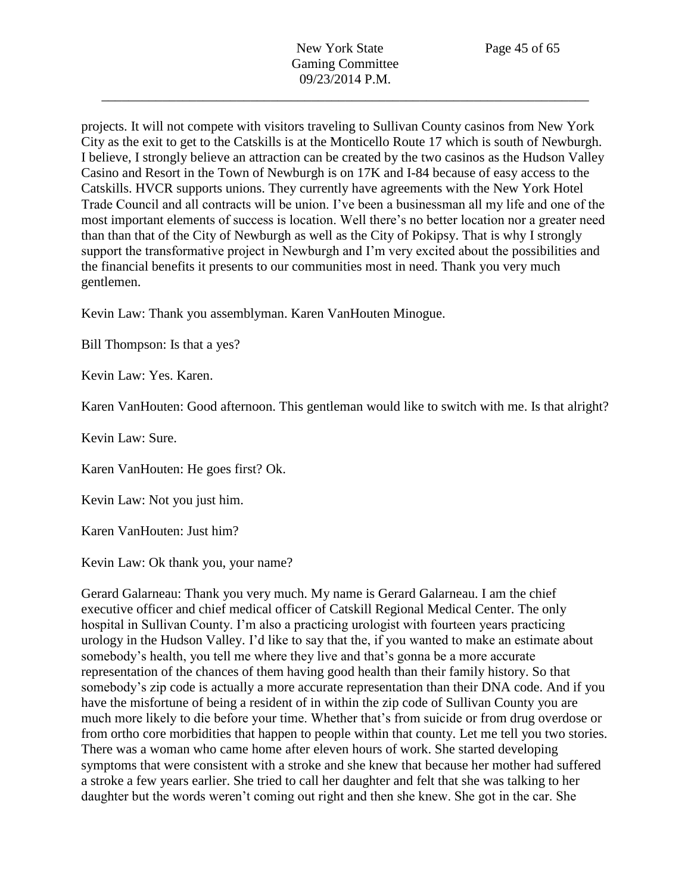projects. It will not compete with visitors traveling to Sullivan County casinos from New York City as the exit to get to the Catskills is at the Monticello Route 17 which is south of Newburgh. I believe, I strongly believe an attraction can be created by the two casinos as the Hudson Valley Casino and Resort in the Town of Newburgh is on 17K and I-84 because of easy access to the Catskills. HVCR supports unions. They currently have agreements with the New York Hotel Trade Council and all contracts will be union. I've been a businessman all my life and one of the most important elements of success is location. Well there's no better location nor a greater need than than that of the City of Newburgh as well as the City of Pokipsy. That is why I strongly support the transformative project in Newburgh and I'm very excited about the possibilities and the financial benefits it presents to our communities most in need. Thank you very much gentlemen.

Kevin Law: Thank you assemblyman. Karen VanHouten Minogue.

Bill Thompson: Is that a yes?

Kevin Law: Yes. Karen.

Karen VanHouten: Good afternoon. This gentleman would like to switch with me. Is that alright?

Kevin Law: Sure.

Karen VanHouten: He goes first? Ok.

Kevin Law: Not you just him.

Karen VanHouten: Just him?

Kevin Law: Ok thank you, your name?

Gerard Galarneau: Thank you very much. My name is Gerard Galarneau. I am the chief executive officer and chief medical officer of Catskill Regional Medical Center. The only hospital in Sullivan County. I'm also a practicing urologist with fourteen years practicing urology in the Hudson Valley. I'd like to say that the, if you wanted to make an estimate about somebody's health, you tell me where they live and that's gonna be a more accurate representation of the chances of them having good health than their family history. So that somebody's zip code is actually a more accurate representation than their DNA code. And if you have the misfortune of being a resident of in within the zip code of Sullivan County you are much more likely to die before your time. Whether that's from suicide or from drug overdose or from ortho core morbidities that happen to people within that county. Let me tell you two stories. There was a woman who came home after eleven hours of work. She started developing symptoms that were consistent with a stroke and she knew that because her mother had suffered a stroke a few years earlier. She tried to call her daughter and felt that she was talking to her daughter but the words weren't coming out right and then she knew. She got in the car. She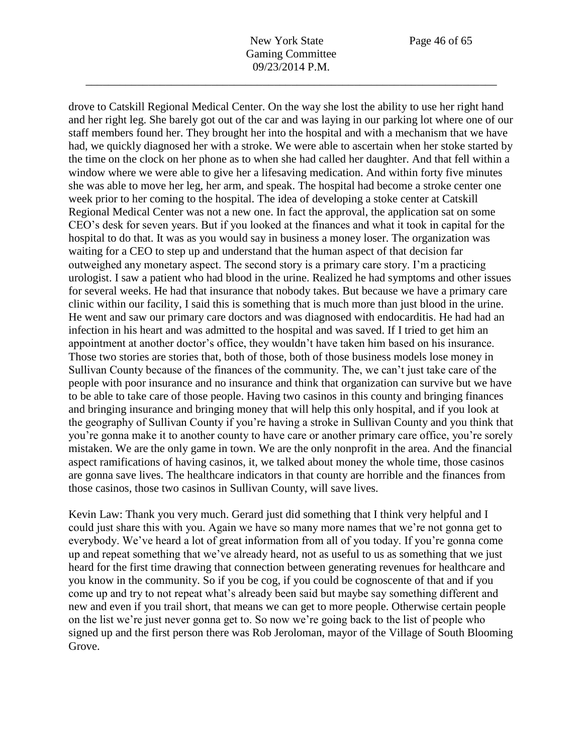drove to Catskill Regional Medical Center. On the way she lost the ability to use her right hand and her right leg. She barely got out of the car and was laying in our parking lot where one of our staff members found her. They brought her into the hospital and with a mechanism that we have had, we quickly diagnosed her with a stroke. We were able to ascertain when her stoke started by the time on the clock on her phone as to when she had called her daughter. And that fell within a window where we were able to give her a lifesaving medication. And within forty five minutes she was able to move her leg, her arm, and speak. The hospital had become a stroke center one week prior to her coming to the hospital. The idea of developing a stoke center at Catskill Regional Medical Center was not a new one. In fact the approval, the application sat on some CEO's desk for seven years. But if you looked at the finances and what it took in capital for the hospital to do that. It was as you would say in business a money loser. The organization was waiting for a CEO to step up and understand that the human aspect of that decision far outweighed any monetary aspect. The second story is a primary care story. I'm a practicing urologist. I saw a patient who had blood in the urine. Realized he had symptoms and other issues for several weeks. He had that insurance that nobody takes. But because we have a primary care clinic within our facility, I said this is something that is much more than just blood in the urine. He went and saw our primary care doctors and was diagnosed with endocarditis. He had had an infection in his heart and was admitted to the hospital and was saved. If I tried to get him an appointment at another doctor's office, they wouldn't have taken him based on his insurance. Those two stories are stories that, both of those, both of those business models lose money in Sullivan County because of the finances of the community. The, we can't just take care of the people with poor insurance and no insurance and think that organization can survive but we have to be able to take care of those people. Having two casinos in this county and bringing finances and bringing insurance and bringing money that will help this only hospital, and if you look at the geography of Sullivan County if you're having a stroke in Sullivan County and you think that you're gonna make it to another county to have care or another primary care office, you're sorely mistaken. We are the only game in town. We are the only nonprofit in the area. And the financial aspect ramifications of having casinos, it, we talked about money the whole time, those casinos are gonna save lives. The healthcare indicators in that county are horrible and the finances from those casinos, those two casinos in Sullivan County, will save lives.

Kevin Law: Thank you very much. Gerard just did something that I think very helpful and I could just share this with you. Again we have so many more names that we're not gonna get to everybody. We've heard a lot of great information from all of you today. If you're gonna come up and repeat something that we've already heard, not as useful to us as something that we just heard for the first time drawing that connection between generating revenues for healthcare and you know in the community. So if you be cog, if you could be cognoscente of that and if you come up and try to not repeat what's already been said but maybe say something different and new and even if you trail short, that means we can get to more people. Otherwise certain people on the list we're just never gonna get to. So now we're going back to the list of people who signed up and the first person there was Rob Jeroloman, mayor of the Village of South Blooming Grove.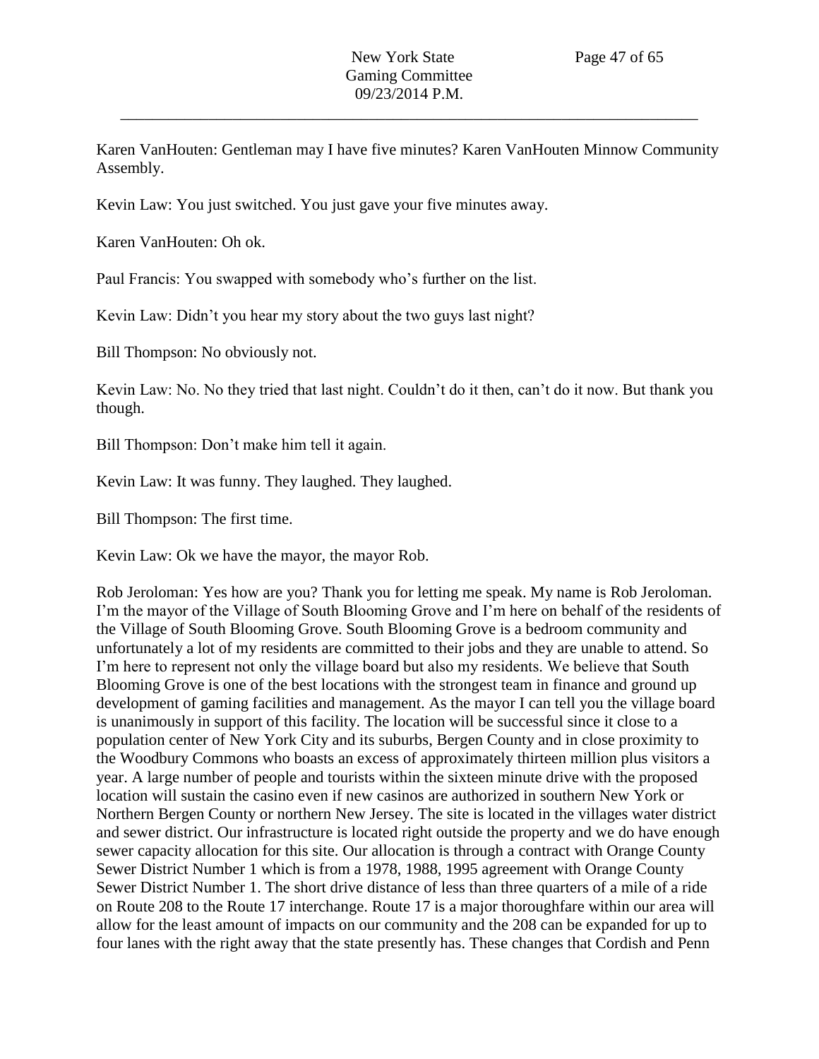Karen VanHouten: Gentleman may I have five minutes? Karen VanHouten Minnow Community Assembly.

Kevin Law: You just switched. You just gave your five minutes away.

Karen VanHouten: Oh ok.

Paul Francis: You swapped with somebody who's further on the list.

Kevin Law: Didn't you hear my story about the two guys last night?

Bill Thompson: No obviously not.

Kevin Law: No. No they tried that last night. Couldn't do it then, can't do it now. But thank you though.

Bill Thompson: Don't make him tell it again.

Kevin Law: It was funny. They laughed. They laughed.

Bill Thompson: The first time.

Kevin Law: Ok we have the mayor, the mayor Rob.

Rob Jeroloman: Yes how are you? Thank you for letting me speak. My name is Rob Jeroloman. I'm the mayor of the Village of South Blooming Grove and I'm here on behalf of the residents of the Village of South Blooming Grove. South Blooming Grove is a bedroom community and unfortunately a lot of my residents are committed to their jobs and they are unable to attend. So I'm here to represent not only the village board but also my residents. We believe that South Blooming Grove is one of the best locations with the strongest team in finance and ground up development of gaming facilities and management. As the mayor I can tell you the village board is unanimously in support of this facility. The location will be successful since it close to a population center of New York City and its suburbs, Bergen County and in close proximity to the Woodbury Commons who boasts an excess of approximately thirteen million plus visitors a year. A large number of people and tourists within the sixteen minute drive with the proposed location will sustain the casino even if new casinos are authorized in southern New York or Northern Bergen County or northern New Jersey. The site is located in the villages water district and sewer district. Our infrastructure is located right outside the property and we do have enough sewer capacity allocation for this site. Our allocation is through a contract with Orange County Sewer District Number 1 which is from a 1978, 1988, 1995 agreement with Orange County Sewer District Number 1. The short drive distance of less than three quarters of a mile of a ride on Route 208 to the Route 17 interchange. Route 17 is a major thoroughfare within our area will allow for the least amount of impacts on our community and the 208 can be expanded for up to four lanes with the right away that the state presently has. These changes that Cordish and Penn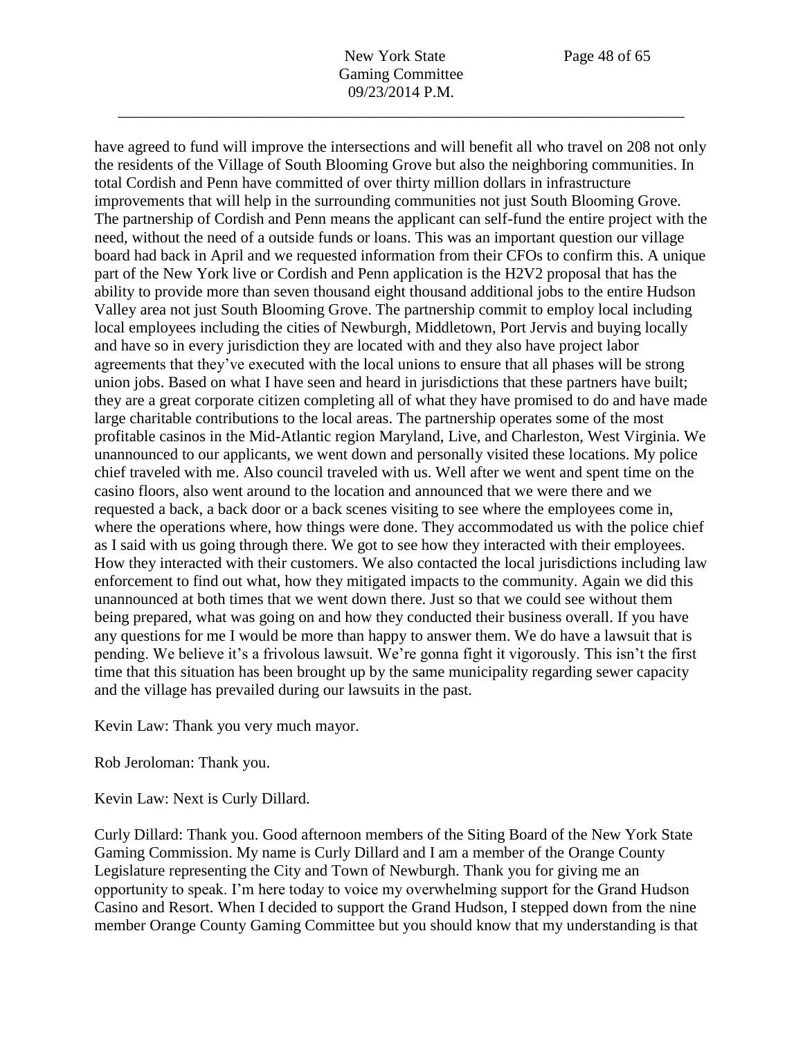have agreed to fund will improve the intersections and will benefit all who travel on 208 not only the residents of the Village of South Blooming Grove but also the neighboring communities. In total Cordish and Penn have committed of over thirty million dollars in infrastructure improvements that will help in the surrounding communities not just South Blooming Grove. The partnership of Cordish and Penn means the applicant can self-fund the entire project with the need, without the need of a outside funds or loans. This was an important question our village board had back in April and we requested information from their CFOs to confirm this. A unique part of the New York live or Cordish and Penn application is the H2V2 proposal that has the ability to provide more than seven thousand eight thousand additional jobs to the entire Hudson Valley area not just South Blooming Grove. The partnership commit to employ local including local employees including the cities of Newburgh, Middletown, Port Jervis and buying locally and have so in every jurisdiction they are located with and they also have project labor agreements that they've executed with the local unions to ensure that all phases will be strong union jobs. Based on what I have seen and heard in jurisdictions that these partners have built; they are a great corporate citizen completing all of what they have promised to do and have made large charitable contributions to the local areas. The partnership operates some of the most profitable casinos in the Mid-Atlantic region Maryland, Live, and Charleston, West Virginia. We unannounced to our applicants, we went down and personally visited these locations. My police chief traveled with me. Also council traveled with us. Well after we went and spent time on the casino floors, also went around to the location and announced that we were there and we requested a back, a back door or a back scenes visiting to see where the employees come in, where the operations where, how things were done. They accommodated us with the police chief as I said with us going through there. We got to see how they interacted with their employees. How they interacted with their customers. We also contacted the local jurisdictions including law enforcement to find out what, how they mitigated impacts to the community. Again we did this unannounced at both times that we went down there. Just so that we could see without them being prepared, what was going on and how they conducted their business overall. If you have any questions for me I would be more than happy to answer them. We do have a lawsuit that is pending. We believe it's a frivolous lawsuit. We're gonna fight it vigorously. This isn't the first time that this situation has been brought up by the same municipality regarding sewer capacity and the village has prevailed during our lawsuits in the past.

Kevin Law: Thank you very much mayor.

Rob Jeroloman: Thank you.

Kevin Law: Next is Curly Dillard.

Curly Dillard: Thank you. Good afternoon members of the Siting Board of the New York State Gaming Commission. My name is Curly Dillard and I am a member of the Orange County Legislature representing the City and Town of Newburgh. Thank you for giving me an opportunity to speak. I'm here today to voice my overwhelming support for the Grand Hudson Casino and Resort. When I decided to support the Grand Hudson, I stepped down from the nine member Orange County Gaming Committee but you should know that my understanding is that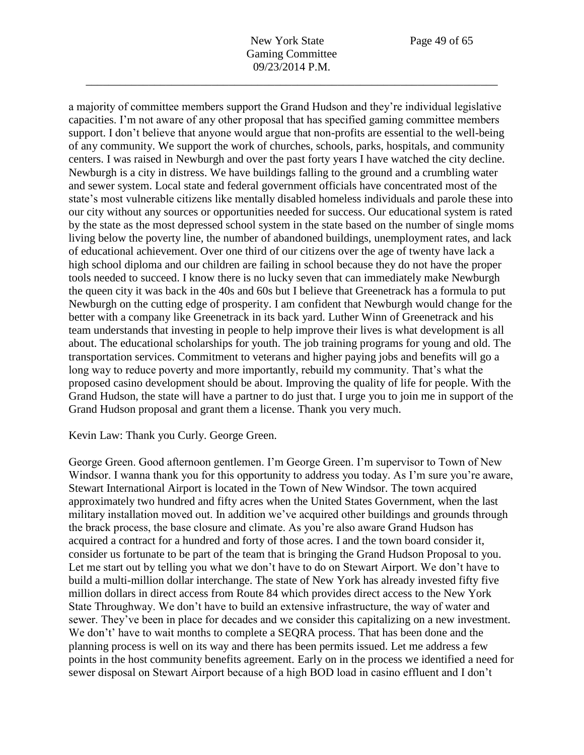a majority of committee members support the Grand Hudson and they're individual legislative capacities. I'm not aware of any other proposal that has specified gaming committee members support. I don't believe that anyone would argue that non-profits are essential to the well-being of any community. We support the work of churches, schools, parks, hospitals, and community centers. I was raised in Newburgh and over the past forty years I have watched the city decline. Newburgh is a city in distress. We have buildings falling to the ground and a crumbling water and sewer system. Local state and federal government officials have concentrated most of the state's most vulnerable citizens like mentally disabled homeless individuals and parole these into our city without any sources or opportunities needed for success. Our educational system is rated by the state as the most depressed school system in the state based on the number of single moms living below the poverty line, the number of abandoned buildings, unemployment rates, and lack of educational achievement. Over one third of our citizens over the age of twenty have lack a high school diploma and our children are failing in school because they do not have the proper tools needed to succeed. I know there is no lucky seven that can immediately make Newburgh the queen city it was back in the 40s and 60s but I believe that Greenetrack has a formula to put Newburgh on the cutting edge of prosperity. I am confident that Newburgh would change for the better with a company like Greenetrack in its back yard. Luther Winn of Greenetrack and his team understands that investing in people to help improve their lives is what development is all about. The educational scholarships for youth. The job training programs for young and old. The transportation services. Commitment to veterans and higher paying jobs and benefits will go a long way to reduce poverty and more importantly, rebuild my community. That's what the proposed casino development should be about. Improving the quality of life for people. With the Grand Hudson, the state will have a partner to do just that. I urge you to join me in support of the Grand Hudson proposal and grant them a license. Thank you very much.

Kevin Law: Thank you Curly. George Green.

George Green. Good afternoon gentlemen. I'm George Green. I'm supervisor to Town of New Windsor. I wanna thank you for this opportunity to address you today. As I'm sure you're aware, Stewart International Airport is located in the Town of New Windsor. The town acquired approximately two hundred and fifty acres when the United States Government, when the last military installation moved out. In addition we've acquired other buildings and grounds through the brack process, the base closure and climate. As you're also aware Grand Hudson has acquired a contract for a hundred and forty of those acres. I and the town board consider it, consider us fortunate to be part of the team that is bringing the Grand Hudson Proposal to you. Let me start out by telling you what we don't have to do on Stewart Airport. We don't have to build a multi-million dollar interchange. The state of New York has already invested fifty five million dollars in direct access from Route 84 which provides direct access to the New York State Throughway. We don't have to build an extensive infrastructure, the way of water and sewer. They've been in place for decades and we consider this capitalizing on a new investment. We don't' have to wait months to complete a SEQRA process. That has been done and the planning process is well on its way and there has been permits issued. Let me address a few points in the host community benefits agreement. Early on in the process we identified a need for sewer disposal on Stewart Airport because of a high BOD load in casino effluent and I don't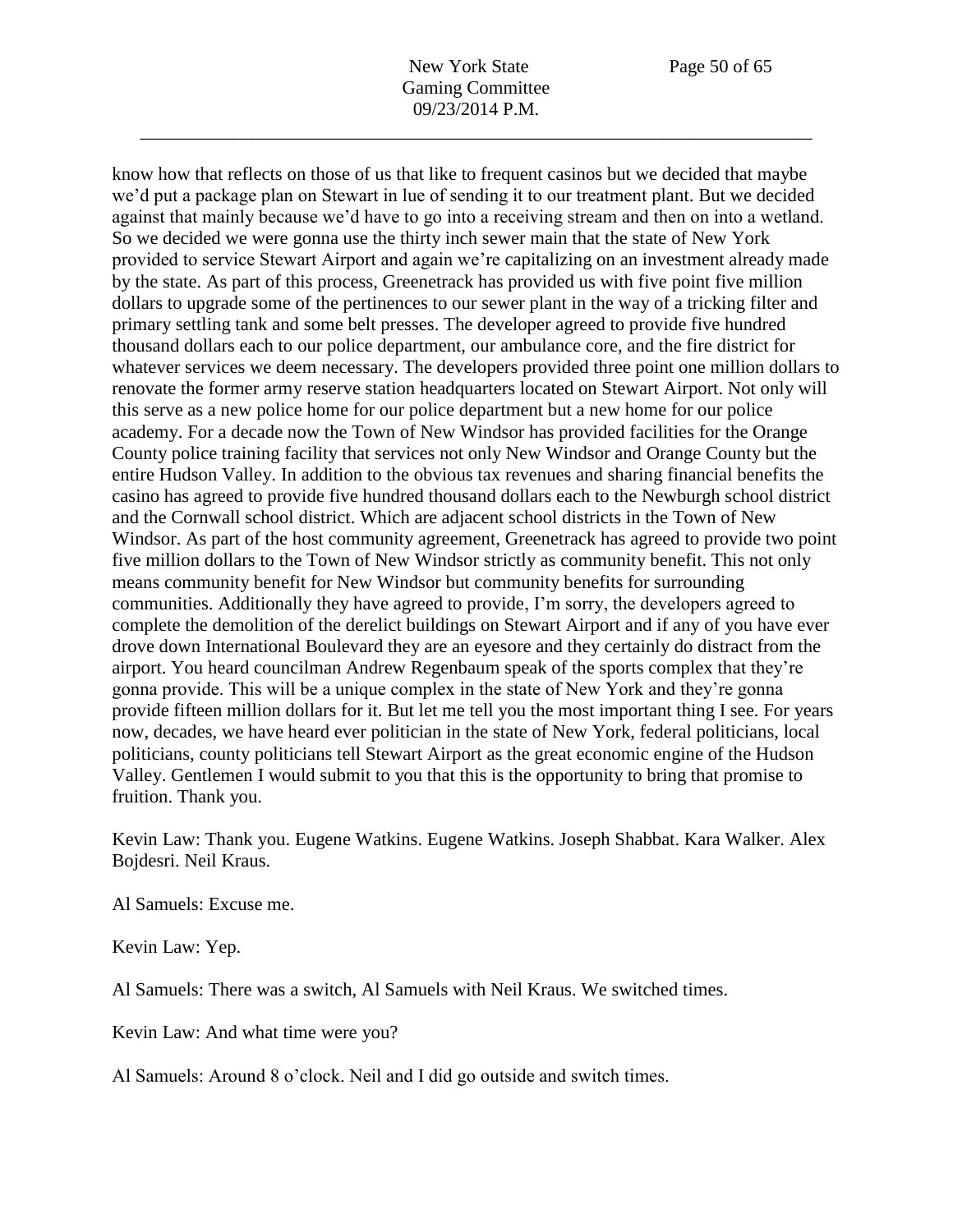know how that reflects on those of us that like to frequent casinos but we decided that maybe we'd put a package plan on Stewart in lue of sending it to our treatment plant. But we decided against that mainly because we'd have to go into a receiving stream and then on into a wetland. So we decided we were gonna use the thirty inch sewer main that the state of New York provided to service Stewart Airport and again we're capitalizing on an investment already made by the state. As part of this process, Greenetrack has provided us with five point five million dollars to upgrade some of the pertinences to our sewer plant in the way of a tricking filter and primary settling tank and some belt presses. The developer agreed to provide five hundred thousand dollars each to our police department, our ambulance core, and the fire district for whatever services we deem necessary. The developers provided three point one million dollars to renovate the former army reserve station headquarters located on Stewart Airport. Not only will this serve as a new police home for our police department but a new home for our police academy. For a decade now the Town of New Windsor has provided facilities for the Orange County police training facility that services not only New Windsor and Orange County but the entire Hudson Valley. In addition to the obvious tax revenues and sharing financial benefits the casino has agreed to provide five hundred thousand dollars each to the Newburgh school district and the Cornwall school district. Which are adjacent school districts in the Town of New Windsor. As part of the host community agreement, Greenetrack has agreed to provide two point five million dollars to the Town of New Windsor strictly as community benefit. This not only means community benefit for New Windsor but community benefits for surrounding communities. Additionally they have agreed to provide, I'm sorry, the developers agreed to complete the demolition of the derelict buildings on Stewart Airport and if any of you have ever drove down International Boulevard they are an eyesore and they certainly do distract from the airport. You heard councilman Andrew Regenbaum speak of the sports complex that they're gonna provide. This will be a unique complex in the state of New York and they're gonna provide fifteen million dollars for it. But let me tell you the most important thing I see. For years now, decades, we have heard ever politician in the state of New York, federal politicians, local politicians, county politicians tell Stewart Airport as the great economic engine of the Hudson Valley. Gentlemen I would submit to you that this is the opportunity to bring that promise to fruition. Thank you.

Kevin Law: Thank you. Eugene Watkins. Eugene Watkins. Joseph Shabbat. Kara Walker. Alex Bojdesri. Neil Kraus.

Al Samuels: Excuse me.

Kevin Law: Yep.

Al Samuels: There was a switch, Al Samuels with Neil Kraus. We switched times.

Kevin Law: And what time were you?

Al Samuels: Around 8 o'clock. Neil and I did go outside and switch times.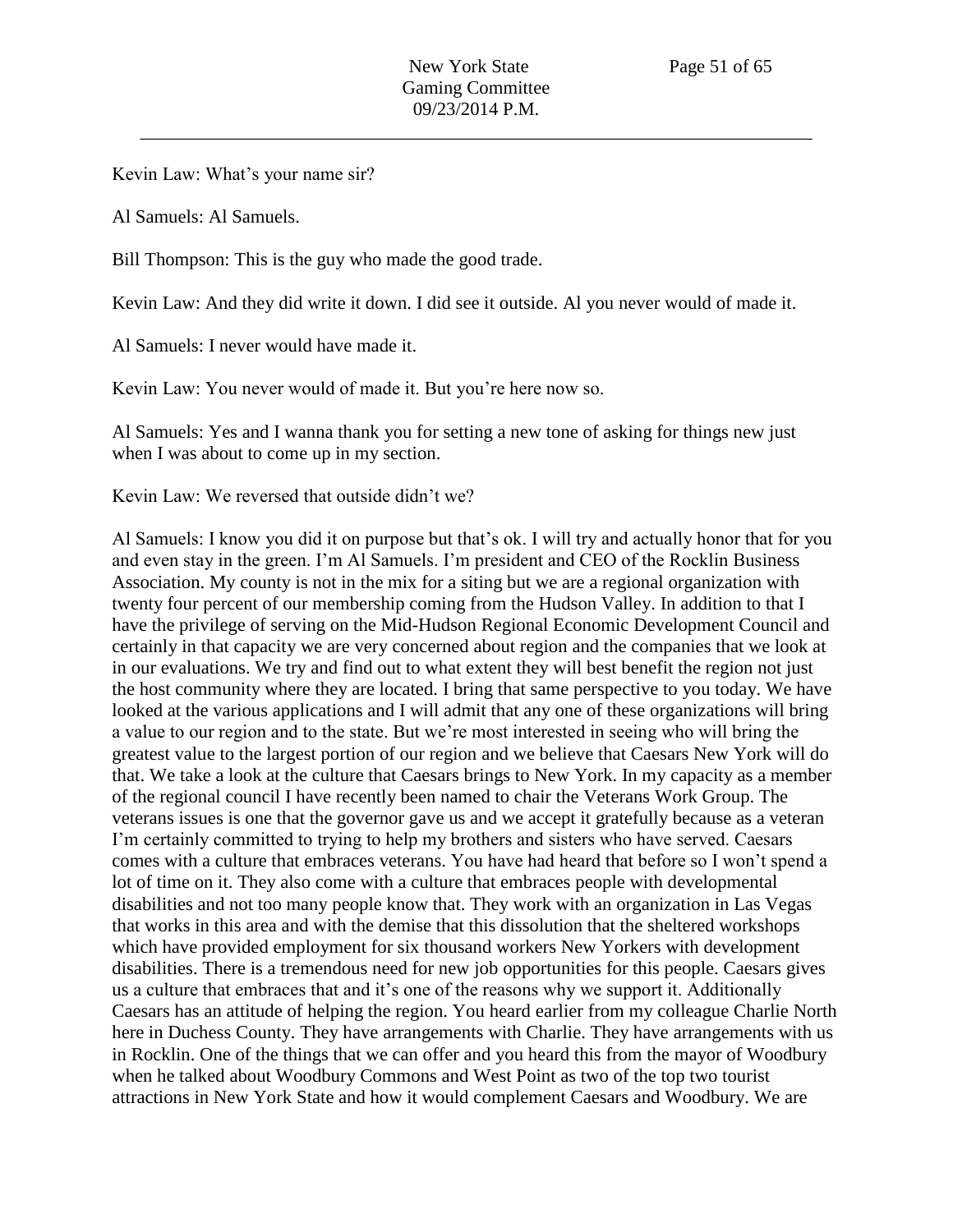Kevin Law: What's your name sir?

Al Samuels: Al Samuels.

Bill Thompson: This is the guy who made the good trade.

Kevin Law: And they did write it down. I did see it outside. Al you never would of made it.

Al Samuels: I never would have made it.

Kevin Law: You never would of made it. But you're here now so.

Al Samuels: Yes and I wanna thank you for setting a new tone of asking for things new just when I was about to come up in my section.

Kevin Law: We reversed that outside didn't we?

Al Samuels: I know you did it on purpose but that's ok. I will try and actually honor that for you and even stay in the green. I'm Al Samuels. I'm president and CEO of the Rocklin Business Association. My county is not in the mix for a siting but we are a regional organization with twenty four percent of our membership coming from the Hudson Valley. In addition to that I have the privilege of serving on the Mid-Hudson Regional Economic Development Council and certainly in that capacity we are very concerned about region and the companies that we look at in our evaluations. We try and find out to what extent they will best benefit the region not just the host community where they are located. I bring that same perspective to you today. We have looked at the various applications and I will admit that any one of these organizations will bring a value to our region and to the state. But we're most interested in seeing who will bring the greatest value to the largest portion of our region and we believe that Caesars New York will do that. We take a look at the culture that Caesars brings to New York. In my capacity as a member of the regional council I have recently been named to chair the Veterans Work Group. The veterans issues is one that the governor gave us and we accept it gratefully because as a veteran I'm certainly committed to trying to help my brothers and sisters who have served. Caesars comes with a culture that embraces veterans. You have had heard that before so I won't spend a lot of time on it. They also come with a culture that embraces people with developmental disabilities and not too many people know that. They work with an organization in Las Vegas that works in this area and with the demise that this dissolution that the sheltered workshops which have provided employment for six thousand workers New Yorkers with development disabilities. There is a tremendous need for new job opportunities for this people. Caesars gives us a culture that embraces that and it's one of the reasons why we support it. Additionally Caesars has an attitude of helping the region. You heard earlier from my colleague Charlie North here in Duchess County. They have arrangements with Charlie. They have arrangements with us in Rocklin. One of the things that we can offer and you heard this from the mayor of Woodbury when he talked about Woodbury Commons and West Point as two of the top two tourist attractions in New York State and how it would complement Caesars and Woodbury. We are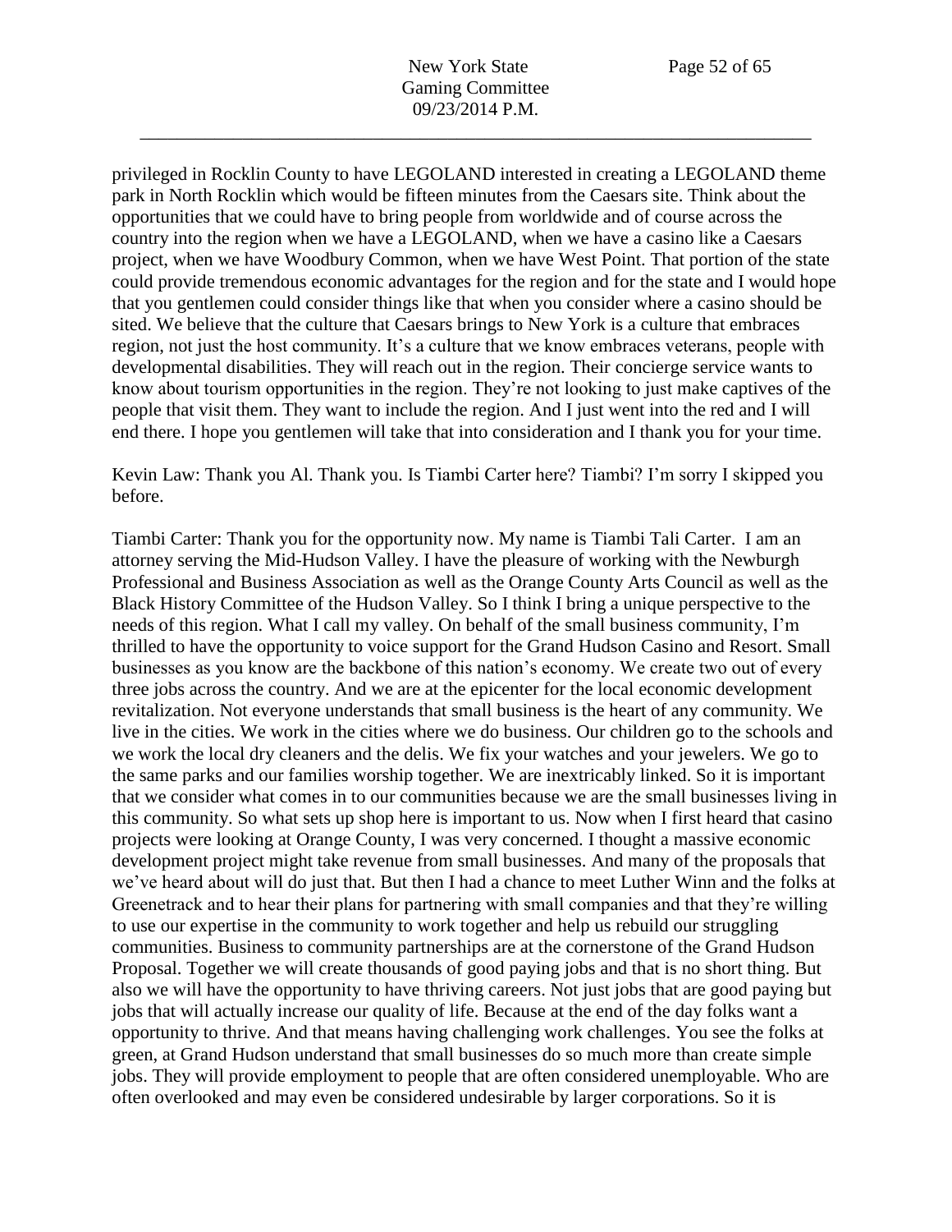privileged in Rocklin County to have LEGOLAND interested in creating a LEGOLAND theme park in North Rocklin which would be fifteen minutes from the Caesars site. Think about the opportunities that we could have to bring people from worldwide and of course across the country into the region when we have a LEGOLAND, when we have a casino like a Caesars project, when we have Woodbury Common, when we have West Point. That portion of the state could provide tremendous economic advantages for the region and for the state and I would hope that you gentlemen could consider things like that when you consider where a casino should be sited. We believe that the culture that Caesars brings to New York is a culture that embraces region, not just the host community. It's a culture that we know embraces veterans, people with developmental disabilities. They will reach out in the region. Their concierge service wants to know about tourism opportunities in the region. They're not looking to just make captives of the people that visit them. They want to include the region. And I just went into the red and I will end there. I hope you gentlemen will take that into consideration and I thank you for your time.

Kevin Law: Thank you Al. Thank you. Is Tiambi Carter here? Tiambi? I'm sorry I skipped you before.

Tiambi Carter: Thank you for the opportunity now. My name is Tiambi Tali Carter. I am an attorney serving the Mid-Hudson Valley. I have the pleasure of working with the Newburgh Professional and Business Association as well as the Orange County Arts Council as well as the Black History Committee of the Hudson Valley. So I think I bring a unique perspective to the needs of this region. What I call my valley. On behalf of the small business community, I'm thrilled to have the opportunity to voice support for the Grand Hudson Casino and Resort. Small businesses as you know are the backbone of this nation's economy. We create two out of every three jobs across the country. And we are at the epicenter for the local economic development revitalization. Not everyone understands that small business is the heart of any community. We live in the cities. We work in the cities where we do business. Our children go to the schools and we work the local dry cleaners and the delis. We fix your watches and your jewelers. We go to the same parks and our families worship together. We are inextricably linked. So it is important that we consider what comes in to our communities because we are the small businesses living in this community. So what sets up shop here is important to us. Now when I first heard that casino projects were looking at Orange County, I was very concerned. I thought a massive economic development project might take revenue from small businesses. And many of the proposals that we've heard about will do just that. But then I had a chance to meet Luther Winn and the folks at Greenetrack and to hear their plans for partnering with small companies and that they're willing to use our expertise in the community to work together and help us rebuild our struggling communities. Business to community partnerships are at the cornerstone of the Grand Hudson Proposal. Together we will create thousands of good paying jobs and that is no short thing. But also we will have the opportunity to have thriving careers. Not just jobs that are good paying but jobs that will actually increase our quality of life. Because at the end of the day folks want a opportunity to thrive. And that means having challenging work challenges. You see the folks at green, at Grand Hudson understand that small businesses do so much more than create simple jobs. They will provide employment to people that are often considered unemployable. Who are often overlooked and may even be considered undesirable by larger corporations. So it is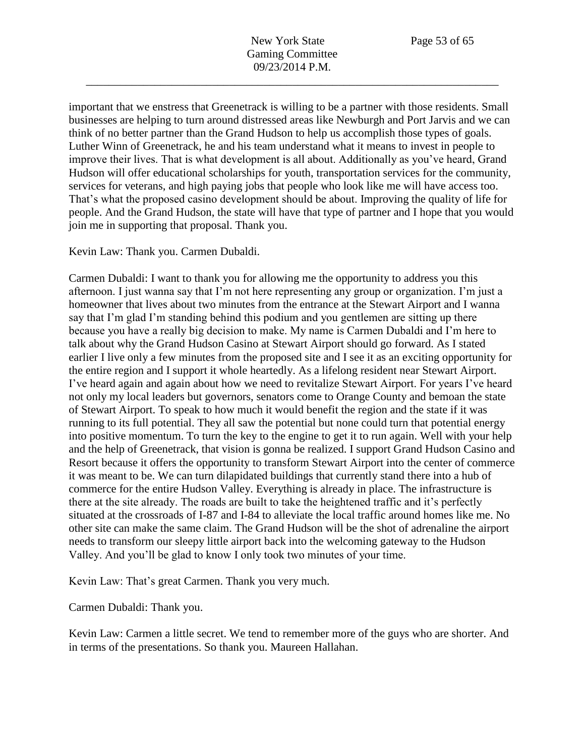important that we enstress that Greenetrack is willing to be a partner with those residents. Small businesses are helping to turn around distressed areas like Newburgh and Port Jarvis and we can think of no better partner than the Grand Hudson to help us accomplish those types of goals. Luther Winn of Greenetrack, he and his team understand what it means to invest in people to improve their lives. That is what development is all about. Additionally as you've heard, Grand Hudson will offer educational scholarships for youth, transportation services for the community, services for veterans, and high paying jobs that people who look like me will have access too. That's what the proposed casino development should be about. Improving the quality of life for people. And the Grand Hudson, the state will have that type of partner and I hope that you would join me in supporting that proposal. Thank you.

Kevin Law: Thank you. Carmen Dubaldi.

Carmen Dubaldi: I want to thank you for allowing me the opportunity to address you this afternoon. I just wanna say that I'm not here representing any group or organization. I'm just a homeowner that lives about two minutes from the entrance at the Stewart Airport and I wanna say that I'm glad I'm standing behind this podium and you gentlemen are sitting up there because you have a really big decision to make. My name is Carmen Dubaldi and I'm here to talk about why the Grand Hudson Casino at Stewart Airport should go forward. As I stated earlier I live only a few minutes from the proposed site and I see it as an exciting opportunity for the entire region and I support it whole heartedly. As a lifelong resident near Stewart Airport. I've heard again and again about how we need to revitalize Stewart Airport. For years I've heard not only my local leaders but governors, senators come to Orange County and bemoan the state of Stewart Airport. To speak to how much it would benefit the region and the state if it was running to its full potential. They all saw the potential but none could turn that potential energy into positive momentum. To turn the key to the engine to get it to run again. Well with your help and the help of Greenetrack, that vision is gonna be realized. I support Grand Hudson Casino and Resort because it offers the opportunity to transform Stewart Airport into the center of commerce it was meant to be. We can turn dilapidated buildings that currently stand there into a hub of commerce for the entire Hudson Valley. Everything is already in place. The infrastructure is there at the site already. The roads are built to take the heightened traffic and it's perfectly situated at the crossroads of I-87 and I-84 to alleviate the local traffic around homes like me. No other site can make the same claim. The Grand Hudson will be the shot of adrenaline the airport needs to transform our sleepy little airport back into the welcoming gateway to the Hudson Valley. And you'll be glad to know I only took two minutes of your time.

Kevin Law: That's great Carmen. Thank you very much.

Carmen Dubaldi: Thank you.

Kevin Law: Carmen a little secret. We tend to remember more of the guys who are shorter. And in terms of the presentations. So thank you. Maureen Hallahan.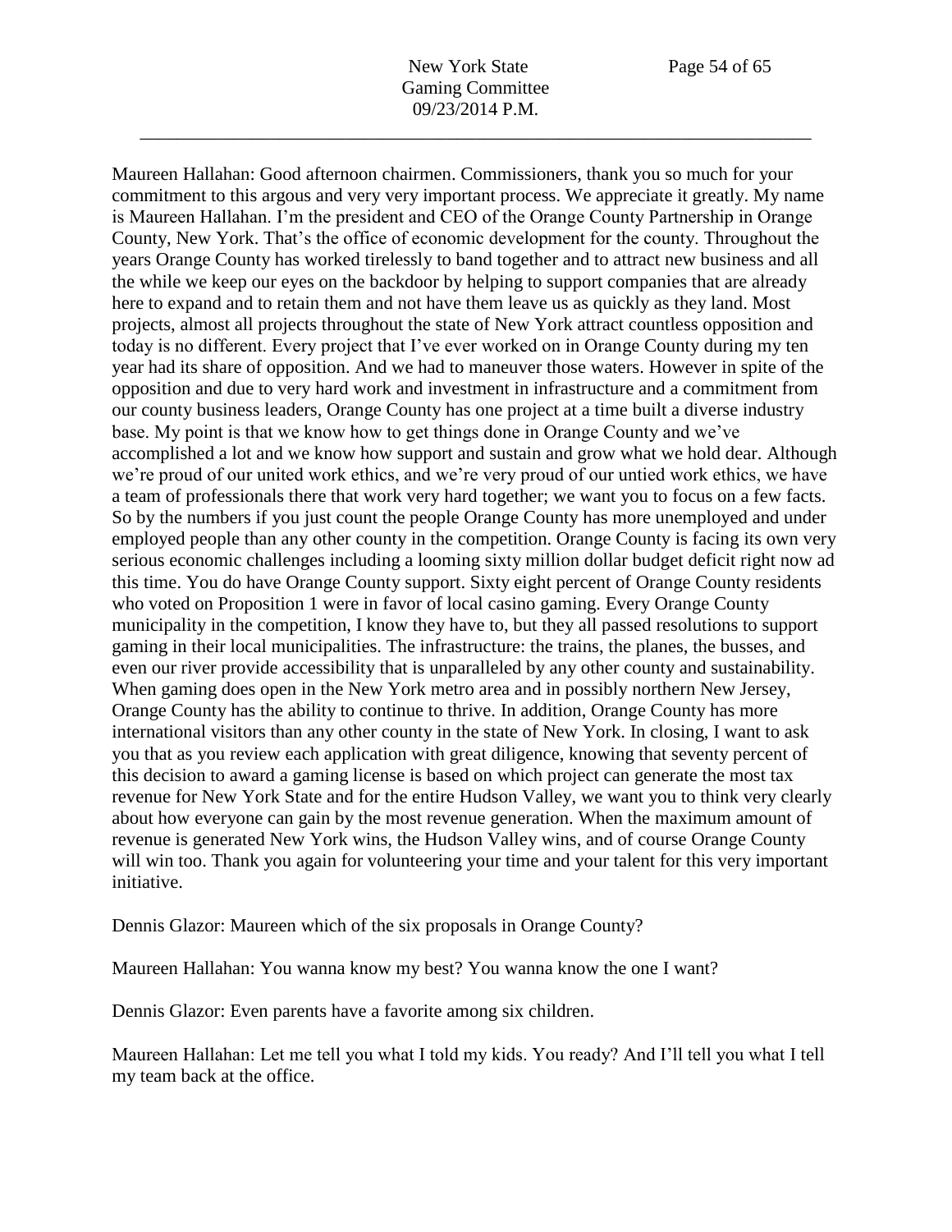Maureen Hallahan: Good afternoon chairmen. Commissioners, thank you so much for your commitment to this argous and very very important process. We appreciate it greatly. My name is Maureen Hallahan. I'm the president and CEO of the Orange County Partnership in Orange County, New York. That's the office of economic development for the county. Throughout the years Orange County has worked tirelessly to band together and to attract new business and all the while we keep our eyes on the backdoor by helping to support companies that are already here to expand and to retain them and not have them leave us as quickly as they land. Most projects, almost all projects throughout the state of New York attract countless opposition and today is no different. Every project that I've ever worked on in Orange County during my ten year had its share of opposition. And we had to maneuver those waters. However in spite of the opposition and due to very hard work and investment in infrastructure and a commitment from our county business leaders, Orange County has one project at a time built a diverse industry base. My point is that we know how to get things done in Orange County and we've accomplished a lot and we know how support and sustain and grow what we hold dear. Although we're proud of our united work ethics, and we're very proud of our untied work ethics, we have a team of professionals there that work very hard together; we want you to focus on a few facts. So by the numbers if you just count the people Orange County has more unemployed and under employed people than any other county in the competition. Orange County is facing its own very serious economic challenges including a looming sixty million dollar budget deficit right now ad this time. You do have Orange County support. Sixty eight percent of Orange County residents who voted on Proposition 1 were in favor of local casino gaming. Every Orange County municipality in the competition, I know they have to, but they all passed resolutions to support gaming in their local municipalities. The infrastructure: the trains, the planes, the busses, and even our river provide accessibility that is unparalleled by any other county and sustainability. When gaming does open in the New York metro area and in possibly northern New Jersey, Orange County has the ability to continue to thrive. In addition, Orange County has more international visitors than any other county in the state of New York. In closing, I want to ask you that as you review each application with great diligence, knowing that seventy percent of this decision to award a gaming license is based on which project can generate the most tax revenue for New York State and for the entire Hudson Valley, we want you to think very clearly about how everyone can gain by the most revenue generation. When the maximum amount of revenue is generated New York wins, the Hudson Valley wins, and of course Orange County will win too. Thank you again for volunteering your time and your talent for this very important initiative.

Dennis Glazor: Maureen which of the six proposals in Orange County?

Maureen Hallahan: You wanna know my best? You wanna know the one I want?

Dennis Glazor: Even parents have a favorite among six children.

Maureen Hallahan: Let me tell you what I told my kids. You ready? And I'll tell you what I tell my team back at the office.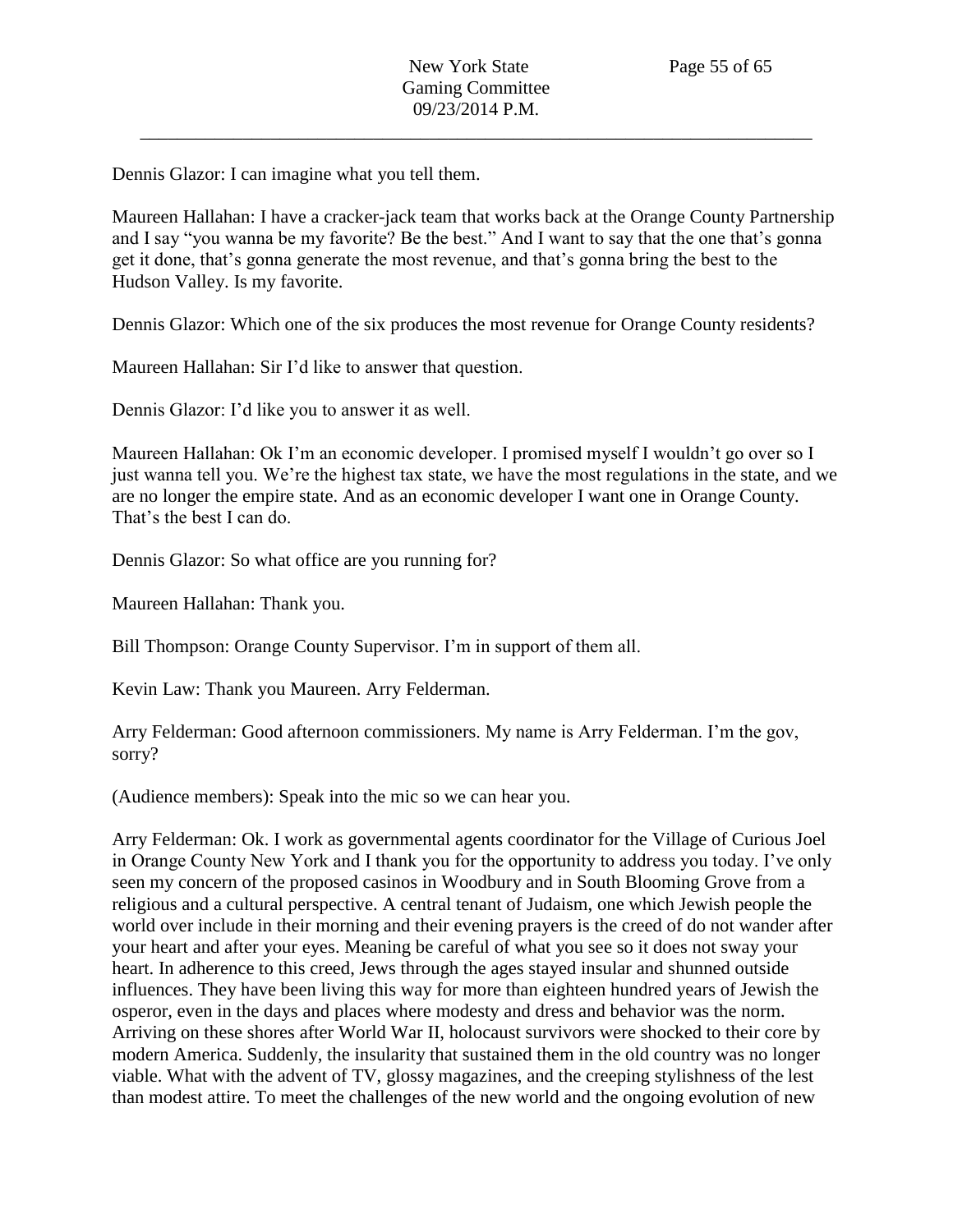Dennis Glazor: I can imagine what you tell them.

Maureen Hallahan: I have a cracker-jack team that works back at the Orange County Partnership and I say "you wanna be my favorite? Be the best." And I want to say that the one that's gonna get it done, that's gonna generate the most revenue, and that's gonna bring the best to the Hudson Valley. Is my favorite.

Dennis Glazor: Which one of the six produces the most revenue for Orange County residents?

Maureen Hallahan: Sir I'd like to answer that question.

Dennis Glazor: I'd like you to answer it as well.

Maureen Hallahan: Ok I'm an economic developer. I promised myself I wouldn't go over so I just wanna tell you. We're the highest tax state, we have the most regulations in the state, and we are no longer the empire state. And as an economic developer I want one in Orange County. That's the best I can do.

Dennis Glazor: So what office are you running for?

Maureen Hallahan: Thank you.

Bill Thompson: Orange County Supervisor. I'm in support of them all.

Kevin Law: Thank you Maureen. Arry Felderman.

Arry Felderman: Good afternoon commissioners. My name is Arry Felderman. I'm the gov, sorry?

(Audience members): Speak into the mic so we can hear you.

Arry Felderman: Ok. I work as governmental agents coordinator for the Village of Curious Joel in Orange County New York and I thank you for the opportunity to address you today. I've only seen my concern of the proposed casinos in Woodbury and in South Blooming Grove from a religious and a cultural perspective. A central tenant of Judaism, one which Jewish people the world over include in their morning and their evening prayers is the creed of do not wander after your heart and after your eyes. Meaning be careful of what you see so it does not sway your heart. In adherence to this creed, Jews through the ages stayed insular and shunned outside influences. They have been living this way for more than eighteen hundred years of Jewish the osperor, even in the days and places where modesty and dress and behavior was the norm. Arriving on these shores after World War II, holocaust survivors were shocked to their core by modern America. Suddenly, the insularity that sustained them in the old country was no longer viable. What with the advent of TV, glossy magazines, and the creeping stylishness of the lest than modest attire. To meet the challenges of the new world and the ongoing evolution of new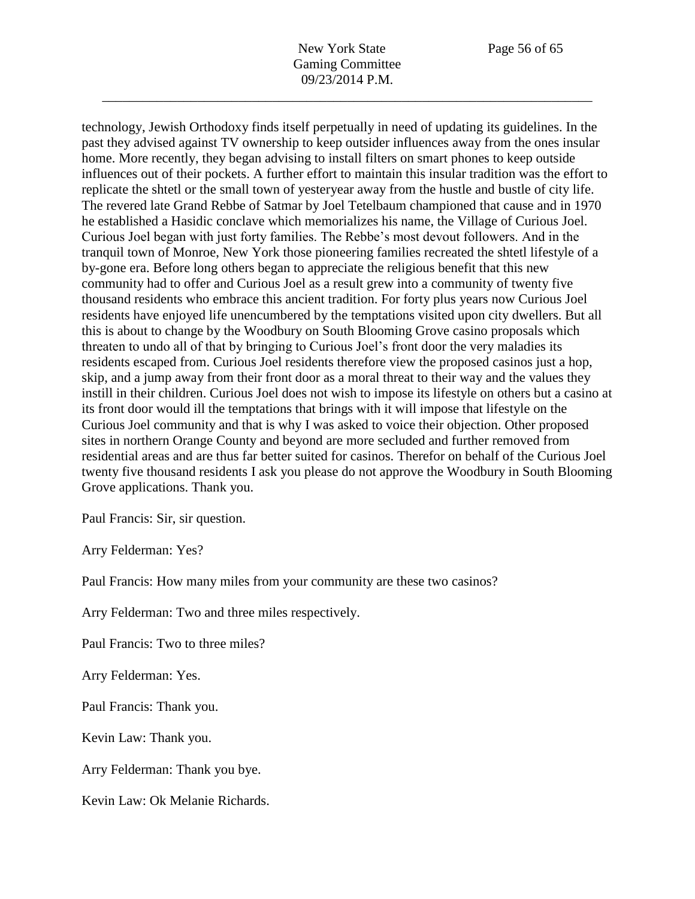technology, Jewish Orthodoxy finds itself perpetually in need of updating its guidelines. In the past they advised against TV ownership to keep outsider influences away from the ones insular home. More recently, they began advising to install filters on smart phones to keep outside influences out of their pockets. A further effort to maintain this insular tradition was the effort to replicate the shtetl or the small town of yesteryear away from the hustle and bustle of city life. The revered late Grand Rebbe of Satmar by Joel Tetelbaum championed that cause and in 1970 he established a Hasidic conclave which memorializes his name, the Village of Curious Joel. Curious Joel began with just forty families. The Rebbe's most devout followers. And in the tranquil town of Monroe, New York those pioneering families recreated the shtetl lifestyle of a by-gone era. Before long others began to appreciate the religious benefit that this new community had to offer and Curious Joel as a result grew into a community of twenty five thousand residents who embrace this ancient tradition. For forty plus years now Curious Joel residents have enjoyed life unencumbered by the temptations visited upon city dwellers. But all this is about to change by the Woodbury on South Blooming Grove casino proposals which threaten to undo all of that by bringing to Curious Joel's front door the very maladies its residents escaped from. Curious Joel residents therefore view the proposed casinos just a hop, skip, and a jump away from their front door as a moral threat to their way and the values they instill in their children. Curious Joel does not wish to impose its lifestyle on others but a casino at its front door would ill the temptations that brings with it will impose that lifestyle on the Curious Joel community and that is why I was asked to voice their objection. Other proposed sites in northern Orange County and beyond are more secluded and further removed from residential areas and are thus far better suited for casinos. Therefor on behalf of the Curious Joel twenty five thousand residents I ask you please do not approve the Woodbury in South Blooming Grove applications. Thank you.

Paul Francis: Sir, sir question.

Arry Felderman: Yes?

Paul Francis: How many miles from your community are these two casinos?

Arry Felderman: Two and three miles respectively.

Paul Francis: Two to three miles?

Arry Felderman: Yes.

Paul Francis: Thank you.

Kevin Law: Thank you.

Arry Felderman: Thank you bye.

Kevin Law: Ok Melanie Richards.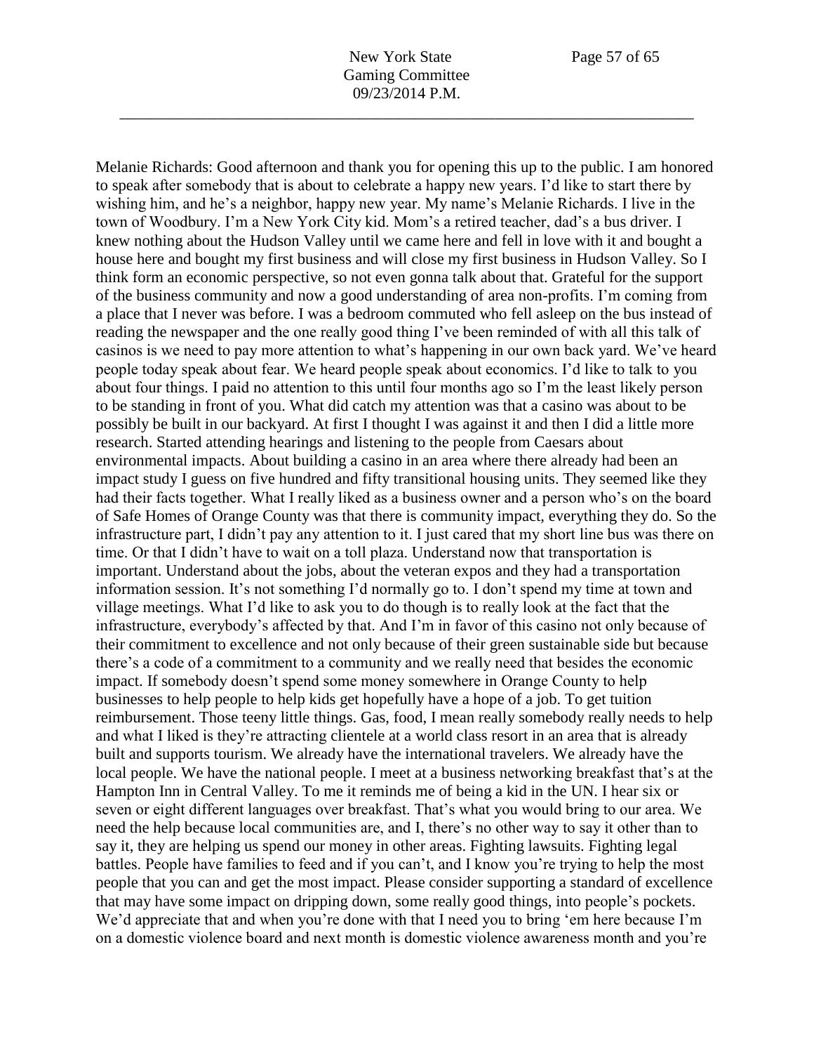Melanie Richards: Good afternoon and thank you for opening this up to the public. I am honored to speak after somebody that is about to celebrate a happy new years. I'd like to start there by wishing him, and he's a neighbor, happy new year. My name's Melanie Richards. I live in the town of Woodbury. I'm a New York City kid. Mom's a retired teacher, dad's a bus driver. I knew nothing about the Hudson Valley until we came here and fell in love with it and bought a house here and bought my first business and will close my first business in Hudson Valley. So I think form an economic perspective, so not even gonna talk about that. Grateful for the support of the business community and now a good understanding of area non-profits. I'm coming from a place that I never was before. I was a bedroom commuted who fell asleep on the bus instead of reading the newspaper and the one really good thing I've been reminded of with all this talk of casinos is we need to pay more attention to what's happening in our own back yard. We've heard people today speak about fear. We heard people speak about economics. I'd like to talk to you about four things. I paid no attention to this until four months ago so I'm the least likely person to be standing in front of you. What did catch my attention was that a casino was about to be possibly be built in our backyard. At first I thought I was against it and then I did a little more research. Started attending hearings and listening to the people from Caesars about environmental impacts. About building a casino in an area where there already had been an impact study I guess on five hundred and fifty transitional housing units. They seemed like they had their facts together. What I really liked as a business owner and a person who's on the board of Safe Homes of Orange County was that there is community impact, everything they do. So the infrastructure part, I didn't pay any attention to it. I just cared that my short line bus was there on time. Or that I didn't have to wait on a toll plaza. Understand now that transportation is important. Understand about the jobs, about the veteran expos and they had a transportation information session. It's not something I'd normally go to. I don't spend my time at town and village meetings. What I'd like to ask you to do though is to really look at the fact that the infrastructure, everybody's affected by that. And I'm in favor of this casino not only because of their commitment to excellence and not only because of their green sustainable side but because there's a code of a commitment to a community and we really need that besides the economic impact. If somebody doesn't spend some money somewhere in Orange County to help businesses to help people to help kids get hopefully have a hope of a job. To get tuition reimbursement. Those teeny little things. Gas, food, I mean really somebody really needs to help and what I liked is they're attracting clientele at a world class resort in an area that is already built and supports tourism. We already have the international travelers. We already have the local people. We have the national people. I meet at a business networking breakfast that's at the Hampton Inn in Central Valley. To me it reminds me of being a kid in the UN. I hear six or seven or eight different languages over breakfast. That's what you would bring to our area. We need the help because local communities are, and I, there's no other way to say it other than to say it, they are helping us spend our money in other areas. Fighting lawsuits. Fighting legal battles. People have families to feed and if you can't, and I know you're trying to help the most people that you can and get the most impact. Please consider supporting a standard of excellence that may have some impact on dripping down, some really good things, into people's pockets. We'd appreciate that and when you're done with that I need you to bring 'em here because I'm on a domestic violence board and next month is domestic violence awareness month and you're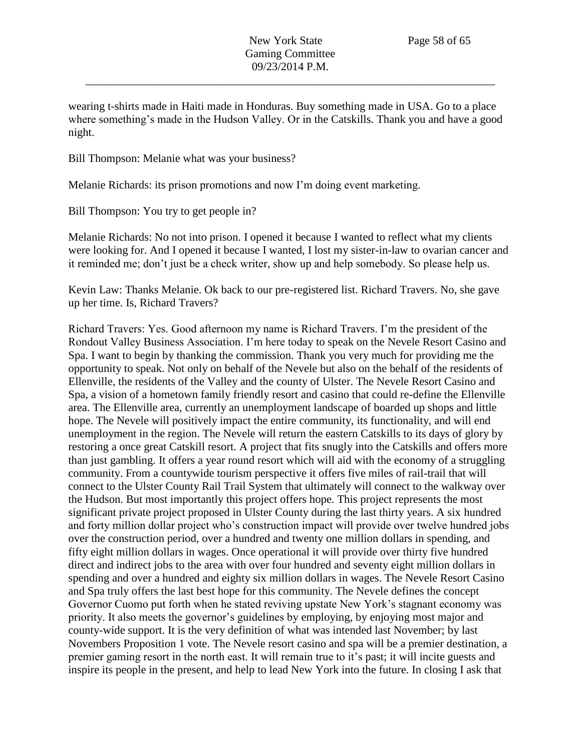wearing t-shirts made in Haiti made in Honduras. Buy something made in USA. Go to a place where something's made in the Hudson Valley. Or in the Catskills. Thank you and have a good night.

Bill Thompson: Melanie what was your business?

Melanie Richards: its prison promotions and now I'm doing event marketing.

Bill Thompson: You try to get people in?

Melanie Richards: No not into prison. I opened it because I wanted to reflect what my clients were looking for. And I opened it because I wanted, I lost my sister-in-law to ovarian cancer and it reminded me; don't just be a check writer, show up and help somebody. So please help us.

Kevin Law: Thanks Melanie. Ok back to our pre-registered list. Richard Travers. No, she gave up her time. Is, Richard Travers?

Richard Travers: Yes. Good afternoon my name is Richard Travers. I'm the president of the Rondout Valley Business Association. I'm here today to speak on the Nevele Resort Casino and Spa. I want to begin by thanking the commission. Thank you very much for providing me the opportunity to speak. Not only on behalf of the Nevele but also on the behalf of the residents of Ellenville, the residents of the Valley and the county of Ulster. The Nevele Resort Casino and Spa, a vision of a hometown family friendly resort and casino that could re-define the Ellenville area. The Ellenville area, currently an unemployment landscape of boarded up shops and little hope. The Nevele will positively impact the entire community, its functionality, and will end unemployment in the region. The Nevele will return the eastern Catskills to its days of glory by restoring a once great Catskill resort. A project that fits snugly into the Catskills and offers more than just gambling. It offers a year round resort which will aid with the economy of a struggling community. From a countywide tourism perspective it offers five miles of rail-trail that will connect to the Ulster County Rail Trail System that ultimately will connect to the walkway over the Hudson. But most importantly this project offers hope. This project represents the most significant private project proposed in Ulster County during the last thirty years. A six hundred and forty million dollar project who's construction impact will provide over twelve hundred jobs over the construction period, over a hundred and twenty one million dollars in spending, and fifty eight million dollars in wages. Once operational it will provide over thirty five hundred direct and indirect jobs to the area with over four hundred and seventy eight million dollars in spending and over a hundred and eighty six million dollars in wages. The Nevele Resort Casino and Spa truly offers the last best hope for this community. The Nevele defines the concept Governor Cuomo put forth when he stated reviving upstate New York's stagnant economy was priority. It also meets the governor's guidelines by employing, by enjoying most major and county-wide support. It is the very definition of what was intended last November; by last Novembers Proposition 1 vote. The Nevele resort casino and spa will be a premier destination, a premier gaming resort in the north east. It will remain true to it's past; it will incite guests and inspire its people in the present, and help to lead New York into the future. In closing I ask that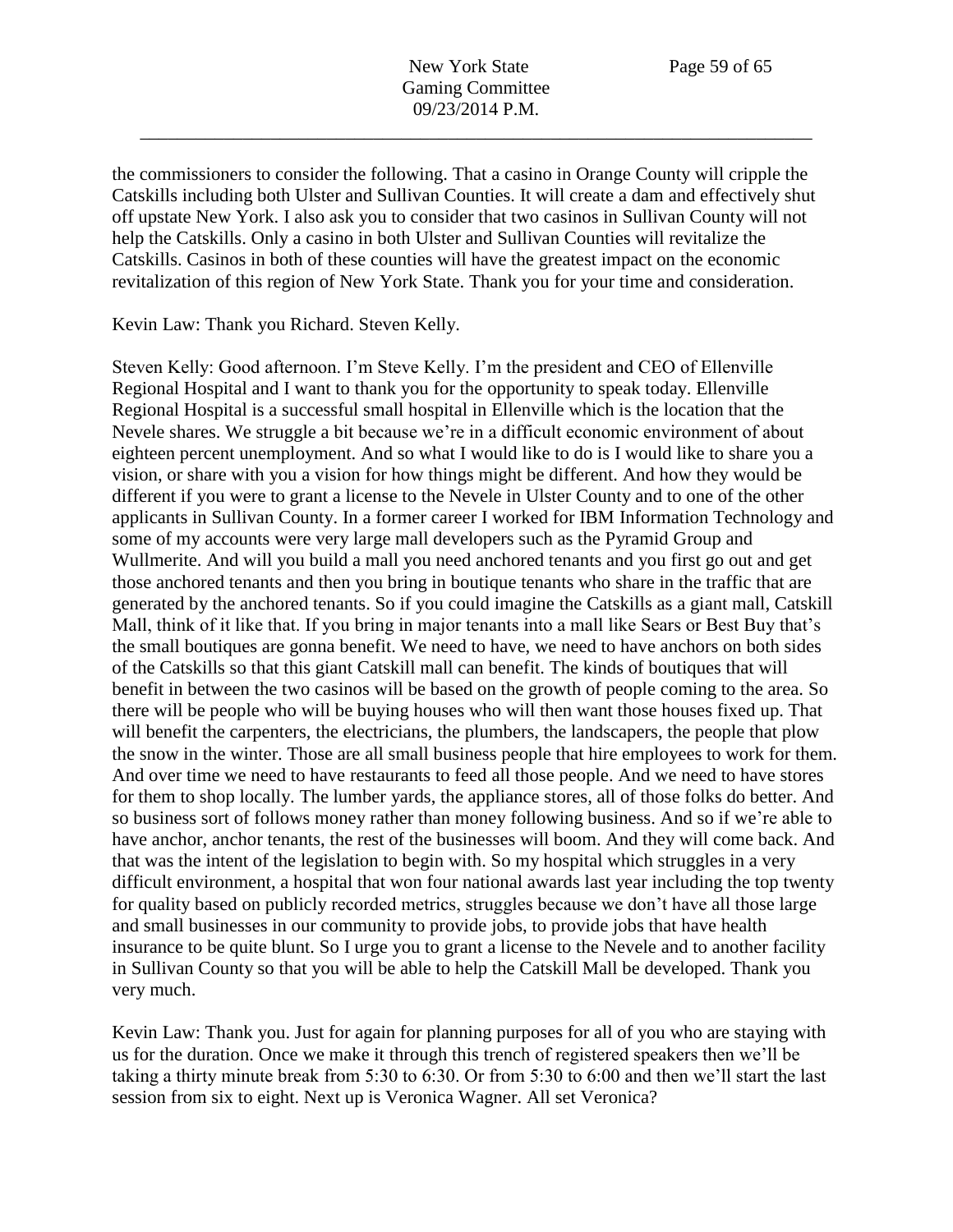the commissioners to consider the following. That a casino in Orange County will cripple the Catskills including both Ulster and Sullivan Counties. It will create a dam and effectively shut off upstate New York. I also ask you to consider that two casinos in Sullivan County will not help the Catskills. Only a casino in both Ulster and Sullivan Counties will revitalize the Catskills. Casinos in both of these counties will have the greatest impact on the economic revitalization of this region of New York State. Thank you for your time and consideration.

Kevin Law: Thank you Richard. Steven Kelly.

Steven Kelly: Good afternoon. I'm Steve Kelly. I'm the president and CEO of Ellenville Regional Hospital and I want to thank you for the opportunity to speak today. Ellenville Regional Hospital is a successful small hospital in Ellenville which is the location that the Nevele shares. We struggle a bit because we're in a difficult economic environment of about eighteen percent unemployment. And so what I would like to do is I would like to share you a vision, or share with you a vision for how things might be different. And how they would be different if you were to grant a license to the Nevele in Ulster County and to one of the other applicants in Sullivan County. In a former career I worked for IBM Information Technology and some of my accounts were very large mall developers such as the Pyramid Group and Wullmerite. And will you build a mall you need anchored tenants and you first go out and get those anchored tenants and then you bring in boutique tenants who share in the traffic that are generated by the anchored tenants. So if you could imagine the Catskills as a giant mall, Catskill Mall, think of it like that. If you bring in major tenants into a mall like Sears or Best Buy that's the small boutiques are gonna benefit. We need to have, we need to have anchors on both sides of the Catskills so that this giant Catskill mall can benefit. The kinds of boutiques that will benefit in between the two casinos will be based on the growth of people coming to the area. So there will be people who will be buying houses who will then want those houses fixed up. That will benefit the carpenters, the electricians, the plumbers, the landscapers, the people that plow the snow in the winter. Those are all small business people that hire employees to work for them. And over time we need to have restaurants to feed all those people. And we need to have stores for them to shop locally. The lumber yards, the appliance stores, all of those folks do better. And so business sort of follows money rather than money following business. And so if we're able to have anchor, anchor tenants, the rest of the businesses will boom. And they will come back. And that was the intent of the legislation to begin with. So my hospital which struggles in a very difficult environment, a hospital that won four national awards last year including the top twenty for quality based on publicly recorded metrics, struggles because we don't have all those large and small businesses in our community to provide jobs, to provide jobs that have health insurance to be quite blunt. So I urge you to grant a license to the Nevele and to another facility in Sullivan County so that you will be able to help the Catskill Mall be developed. Thank you very much.

Kevin Law: Thank you. Just for again for planning purposes for all of you who are staying with us for the duration. Once we make it through this trench of registered speakers then we'll be taking a thirty minute break from 5:30 to 6:30. Or from 5:30 to 6:00 and then we'll start the last session from six to eight. Next up is Veronica Wagner. All set Veronica?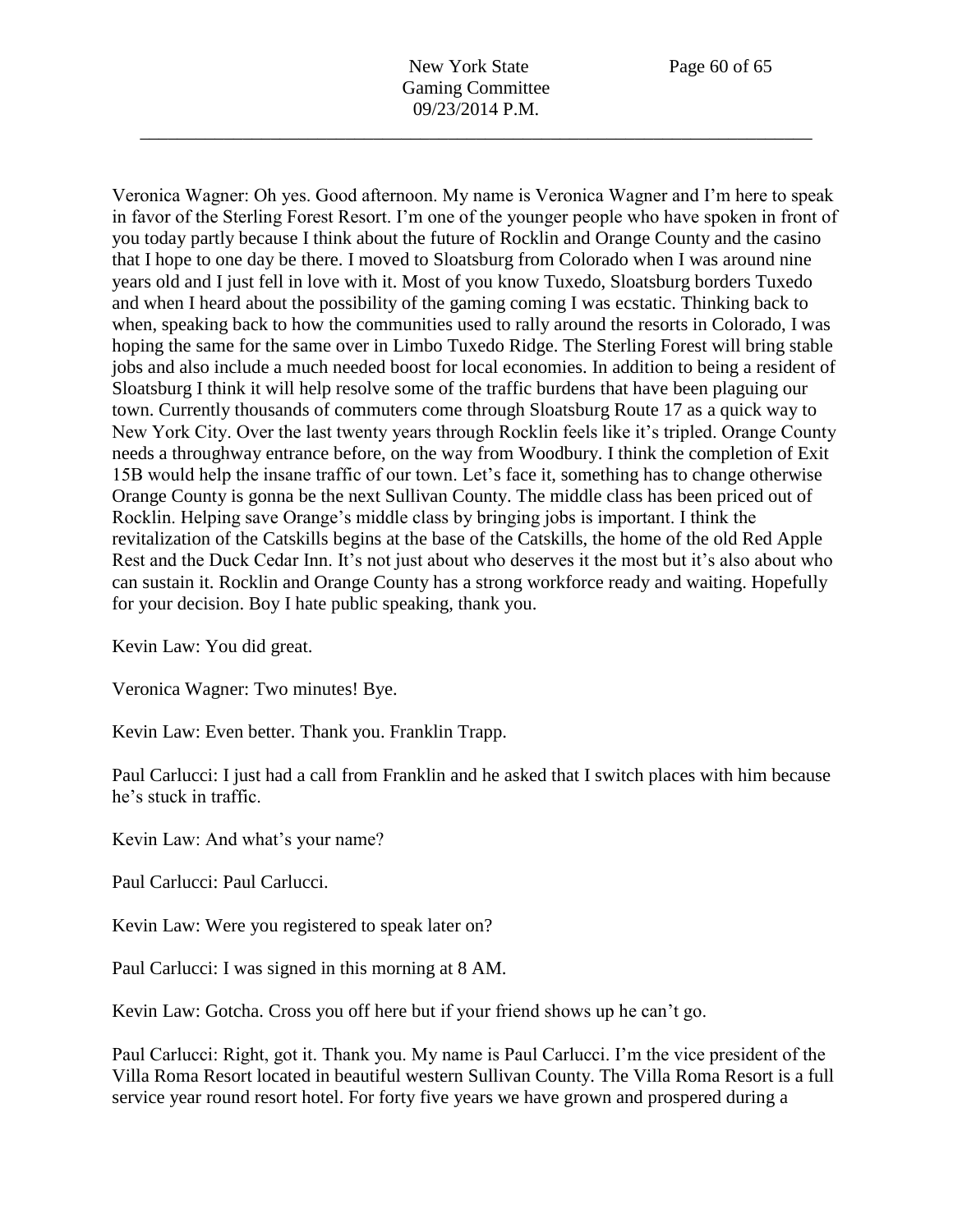Veronica Wagner: Oh yes. Good afternoon. My name is Veronica Wagner and I'm here to speak in favor of the Sterling Forest Resort. I'm one of the younger people who have spoken in front of you today partly because I think about the future of Rocklin and Orange County and the casino that I hope to one day be there. I moved to Sloatsburg from Colorado when I was around nine years old and I just fell in love with it. Most of you know Tuxedo, Sloatsburg borders Tuxedo and when I heard about the possibility of the gaming coming I was ecstatic. Thinking back to when, speaking back to how the communities used to rally around the resorts in Colorado, I was hoping the same for the same over in Limbo Tuxedo Ridge. The Sterling Forest will bring stable jobs and also include a much needed boost for local economies. In addition to being a resident of Sloatsburg I think it will help resolve some of the traffic burdens that have been plaguing our town. Currently thousands of commuters come through Sloatsburg Route 17 as a quick way to New York City. Over the last twenty years through Rocklin feels like it's tripled. Orange County needs a throughway entrance before, on the way from Woodbury. I think the completion of Exit 15B would help the insane traffic of our town. Let's face it, something has to change otherwise Orange County is gonna be the next Sullivan County. The middle class has been priced out of Rocklin. Helping save Orange's middle class by bringing jobs is important. I think the revitalization of the Catskills begins at the base of the Catskills, the home of the old Red Apple Rest and the Duck Cedar Inn. It's not just about who deserves it the most but it's also about who can sustain it. Rocklin and Orange County has a strong workforce ready and waiting. Hopefully for your decision. Boy I hate public speaking, thank you.

Kevin Law: You did great.

Veronica Wagner: Two minutes! Bye.

Kevin Law: Even better. Thank you. Franklin Trapp.

Paul Carlucci: I just had a call from Franklin and he asked that I switch places with him because he's stuck in traffic.

Kevin Law: And what's your name?

Paul Carlucci: Paul Carlucci.

Kevin Law: Were you registered to speak later on?

Paul Carlucci: I was signed in this morning at 8 AM.

Kevin Law: Gotcha. Cross you off here but if your friend shows up he can't go.

Paul Carlucci: Right, got it. Thank you. My name is Paul Carlucci. I'm the vice president of the Villa Roma Resort located in beautiful western Sullivan County. The Villa Roma Resort is a full service year round resort hotel. For forty five years we have grown and prospered during a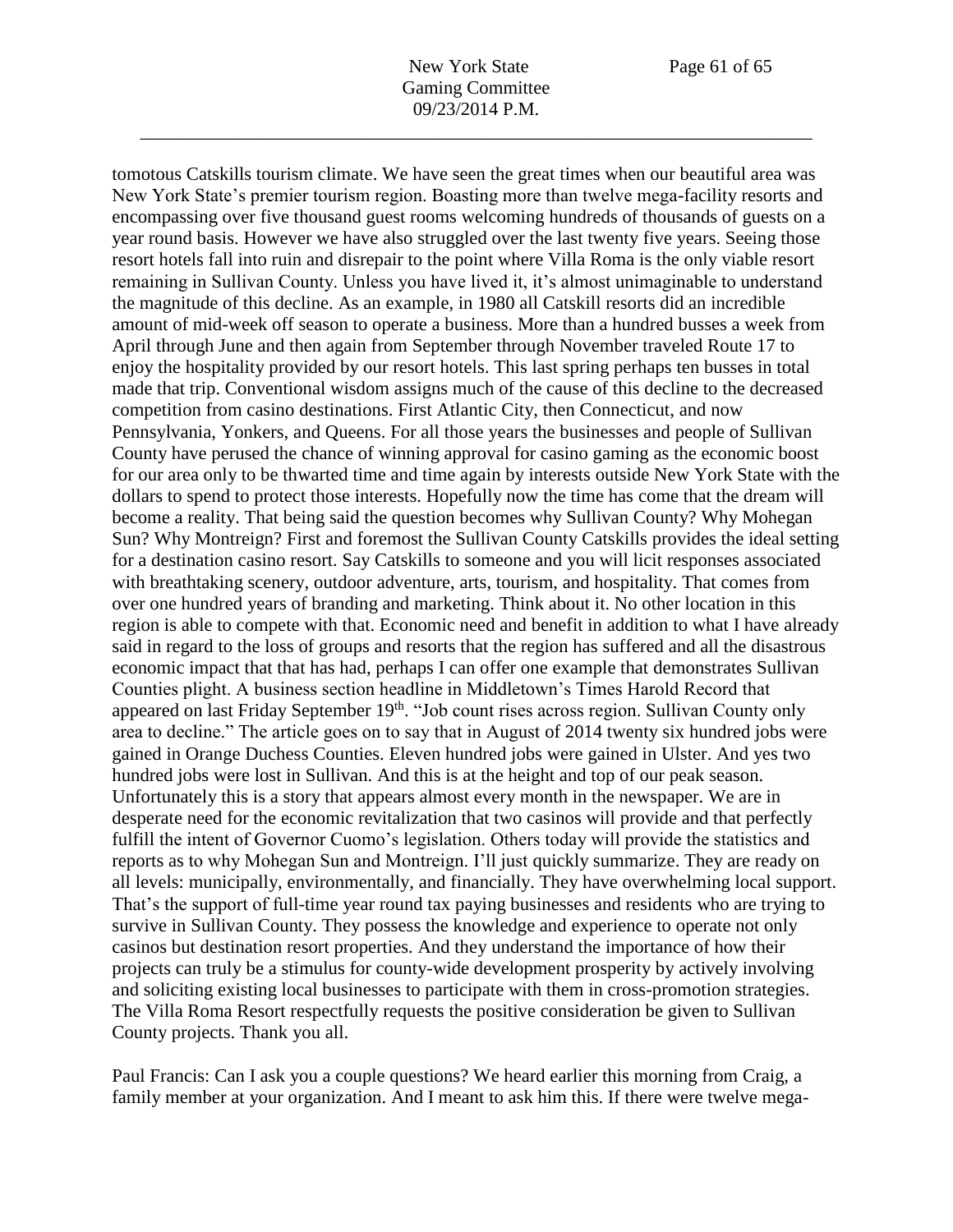tomotous Catskills tourism climate. We have seen the great times when our beautiful area was New York State's premier tourism region. Boasting more than twelve mega-facility resorts and encompassing over five thousand guest rooms welcoming hundreds of thousands of guests on a year round basis. However we have also struggled over the last twenty five years. Seeing those resort hotels fall into ruin and disrepair to the point where Villa Roma is the only viable resort remaining in Sullivan County. Unless you have lived it, it's almost unimaginable to understand the magnitude of this decline. As an example, in 1980 all Catskill resorts did an incredible amount of mid-week off season to operate a business. More than a hundred busses a week from April through June and then again from September through November traveled Route 17 to enjoy the hospitality provided by our resort hotels. This last spring perhaps ten busses in total made that trip. Conventional wisdom assigns much of the cause of this decline to the decreased competition from casino destinations. First Atlantic City, then Connecticut, and now Pennsylvania, Yonkers, and Queens. For all those years the businesses and people of Sullivan County have perused the chance of winning approval for casino gaming as the economic boost for our area only to be thwarted time and time again by interests outside New York State with the dollars to spend to protect those interests. Hopefully now the time has come that the dream will become a reality. That being said the question becomes why Sullivan County? Why Mohegan Sun? Why Montreign? First and foremost the Sullivan County Catskills provides the ideal setting for a destination casino resort. Say Catskills to someone and you will licit responses associated with breathtaking scenery, outdoor adventure, arts, tourism, and hospitality. That comes from over one hundred years of branding and marketing. Think about it. No other location in this region is able to compete with that. Economic need and benefit in addition to what I have already said in regard to the loss of groups and resorts that the region has suffered and all the disastrous economic impact that that has had, perhaps I can offer one example that demonstrates Sullivan Counties plight. A business section headline in Middletown's Times Harold Record that appeared on last Friday September 19th. "Job count rises across region. Sullivan County only area to decline." The article goes on to say that in August of 2014 twenty six hundred jobs were gained in Orange Duchess Counties. Eleven hundred jobs were gained in Ulster. And yes two hundred jobs were lost in Sullivan. And this is at the height and top of our peak season. Unfortunately this is a story that appears almost every month in the newspaper. We are in desperate need for the economic revitalization that two casinos will provide and that perfectly fulfill the intent of Governor Cuomo's legislation. Others today will provide the statistics and reports as to why Mohegan Sun and Montreign. I'll just quickly summarize. They are ready on all levels: municipally, environmentally, and financially. They have overwhelming local support. That's the support of full-time year round tax paying businesses and residents who are trying to survive in Sullivan County. They possess the knowledge and experience to operate not only casinos but destination resort properties. And they understand the importance of how their projects can truly be a stimulus for county-wide development prosperity by actively involving and soliciting existing local businesses to participate with them in cross-promotion strategies. The Villa Roma Resort respectfully requests the positive consideration be given to Sullivan County projects. Thank you all.

Paul Francis: Can I ask you a couple questions? We heard earlier this morning from Craig, a family member at your organization. And I meant to ask him this. If there were twelve mega-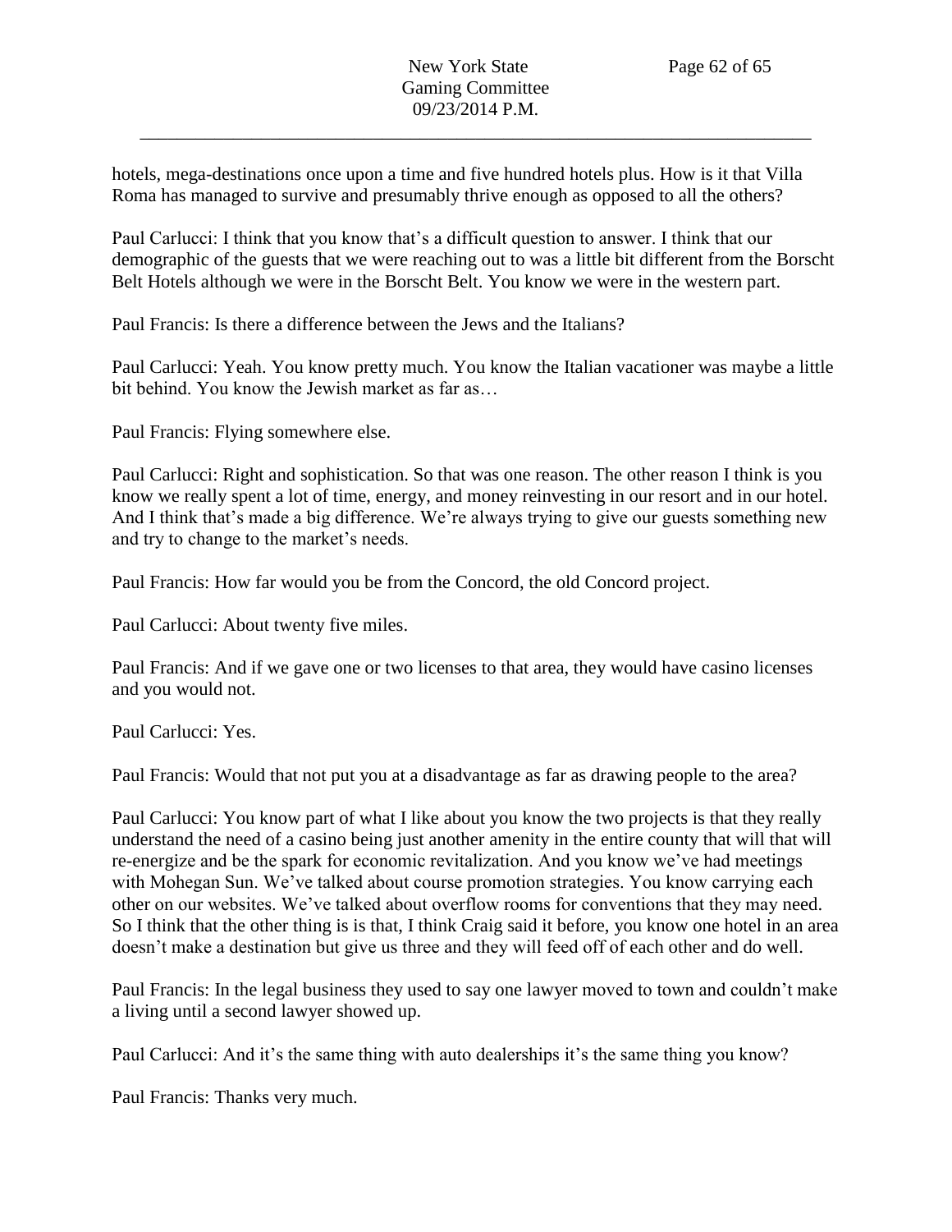hotels, mega-destinations once upon a time and five hundred hotels plus. How is it that Villa Roma has managed to survive and presumably thrive enough as opposed to all the others?

Paul Carlucci: I think that you know that's a difficult question to answer. I think that our demographic of the guests that we were reaching out to was a little bit different from the Borscht Belt Hotels although we were in the Borscht Belt. You know we were in the western part.

Paul Francis: Is there a difference between the Jews and the Italians?

Paul Carlucci: Yeah. You know pretty much. You know the Italian vacationer was maybe a little bit behind. You know the Jewish market as far as…

Paul Francis: Flying somewhere else.

Paul Carlucci: Right and sophistication. So that was one reason. The other reason I think is you know we really spent a lot of time, energy, and money reinvesting in our resort and in our hotel. And I think that's made a big difference. We're always trying to give our guests something new and try to change to the market's needs.

Paul Francis: How far would you be from the Concord, the old Concord project.

Paul Carlucci: About twenty five miles.

Paul Francis: And if we gave one or two licenses to that area, they would have casino licenses and you would not.

Paul Carlucci: Yes.

Paul Francis: Would that not put you at a disadvantage as far as drawing people to the area?

Paul Carlucci: You know part of what I like about you know the two projects is that they really understand the need of a casino being just another amenity in the entire county that will that will re-energize and be the spark for economic revitalization. And you know we've had meetings with Mohegan Sun. We've talked about course promotion strategies. You know carrying each other on our websites. We've talked about overflow rooms for conventions that they may need. So I think that the other thing is is that, I think Craig said it before, you know one hotel in an area doesn't make a destination but give us three and they will feed off of each other and do well.

Paul Francis: In the legal business they used to say one lawyer moved to town and couldn't make a living until a second lawyer showed up.

Paul Carlucci: And it's the same thing with auto dealerships it's the same thing you know?

Paul Francis: Thanks very much.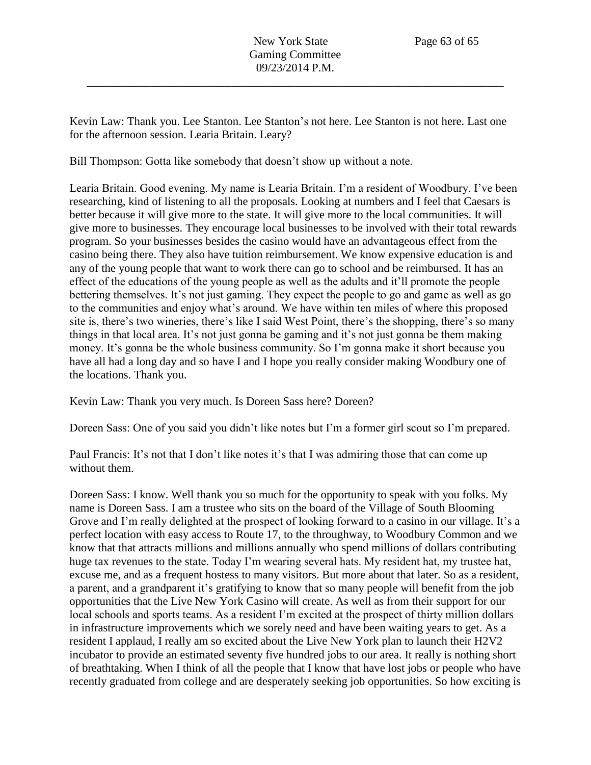Kevin Law: Thank you. Lee Stanton. Lee Stanton's not here. Lee Stanton is not here. Last one for the afternoon session. Learia Britain. Leary?

Bill Thompson: Gotta like somebody that doesn't show up without a note.

Learia Britain. Good evening. My name is Learia Britain. I'm a resident of Woodbury. I've been researching, kind of listening to all the proposals. Looking at numbers and I feel that Caesars is better because it will give more to the state. It will give more to the local communities. It will give more to businesses. They encourage local businesses to be involved with their total rewards program. So your businesses besides the casino would have an advantageous effect from the casino being there. They also have tuition reimbursement. We know expensive education is and any of the young people that want to work there can go to school and be reimbursed. It has an effect of the educations of the young people as well as the adults and it'll promote the people bettering themselves. It's not just gaming. They expect the people to go and game as well as go to the communities and enjoy what's around. We have within ten miles of where this proposed site is, there's two wineries, there's like I said West Point, there's the shopping, there's so many things in that local area. It's not just gonna be gaming and it's not just gonna be them making money. It's gonna be the whole business community. So I'm gonna make it short because you have all had a long day and so have I and I hope you really consider making Woodbury one of the locations. Thank you.

Kevin Law: Thank you very much. Is Doreen Sass here? Doreen?

Doreen Sass: One of you said you didn't like notes but I'm a former girl scout so I'm prepared.

Paul Francis: It's not that I don't like notes it's that I was admiring those that can come up without them.

Doreen Sass: I know. Well thank you so much for the opportunity to speak with you folks. My name is Doreen Sass. I am a trustee who sits on the board of the Village of South Blooming Grove and I'm really delighted at the prospect of looking forward to a casino in our village. It's a perfect location with easy access to Route 17, to the throughway, to Woodbury Common and we know that that attracts millions and millions annually who spend millions of dollars contributing huge tax revenues to the state. Today I'm wearing several hats. My resident hat, my trustee hat, excuse me, and as a frequent hostess to many visitors. But more about that later. So as a resident, a parent, and a grandparent it's gratifying to know that so many people will benefit from the job opportunities that the Live New York Casino will create. As well as from their support for our local schools and sports teams. As a resident I'm excited at the prospect of thirty million dollars in infrastructure improvements which we sorely need and have been waiting years to get. As a resident I applaud, I really am so excited about the Live New York plan to launch their H2V2 incubator to provide an estimated seventy five hundred jobs to our area. It really is nothing short of breathtaking. When I think of all the people that I know that have lost jobs or people who have recently graduated from college and are desperately seeking job opportunities. So how exciting is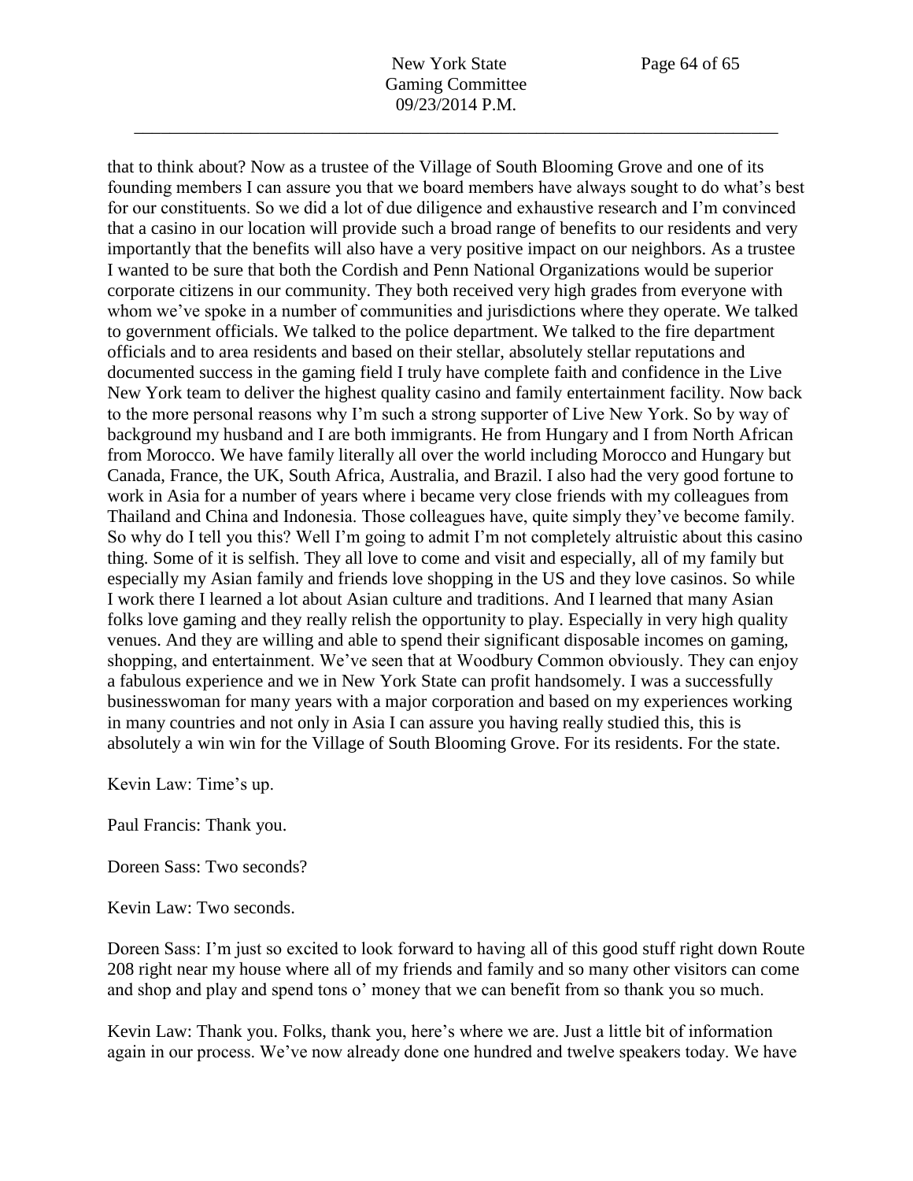that to think about? Now as a trustee of the Village of South Blooming Grove and one of its founding members I can assure you that we board members have always sought to do what's best for our constituents. So we did a lot of due diligence and exhaustive research and I'm convinced that a casino in our location will provide such a broad range of benefits to our residents and very importantly that the benefits will also have a very positive impact on our neighbors. As a trustee I wanted to be sure that both the Cordish and Penn National Organizations would be superior corporate citizens in our community. They both received very high grades from everyone with whom we've spoke in a number of communities and jurisdictions where they operate. We talked to government officials. We talked to the police department. We talked to the fire department officials and to area residents and based on their stellar, absolutely stellar reputations and documented success in the gaming field I truly have complete faith and confidence in the Live New York team to deliver the highest quality casino and family entertainment facility. Now back to the more personal reasons why I'm such a strong supporter of Live New York. So by way of background my husband and I are both immigrants. He from Hungary and I from North African from Morocco. We have family literally all over the world including Morocco and Hungary but Canada, France, the UK, South Africa, Australia, and Brazil. I also had the very good fortune to work in Asia for a number of years where i became very close friends with my colleagues from Thailand and China and Indonesia. Those colleagues have, quite simply they've become family. So why do I tell you this? Well I'm going to admit I'm not completely altruistic about this casino thing. Some of it is selfish. They all love to come and visit and especially, all of my family but especially my Asian family and friends love shopping in the US and they love casinos. So while I work there I learned a lot about Asian culture and traditions. And I learned that many Asian folks love gaming and they really relish the opportunity to play. Especially in very high quality venues. And they are willing and able to spend their significant disposable incomes on gaming, shopping, and entertainment. We've seen that at Woodbury Common obviously. They can enjoy a fabulous experience and we in New York State can profit handsomely. I was a successfully businesswoman for many years with a major corporation and based on my experiences working in many countries and not only in Asia I can assure you having really studied this, this is absolutely a win win for the Village of South Blooming Grove. For its residents. For the state.

Kevin Law: Time's up.

Paul Francis: Thank you.

Doreen Sass: Two seconds?

Kevin Law: Two seconds.

Doreen Sass: I'm just so excited to look forward to having all of this good stuff right down Route 208 right near my house where all of my friends and family and so many other visitors can come and shop and play and spend tons o' money that we can benefit from so thank you so much.

Kevin Law: Thank you. Folks, thank you, here's where we are. Just a little bit of information again in our process. We've now already done one hundred and twelve speakers today. We have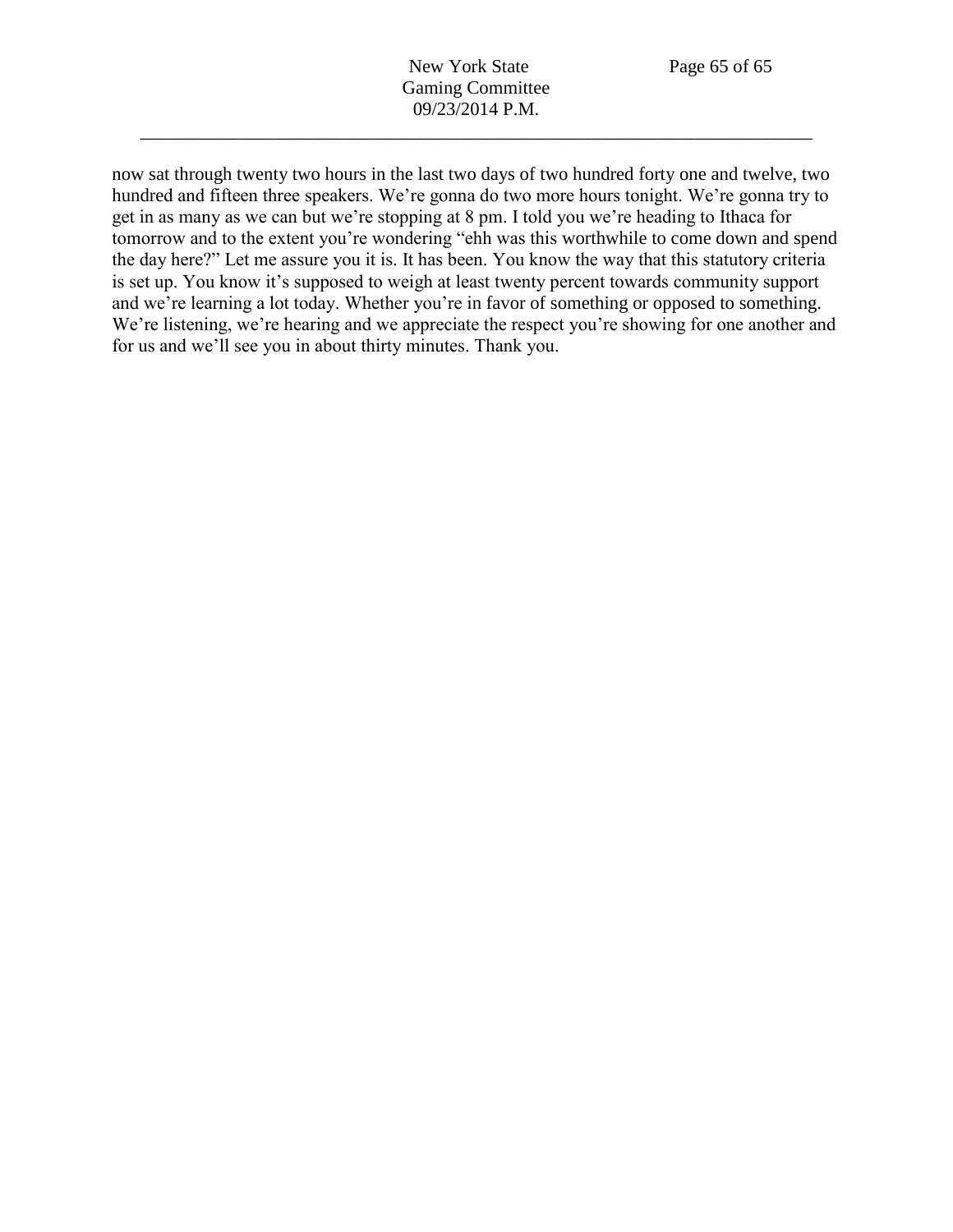now sat through twenty two hours in the last two days of two hundred forty one and twelve, two hundred and fifteen three speakers. We're gonna do two more hours tonight. We're gonna try to get in as many as we can but we're stopping at 8 pm. I told you we're heading to Ithaca for tomorrow and to the extent you're wondering "ehh was this worthwhile to come down and spend the day here?" Let me assure you it is. It has been. You know the way that this statutory criteria is set up. You know it's supposed to weigh at least twenty percent towards community support and we're learning a lot today. Whether you're in favor of something or opposed to something. We're listening, we're hearing and we appreciate the respect you're showing for one another and for us and we'll see you in about thirty minutes. Thank you.